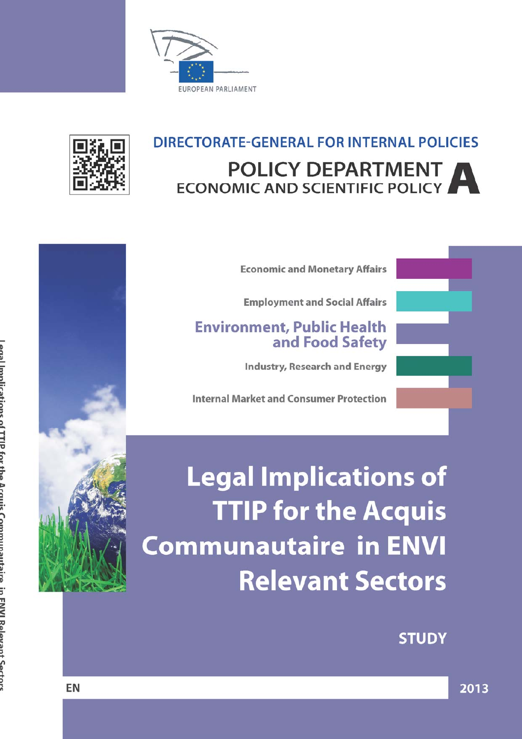EUROPEAN PARLIAMENT

DIRECTORATE-GENERAL FOR INTERNAL POLICIES

POLICY DEPARTMENT A
ECONOMIC AND SCIENTIFIC POLICY

Economic and Monetary Affairs

Employment and Social Affairs

**Environment, Public Health and Food Safety**

Industry, Research and Energy

Internal Market and Consumer Protection

# Legal Implications of TTIP for the Acquis Communautaire in ENVI Relevant Sectors

**STUDY**

EN

2013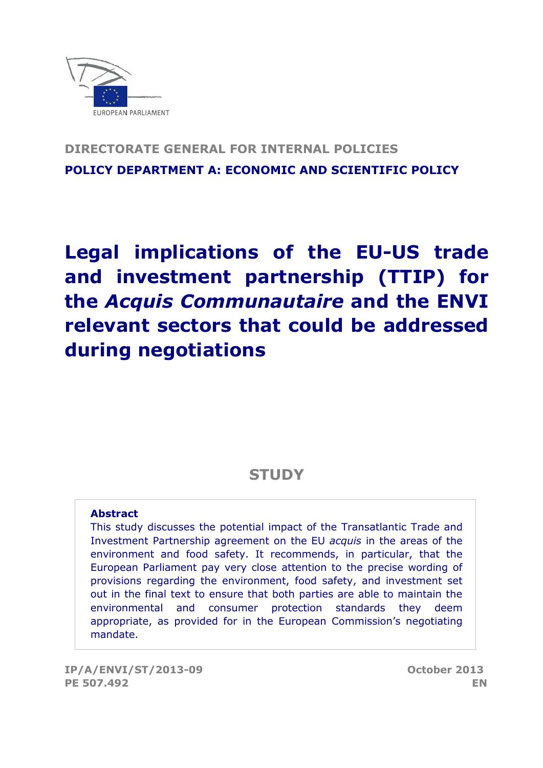EUROPEAN PARLIAMENT

**DIRECTORATE GENERAL FOR INTERNAL POLICIES**

**POLICY DEPARTMENT A: ECONOMIC AND SCIENTIFIC POLICY**

# Legal implications of the EU-US trade and investment partnership (TTIP) for the *Acquis Communautaire* and the ENVI relevant sectors that could be addressed during negotiations

## STUDY

**Abstract**

This study discusses the potential impact of the Transatlantic Trade and Investment Partnership agreement on the EU *acquis* in the areas of the environment and food safety. It recommends, in particular, that the European Parliament pay very close attention to the precise wording of provisions regarding the environment, food safety, and investment set out in the final text to ensure that both parties are able to maintain the environmental and consumer protection standards they deem appropriate, as provided for in the European Commission's negotiating mandate.

**IP/A/ENVI/ST/2013-09**
**PE 507.492**

**October 2013**
**EN**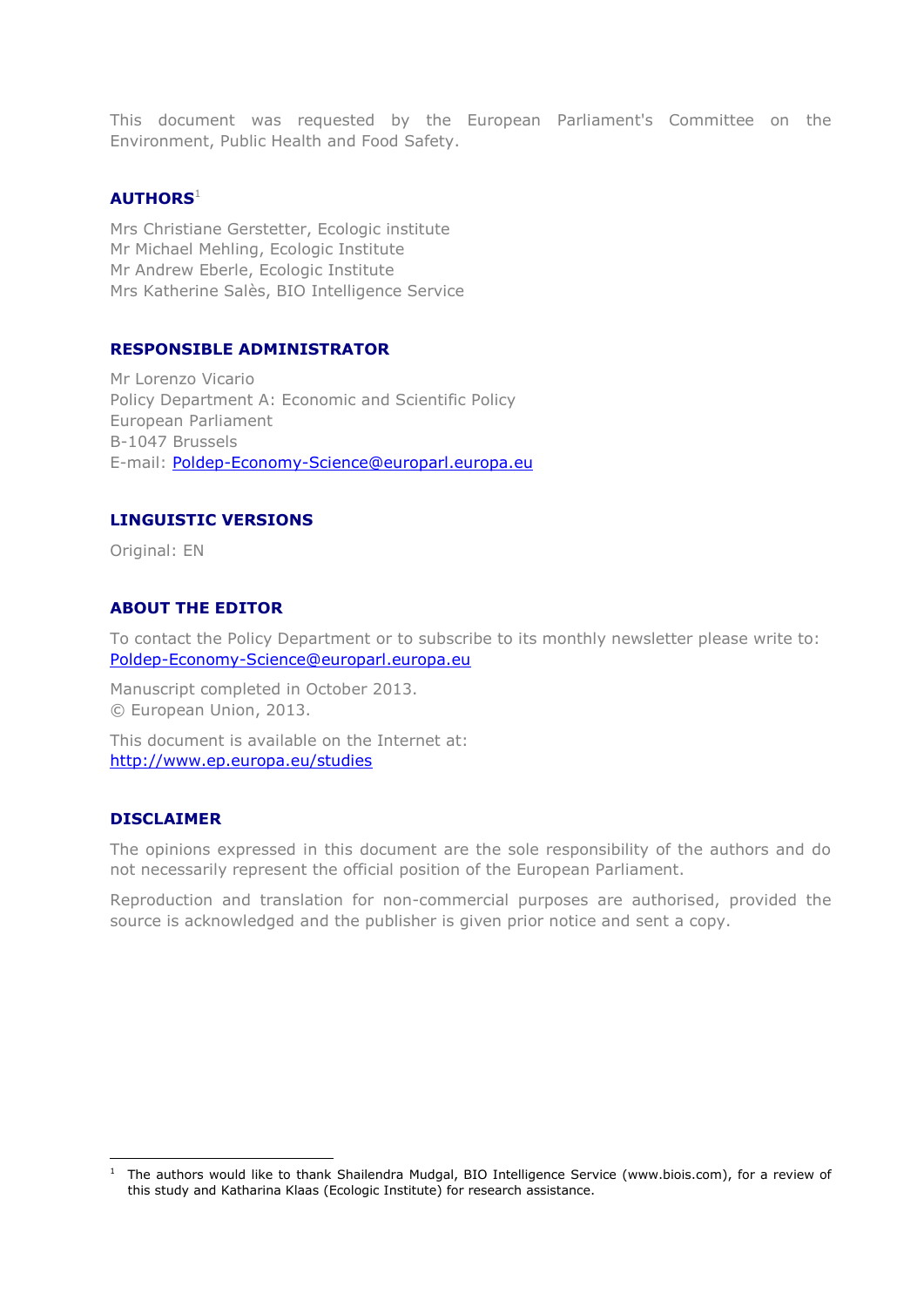This document was requested by the European Parliament's Committee on the Environment, Public Health and Food Safety.

**AUTHORS**[1]

Mrs Christiane Gerstetter, Ecologic institute
Mr Michael Mehling, Ecologic Institute
Mr Andrew Eberle, Ecologic Institute
Mrs Katherine Salès, BIO Intelligence Service

**RESPONSIBLE ADMINISTRATOR**

Mr Lorenzo Vicario
Policy Department A: Economic and Scientific Policy
European Parliament
B-1047 Brussels
E-mail: Poldep-Economy-Science@europarl.europa.eu

**LINGUISTIC VERSIONS**

Original: EN

**ABOUT THE EDITOR**

To contact the Policy Department or to subscribe to its monthly newsletter please write to:
Poldep-Economy-Science@europarl.europa.eu

Manuscript completed in October 2013.
© European Union, 2013.

This document is available on the Internet at:
http://www.ep.europa.eu/studies

**DISCLAIMER**

The opinions expressed in this document are the sole responsibility of the authors and do not necessarily represent the official position of the European Parliament.

Reproduction and translation for non-commercial purposes are authorised, provided the source is acknowledged and the publisher is given prior notice and sent a copy.

---

[1] The authors would like to thank Shailendra Mudgal, BIO Intelligence Service (www.biois.com), for a review of this study and Katharina Klaas (Ecologic Institute) for research assistance.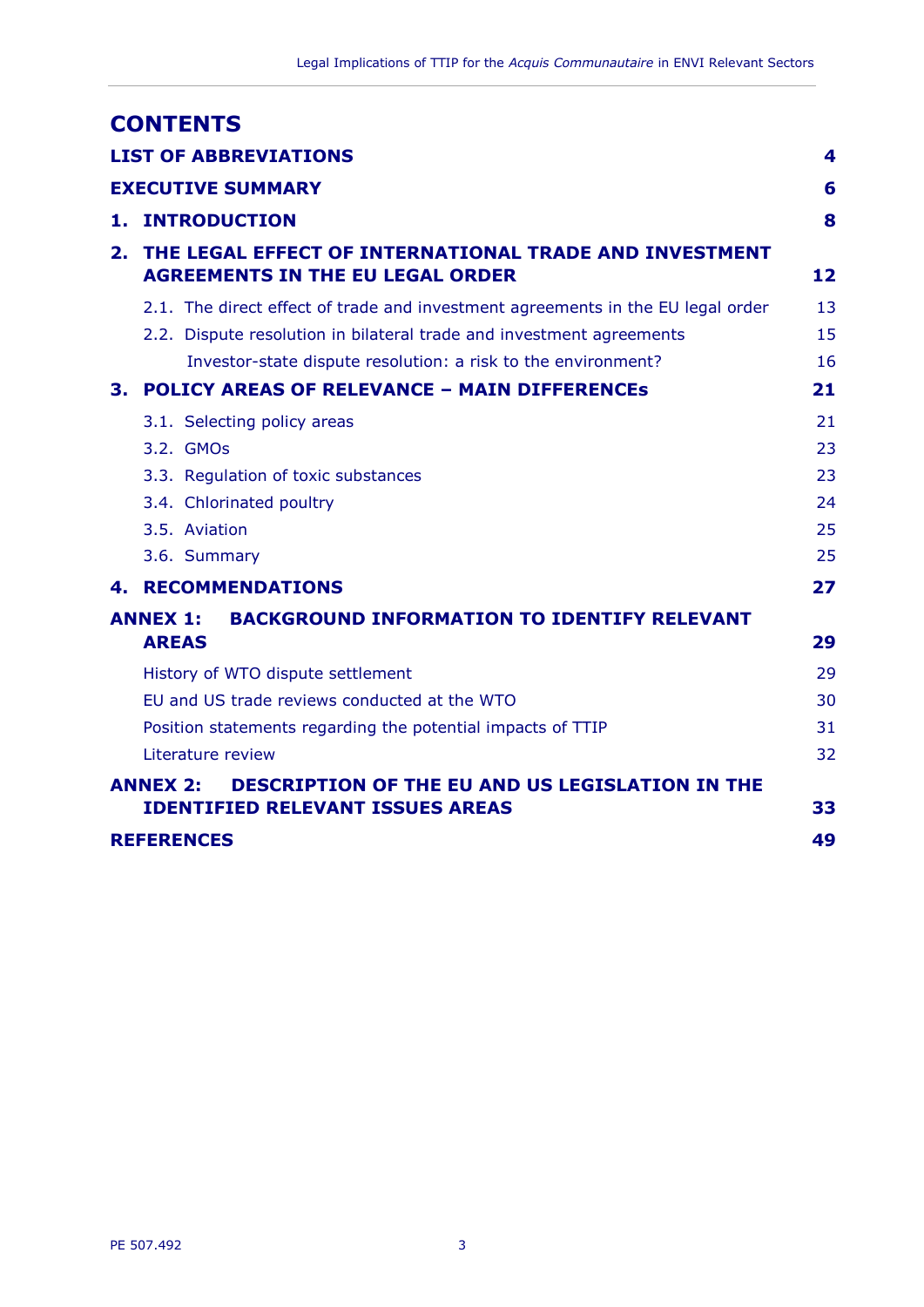# CONTENTS

| | |
|---|---|
| **LIST OF ABBREVIATIONS** | **4** |
| **EXECUTIVE SUMMARY** | **6** |
| **1. INTRODUCTION** | **8** |
| **2. THE LEGAL EFFECT OF INTERNATIONAL TRADE AND INVESTMENT AGREEMENTS IN THE EU LEGAL ORDER** | **12** |
| 2.1. The direct effect of trade and investment agreements in the EU legal order | 13 |
| 2.2. Dispute resolution in bilateral trade and investment agreements | 15 |
| Investor-state dispute resolution: a risk to the environment? | 16 |
| **3. POLICY AREAS OF RELEVANCE – MAIN DIFFERENCEs** | **21** |
| 3.1. Selecting policy areas | 21 |
| 3.2. GMOs | 23 |
| 3.3. Regulation of toxic substances | 23 |
| 3.4. Chlorinated poultry | 24 |
| 3.5. Aviation | 25 |
| 3.6. Summary | 25 |
| **4. RECOMMENDATIONS** | **27** |
| **ANNEX 1: BACKGROUND INFORMATION TO IDENTIFY RELEVANT AREAS** | **29** |
| History of WTO dispute settlement | 29 |
| EU and US trade reviews conducted at the WTO | 30 |
| Position statements regarding the potential impacts of TTIP | 31 |
| Literature review | 32 |
| **ANNEX 2: DESCRIPTION OF THE EU AND US LEGISLATION IN THE IDENTIFIED RELEVANT ISSUES AREAS** | **33** |
| **REFERENCES** | **49** |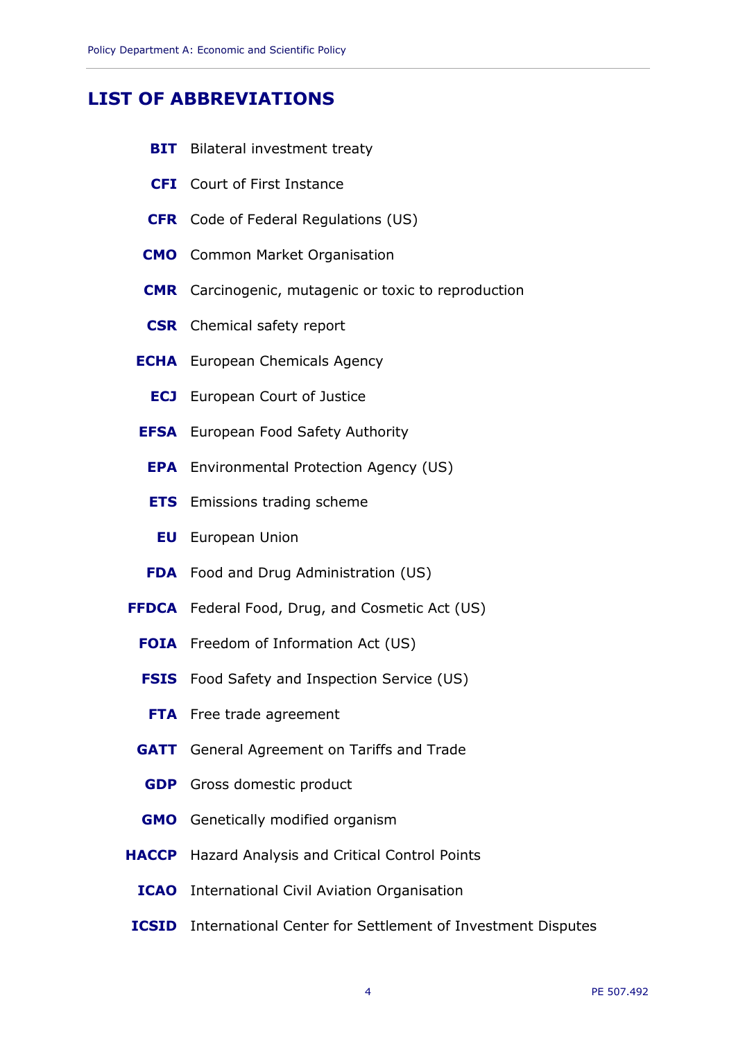## LIST OF ABBREVIATIONS

| | |
|---|---|
| **BIT** | Bilateral investment treaty |
| **CFI** | Court of First Instance |
| **CFR** | Code of Federal Regulations (US) |
| **CMO** | Common Market Organisation |
| **CMR** | Carcinogenic, mutagenic or toxic to reproduction |
| **CSR** | Chemical safety report |
| **ECHA** | European Chemicals Agency |
| **ECJ** | European Court of Justice |
| **EFSA** | European Food Safety Authority |
| **EPA** | Environmental Protection Agency (US) |
| **ETS** | Emissions trading scheme |
| **EU** | European Union |
| **FDA** | Food and Drug Administration (US) |
| **FFDCA** | Federal Food, Drug, and Cosmetic Act (US) |
| **FOIA** | Freedom of Information Act (US) |
| **FSIS** | Food Safety and Inspection Service (US) |
| **FTA** | Free trade agreement |
| **GATT** | General Agreement on Tariffs and Trade |
| **GDP** | Gross domestic product |
| **GMO** | Genetically modified organism |
| **HACCP** | Hazard Analysis and Critical Control Points |
| **ICAO** | International Civil Aviation Organisation |
| **ICSID** | International Center for Settlement of Investment Disputes |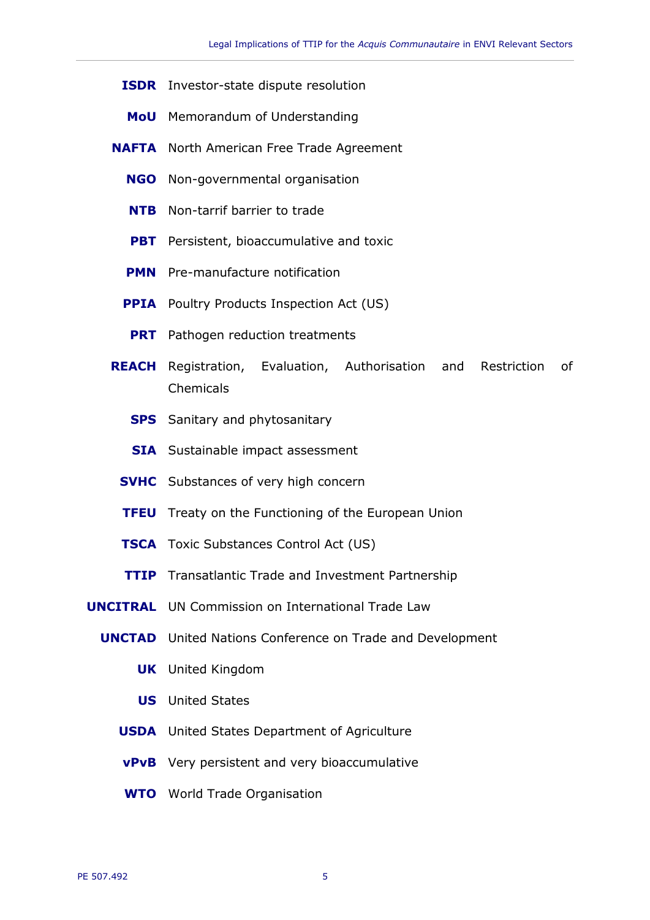**ISDR** Investor-state dispute resolution

**MoU** Memorandum of Understanding

**NAFTA** North American Free Trade Agreement

**NGO** Non-governmental organisation

**NTB** Non-tarrif barrier to trade

**PBT** Persistent, bioaccumulative and toxic

**PMN** Pre-manufacture notification

**PPIA** Poultry Products Inspection Act (US)

**PRT** Pathogen reduction treatments

**REACH** Registration, Evaluation, Authorisation and Restriction of Chemicals

**SPS** Sanitary and phytosanitary

**SIA** Sustainable impact assessment

**SVHC** Substances of very high concern

**TFEU** Treaty on the Functioning of the European Union

**TSCA** Toxic Substances Control Act (US)

**TTIP** Transatlantic Trade and Investment Partnership

**UNCITRAL** UN Commission on International Trade Law

**UNCTAD** United Nations Conference on Trade and Development

**UK** United Kingdom

**US** United States

**USDA** United States Department of Agriculture

**vPvB** Very persistent and very bioaccumulative

**WTO** World Trade Organisation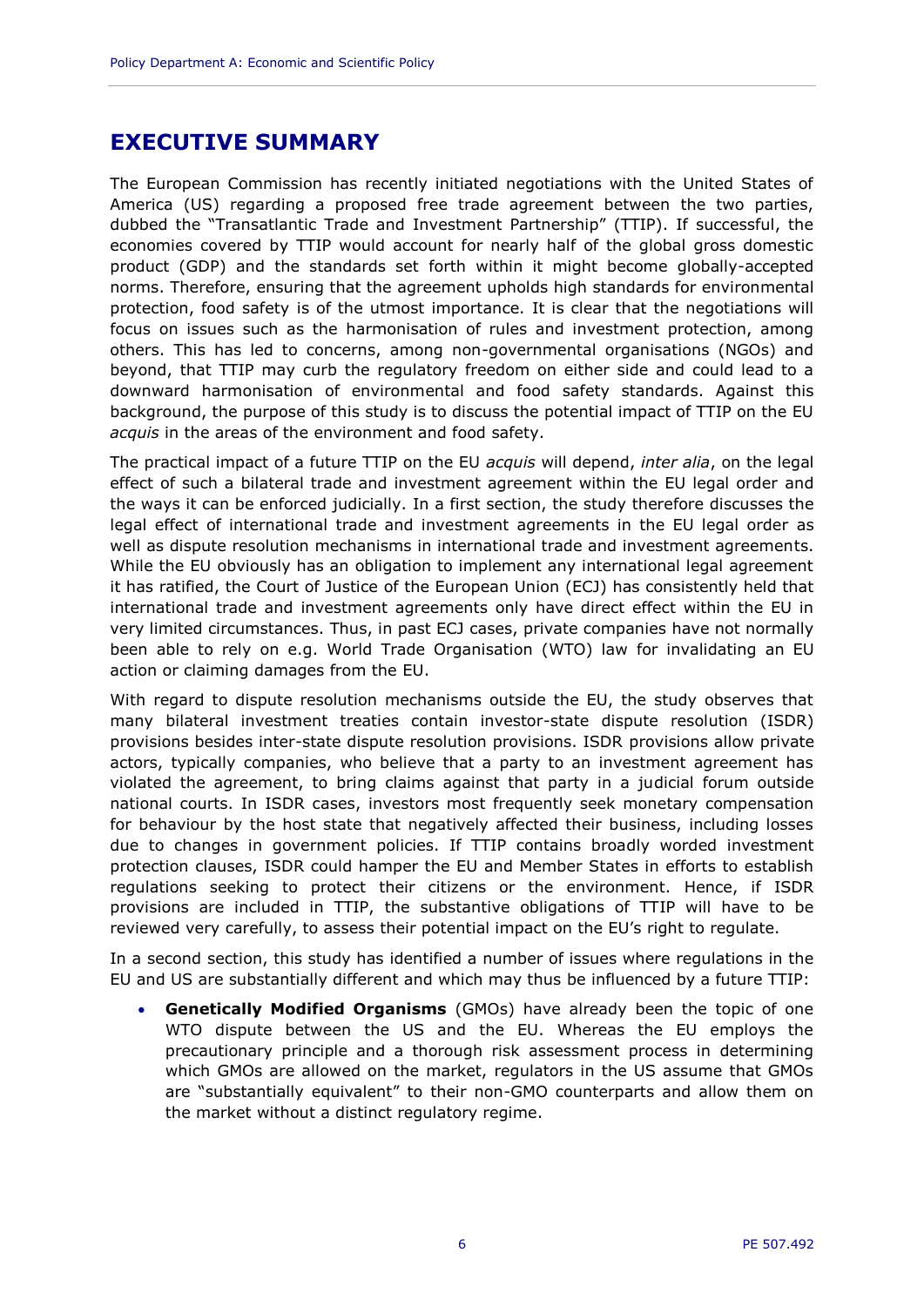# EXECUTIVE SUMMARY

The European Commission has recently initiated negotiations with the United States of America (US) regarding a proposed free trade agreement between the two parties, dubbed the "Transatlantic Trade and Investment Partnership" (TTIP). If successful, the economies covered by TTIP would account for nearly half of the global gross domestic product (GDP) and the standards set forth within it might become globally-accepted norms. Therefore, ensuring that the agreement upholds high standards for environmental protection, food safety is of the utmost importance. It is clear that the negotiations will focus on issues such as the harmonisation of rules and investment protection, among others. This has led to concerns, among non-governmental organisations (NGOs) and beyond, that TTIP may curb the regulatory freedom on either side and could lead to a downward harmonisation of environmental and food safety standards. Against this background, the purpose of this study is to discuss the potential impact of TTIP on the EU *acquis* in the areas of the environment and food safety.

The practical impact of a future TTIP on the EU *acquis* will depend, *inter alia*, on the legal effect of such a bilateral trade and investment agreement within the EU legal order and the ways it can be enforced judicially. In a first section, the study therefore discusses the legal effect of international trade and investment agreements in the EU legal order as well as dispute resolution mechanisms in international trade and investment agreements. While the EU obviously has an obligation to implement any international legal agreement it has ratified, the Court of Justice of the European Union (ECJ) has consistently held that international trade and investment agreements only have direct effect within the EU in very limited circumstances. Thus, in past ECJ cases, private companies have not normally been able to rely on e.g. World Trade Organisation (WTO) law for invalidating an EU action or claiming damages from the EU.

With regard to dispute resolution mechanisms outside the EU, the study observes that many bilateral investment treaties contain investor-state dispute resolution (ISDR) provisions besides inter-state dispute resolution provisions. ISDR provisions allow private actors, typically companies, who believe that a party to an investment agreement has violated the agreement, to bring claims against that party in a judicial forum outside national courts. In ISDR cases, investors most frequently seek monetary compensation for behaviour by the host state that negatively affected their business, including losses due to changes in government policies. If TTIP contains broadly worded investment protection clauses, ISDR could hamper the EU and Member States in efforts to establish regulations seeking to protect their citizens or the environment. Hence, if ISDR provisions are included in TTIP, the substantive obligations of TTIP will have to be reviewed very carefully, to assess their potential impact on the EU's right to regulate.

In a second section, this study has identified a number of issues where regulations in the EU and US are substantially different and which may thus be influenced by a future TTIP:

- **Genetically Modified Organisms** (GMOs) have already been the topic of one WTO dispute between the US and the EU. Whereas the EU employs the precautionary principle and a thorough risk assessment process in determining which GMOs are allowed on the market, regulators in the US assume that GMOs are "substantially equivalent" to their non-GMO counterparts and allow them on the market without a distinct regulatory regime.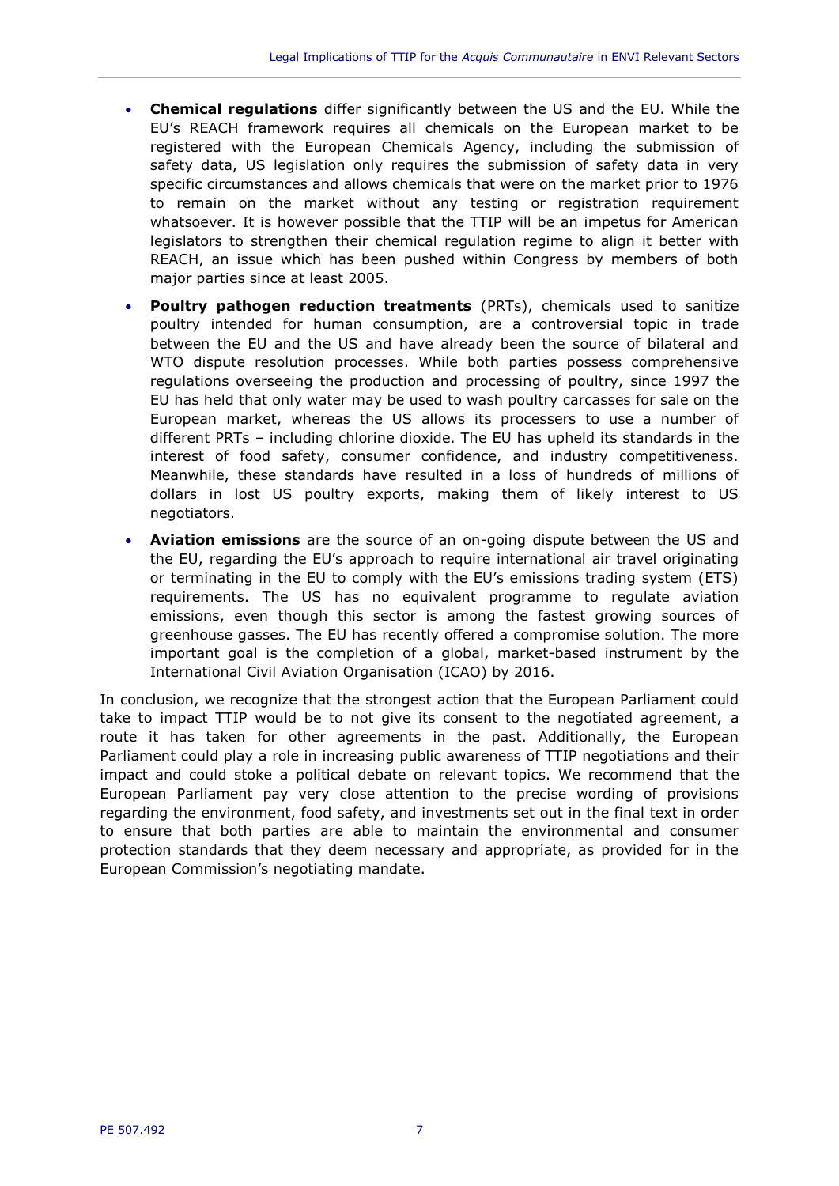- **Chemical regulations** differ significantly between the US and the EU. While the EU's REACH framework requires all chemicals on the European market to be registered with the European Chemicals Agency, including the submission of safety data, US legislation only requires the submission of safety data in very specific circumstances and allows chemicals that were on the market prior to 1976 to remain on the market without any testing or registration requirement whatsoever. It is however possible that the TTIP will be an impetus for American legislators to strengthen their chemical regulation regime to align it better with REACH, an issue which has been pushed within Congress by members of both major parties since at least 2005.
- **Poultry pathogen reduction treatments** (PRTs), chemicals used to sanitize poultry intended for human consumption, are a controversial topic in trade between the EU and the US and have already been the source of bilateral and WTO dispute resolution processes. While both parties possess comprehensive regulations overseeing the production and processing of poultry, since 1997 the EU has held that only water may be used to wash poultry carcasses for sale on the European market, whereas the US allows its processers to use a number of different PRTs – including chlorine dioxide. The EU has upheld its standards in the interest of food safety, consumer confidence, and industry competitiveness. Meanwhile, these standards have resulted in a loss of hundreds of millions of dollars in lost US poultry exports, making them of likely interest to US negotiators.
- **Aviation emissions** are the source of an on-going dispute between the US and the EU, regarding the EU's approach to require international air travel originating or terminating in the EU to comply with the EU's emissions trading system (ETS) requirements. The US has no equivalent programme to regulate aviation emissions, even though this sector is among the fastest growing sources of greenhouse gasses. The EU has recently offered a compromise solution. The more important goal is the completion of a global, market-based instrument by the International Civil Aviation Organisation (ICAO) by 2016.

In conclusion, we recognize that the strongest action that the European Parliament could take to impact TTIP would be to not give its consent to the negotiated agreement, a route it has taken for other agreements in the past. Additionally, the European Parliament could play a role in increasing public awareness of TTIP negotiations and their impact and could stoke a political debate on relevant topics. We recommend that the European Parliament pay very close attention to the precise wording of provisions regarding the environment, food safety, and investments set out in the final text in order to ensure that both parties are able to maintain the environmental and consumer protection standards that they deem necessary and appropriate, as provided for in the European Commission's negotiating mandate.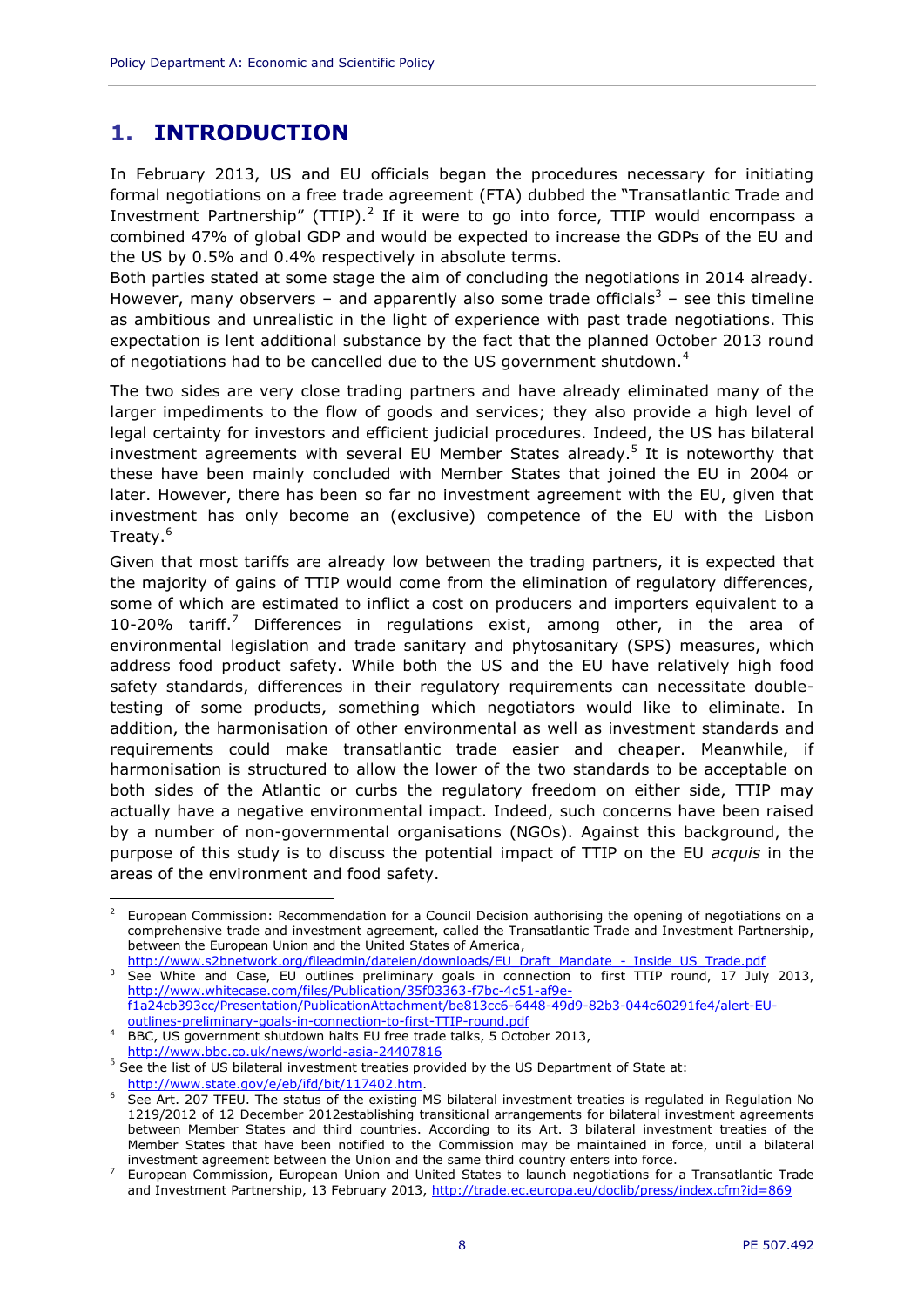# 1. INTRODUCTION

In February 2013, US and EU officials began the procedures necessary for initiating formal negotiations on a free trade agreement (FTA) dubbed the "Transatlantic Trade and Investment Partnership" (TTIP).[2] If it were to go into force, TTIP would encompass a combined 47% of global GDP and would be expected to increase the GDPs of the EU and the US by 0.5% and 0.4% respectively in absolute terms.

Both parties stated at some stage the aim of concluding the negotiations in 2014 already. However, many observers – and apparently also some trade officials[3] – see this timeline as ambitious and unrealistic in the light of experience with past trade negotiations. This expectation is lent additional substance by the fact that the planned October 2013 round of negotiations had to be cancelled due to the US government shutdown.[4]

The two sides are very close trading partners and have already eliminated many of the larger impediments to the flow of goods and services; they also provide a high level of legal certainty for investors and efficient judicial procedures. Indeed, the US has bilateral investment agreements with several EU Member States already.[5] It is noteworthy that these have been mainly concluded with Member States that joined the EU in 2004 or later. However, there has been so far no investment agreement with the EU, given that investment has only become an (exclusive) competence of the EU with the Lisbon Treaty.[6]

Given that most tariffs are already low between the trading partners, it is expected that the majority of gains of TTIP would come from the elimination of regulatory differences, some of which are estimated to inflict a cost on producers and importers equivalent to a 10-20% tariff.[7] Differences in regulations exist, among other, in the area of environmental legislation and trade sanitary and phytosanitary (SPS) measures, which address food product safety. While both the US and the EU have relatively high food safety standards, differences in their regulatory requirements can necessitate double-testing of some products, something which negotiators would like to eliminate. In addition, the harmonisation of other environmental as well as investment standards and requirements could make transatlantic trade easier and cheaper. Meanwhile, if harmonisation is structured to allow the lower of the two standards to be acceptable on both sides of the Atlantic or curbs the regulatory freedom on either side, TTIP may actually have a negative environmental impact. Indeed, such concerns have been raised by a number of non-governmental organisations (NGOs). Against this background, the purpose of this study is to discuss the potential impact of TTIP on the EU *acquis* in the areas of the environment and food safety.

---

[2] European Commission: Recommendation for a Council Decision authorising the opening of negotiations on a comprehensive trade and investment agreement, called the Transatlantic Trade and Investment Partnership, between the European Union and the United States of America, http://www.s2bnetwork.org/fileadmin/dateien/downloads/EU_Draft_Mandate_-_Inside_US_Trade.pdf

[3] See White and Case, EU outlines preliminary goals in connection to first TTIP round, 17 July 2013, http://www.whitecase.com/files/Publication/35f03363-f7bc-4c51-af9e-f1a24cb393cc/Presentation/PublicationAttachment/be813cc6-6448-49d9-82b3-044c60291fe4/alert-EU-outlines-preliminary-goals-in-connection-to-first-TTIP-round.pdf

[4] BBC, US government shutdown halts EU free trade talks, 5 October 2013, http://www.bbc.co.uk/news/world-asia-24407816

[5] See the list of US bilateral investment treaties provided by the US Department of State at: http://www.state.gov/e/eb/ifd/bit/117402.htm.

[6] See Art. 207 TFEU. The status of the existing MS bilateral investment treaties is regulated in Regulation No 1219/2012 of 12 December 2012establishing transitional arrangements for bilateral investment agreements between Member States and third countries. According to its Art. 3 bilateral investment treaties of the Member States that have been notified to the Commission may be maintained in force, until a bilateral investment agreement between the Union and the same third country enters into force.

[7] European Commission, European Union and United States to launch negotiations for a Transatlantic Trade and Investment Partnership, 13 February 2013, http://trade.ec.europa.eu/doclib/press/index.cfm?id=869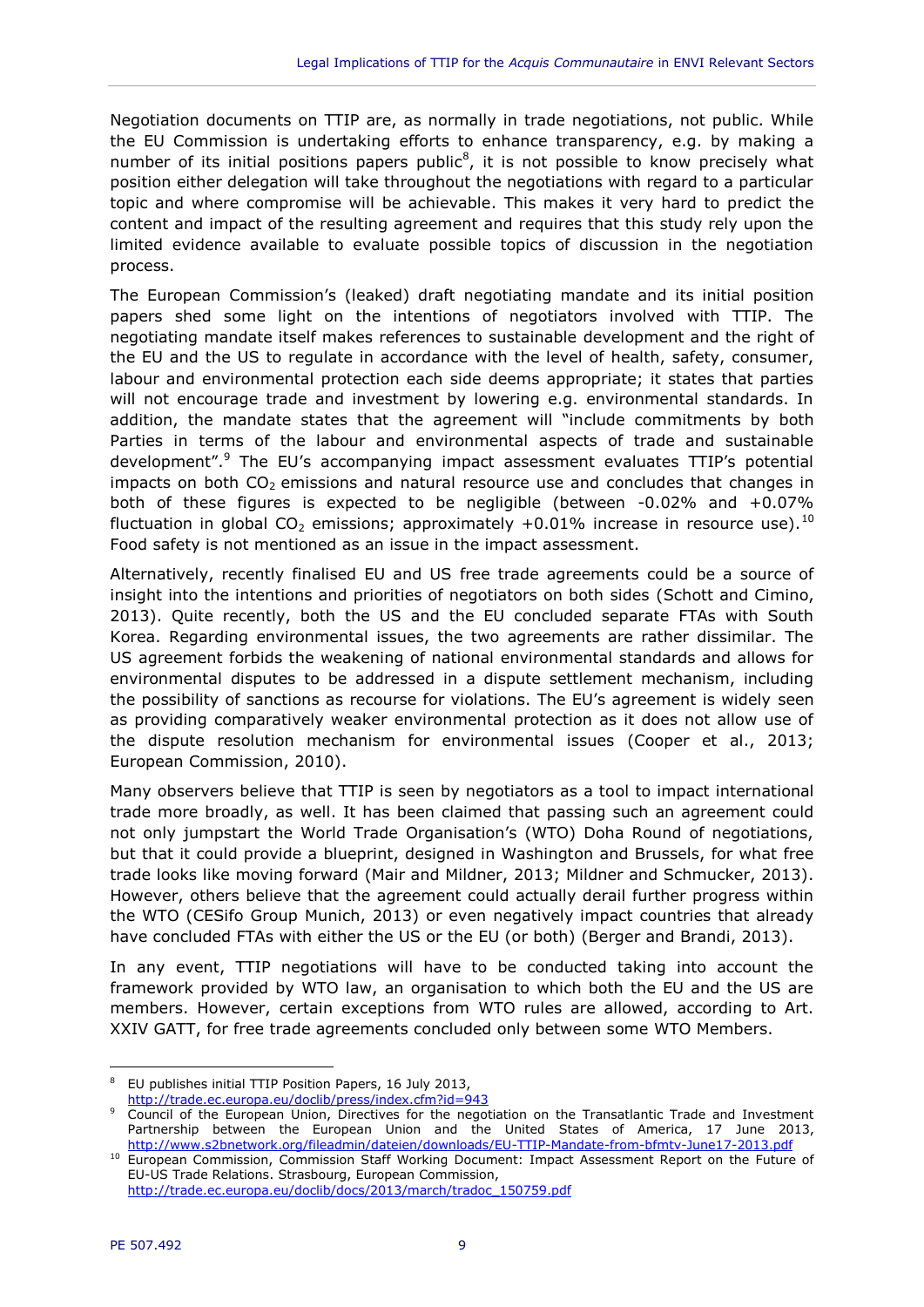Negotiation documents on TTIP are, as normally in trade negotiations, not public. While the EU Commission is undertaking efforts to enhance transparency, e.g. by making a number of its initial positions papers public[8], it is not possible to know precisely what position either delegation will take throughout the negotiations with regard to a particular topic and where compromise will be achievable. This makes it very hard to predict the content and impact of the resulting agreement and requires that this study rely upon the limited evidence available to evaluate possible topics of discussion in the negotiation process.

The European Commission's (leaked) draft negotiating mandate and its initial position papers shed some light on the intentions of negotiators involved with TTIP. The negotiating mandate itself makes references to sustainable development and the right of the EU and the US to regulate in accordance with the level of health, safety, consumer, labour and environmental protection each side deems appropriate; it states that parties will not encourage trade and investment by lowering e.g. environmental standards. In addition, the mandate states that the agreement will "include commitments by both Parties in terms of the labour and environmental aspects of trade and sustainable development".[9] The EU's accompanying impact assessment evaluates TTIP's potential impacts on both $CO_2$ emissions and natural resource use and concludes that changes in both of these figures is expected to be negligible (between -0.02% and +0.07% fluctuation in global $CO_2$ emissions; approximately +0.01% increase in resource use).[10] Food safety is not mentioned as an issue in the impact assessment.

Alternatively, recently finalised EU and US free trade agreements could be a source of insight into the intentions and priorities of negotiators on both sides (Schott and Cimino, 2013). Quite recently, both the US and the EU concluded separate FTAs with South Korea. Regarding environmental issues, the two agreements are rather dissimilar. The US agreement forbids the weakening of national environmental standards and allows for environmental disputes to be addressed in a dispute settlement mechanism, including the possibility of sanctions as recourse for violations. The EU's agreement is widely seen as providing comparatively weaker environmental protection as it does not allow use of the dispute resolution mechanism for environmental issues (Cooper et al., 2013; European Commission, 2010).

Many observers believe that TTIP is seen by negotiators as a tool to impact international trade more broadly, as well. It has been claimed that passing such an agreement could not only jumpstart the World Trade Organisation's (WTO) Doha Round of negotiations, but that it could provide a blueprint, designed in Washington and Brussels, for what free trade looks like moving forward (Mair and Mildner, 2013; Mildner and Schmucker, 2013). However, others believe that the agreement could actually derail further progress within the WTO (CESifo Group Munich, 2013) or even negatively impact countries that already have concluded FTAs with either the US or the EU (or both) (Berger and Brandi, 2013).

In any event, TTIP negotiations will have to be conducted taking into account the framework provided by WTO law, an organisation to which both the EU and the US are members. However, certain exceptions from WTO rules are allowed, according to Art. XXIV GATT, for free trade agreements concluded only between some WTO Members.

---

[8] EU publishes initial TTIP Position Papers, 16 July 2013, http://trade.ec.europa.eu/doclib/press/index.cfm?id=943

[9] Council of the European Union, Directives for the negotiation on the Transatlantic Trade and Investment Partnership between the European Union and the United States of America, 17 June 2013, http://www.s2bnetwork.org/fileadmin/dateien/downloads/EU-TTIP-Mandate-from-bfmtv-June17-2013.pdf

[10] European Commission, Commission Staff Working Document: Impact Assessment Report on the Future of EU-US Trade Relations. Strasbourg, European Commission, http://trade.ec.europa.eu/doclib/docs/2013/march/tradoc_150759.pdf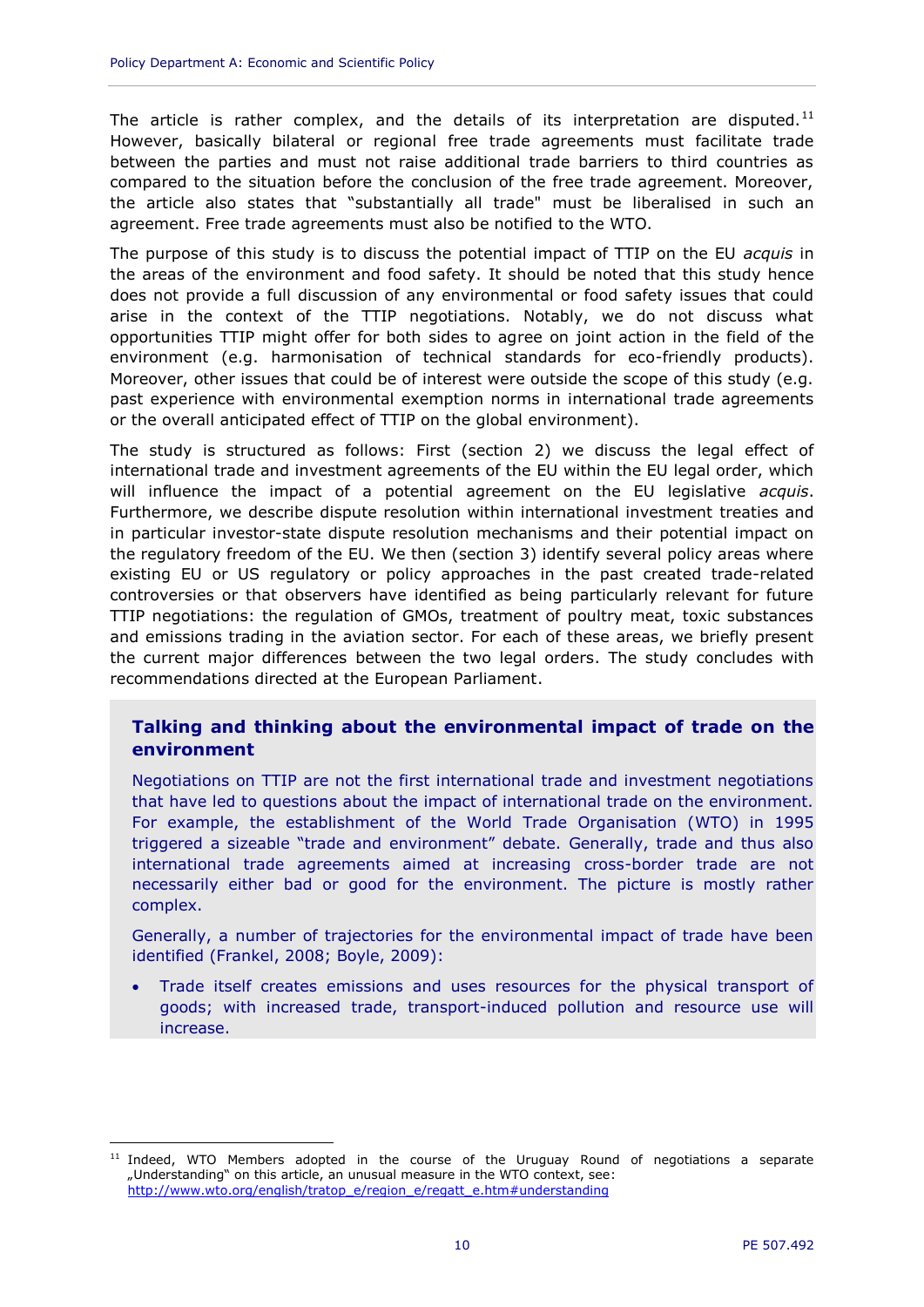The article is rather complex, and the details of its interpretation are disputed.[11] However, basically bilateral or regional free trade agreements must facilitate trade between the parties and must not raise additional trade barriers to third countries as compared to the situation before the conclusion of the free trade agreement. Moreover, the article also states that "substantially all trade" must be liberalised in such an agreement. Free trade agreements must also be notified to the WTO.

The purpose of this study is to discuss the potential impact of TTIP on the EU *acquis* in the areas of the environment and food safety. It should be noted that this study hence does not provide a full discussion of any environmental or food safety issues that could arise in the context of the TTIP negotiations. Notably, we do not discuss what opportunities TTIP might offer for both sides to agree on joint action in the field of the environment (e.g. harmonisation of technical standards for eco-friendly products). Moreover, other issues that could be of interest were outside the scope of this study (e.g. past experience with environmental exemption norms in international trade agreements or the overall anticipated effect of TTIP on the global environment).

The study is structured as follows: First (section 2) we discuss the legal effect of international trade and investment agreements of the EU within the EU legal order, which will influence the impact of a potential agreement on the EU legislative *acquis*. Furthermore, we describe dispute resolution within international investment treaties and in particular investor-state dispute resolution mechanisms and their potential impact on the regulatory freedom of the EU. We then (section 3) identify several policy areas where existing EU or US regulatory or policy approaches in the past created trade-related controversies or that observers have identified as being particularly relevant for future TTIP negotiations: the regulation of GMOs, treatment of poultry meat, toxic substances and emissions trading in the aviation sector. For each of these areas, we briefly present the current major differences between the two legal orders. The study concludes with recommendations directed at the European Parliament.

**Talking and thinking about the environmental impact of trade on the environment**

Negotiations on TTIP are not the first international trade and investment negotiations that have led to questions about the impact of international trade on the environment. For example, the establishment of the World Trade Organisation (WTO) in 1995 triggered a sizeable "trade and environment" debate. Generally, trade and thus also international trade agreements aimed at increasing cross-border trade are not necessarily either bad or good for the environment. The picture is mostly rather complex.

Generally, a number of trajectories for the environmental impact of trade have been identified (Frankel, 2008; Boyle, 2009):

- Trade itself creates emissions and uses resources for the physical transport of goods; with increased trade, transport-induced pollution and resource use will increase.

[11] Indeed, WTO Members adopted in the course of the Uruguay Round of negotiations a separate „Understanding" on this article, an unusual measure in the WTO context, see: http://www.wto.org/english/tratop_e/region_e/regatt_e.htm#understanding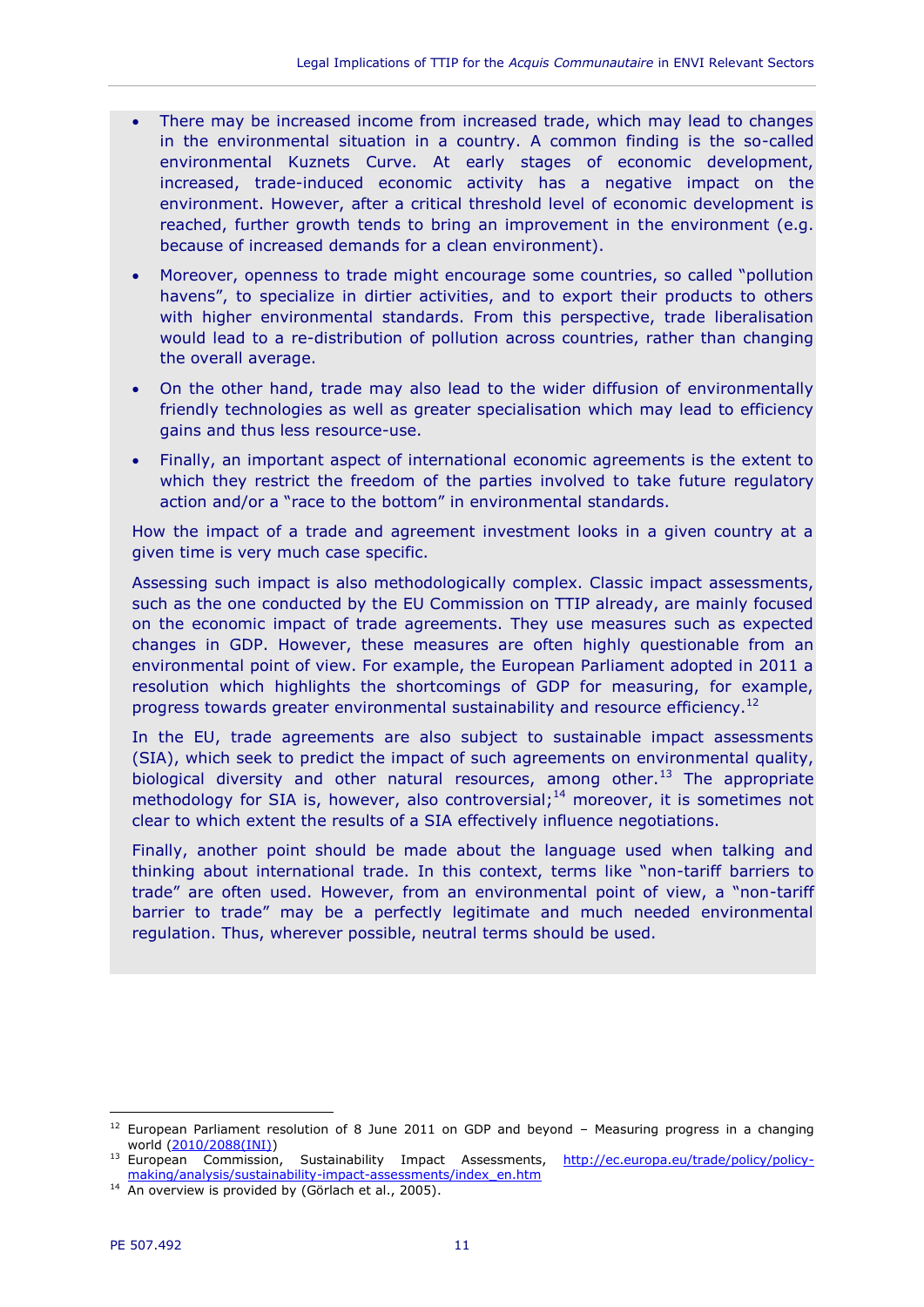- There may be increased income from increased trade, which may lead to changes in the environmental situation in a country. A common finding is the so-called environmental Kuznets Curve. At early stages of economic development, increased, trade-induced economic activity has a negative impact on the environment. However, after a critical threshold level of economic development is reached, further growth tends to bring an improvement in the environment (e.g. because of increased demands for a clean environment).
- Moreover, openness to trade might encourage some countries, so called "pollution havens", to specialize in dirtier activities, and to export their products to others with higher environmental standards. From this perspective, trade liberalisation would lead to a re-distribution of pollution across countries, rather than changing the overall average.
- On the other hand, trade may also lead to the wider diffusion of environmentally friendly technologies as well as greater specialisation which may lead to efficiency gains and thus less resource-use.
- Finally, an important aspect of international economic agreements is the extent to which they restrict the freedom of the parties involved to take future regulatory action and/or a "race to the bottom" in environmental standards.

How the impact of a trade and agreement investment looks in a given country at a given time is very much case specific.

Assessing such impact is also methodologically complex. Classic impact assessments, such as the one conducted by the EU Commission on TTIP already, are mainly focused on the economic impact of trade agreements. They use measures such as expected changes in GDP. However, these measures are often highly questionable from an environmental point of view. For example, the European Parliament adopted in 2011 a resolution which highlights the shortcomings of GDP for measuring, for example, progress towards greater environmental sustainability and resource efficiency.[12]

In the EU, trade agreements are also subject to sustainable impact assessments (SIA), which seek to predict the impact of such agreements on environmental quality, biological diversity and other natural resources, among other.[13] The appropriate methodology for SIA is, however, also controversial;[14] moreover, it is sometimes not clear to which extent the results of a SIA effectively influence negotiations.

Finally, another point should be made about the language used when talking and thinking about international trade. In this context, terms like "non-tariff barriers to trade" are often used. However, from an environmental point of view, a "non-tariff barrier to trade" may be a perfectly legitimate and much needed environmental regulation. Thus, wherever possible, neutral terms should be used.

---

[12] European Parliament resolution of 8 June 2011 on GDP and beyond – Measuring progress in a changing world (2010/2088(INI))

[13] European Commission, Sustainability Impact Assessments, http://ec.europa.eu/trade/policy/policy-making/analysis/sustainability-impact-assessments/index_en.htm

[14] An overview is provided by (Görlach et al., 2005).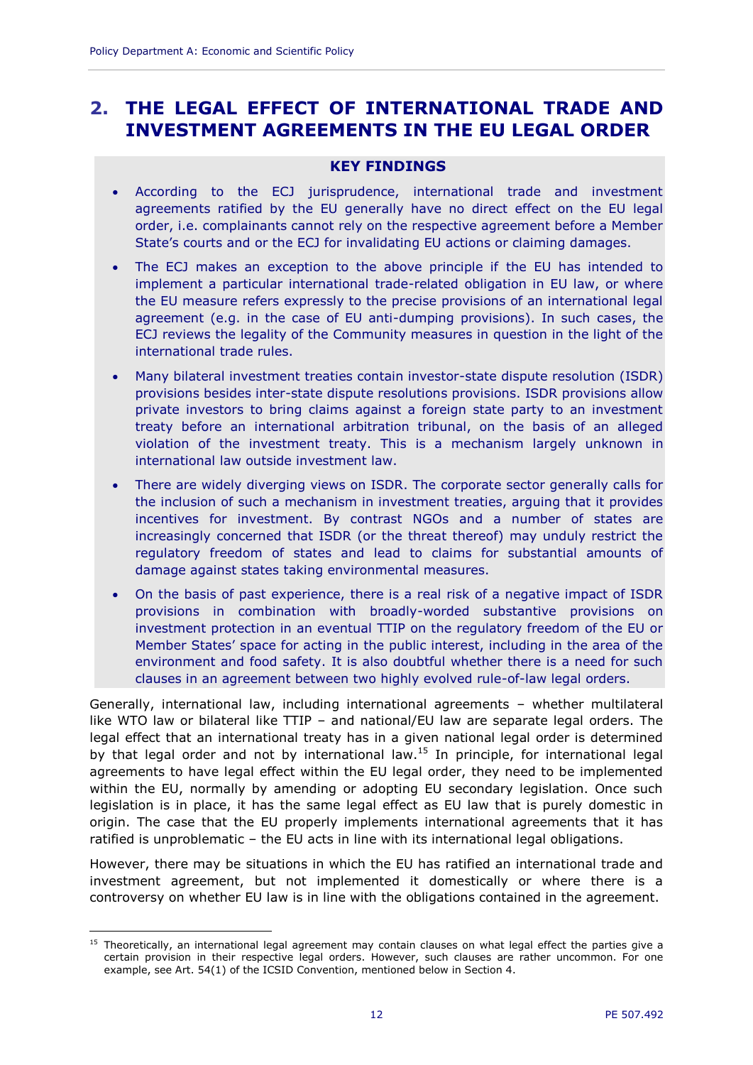# 2. THE LEGAL EFFECT OF INTERNATIONAL TRADE AND INVESTMENT AGREEMENTS IN THE EU LEGAL ORDER

**KEY FINDINGS**

- According to the ECJ jurisprudence, international trade and investment agreements ratified by the EU generally have no direct effect on the EU legal order, i.e. complainants cannot rely on the respective agreement before a Member State's courts and or the ECJ for invalidating EU actions or claiming damages.
- The ECJ makes an exception to the above principle if the EU has intended to implement a particular international trade-related obligation in EU law, or where the EU measure refers expressly to the precise provisions of an international legal agreement (e.g. in the case of EU anti-dumping provisions). In such cases, the ECJ reviews the legality of the Community measures in question in the light of the international trade rules.
- Many bilateral investment treaties contain investor-state dispute resolution (ISDR) provisions besides inter-state dispute resolutions provisions. ISDR provisions allow private investors to bring claims against a foreign state party to an investment treaty before an international arbitration tribunal, on the basis of an alleged violation of the investment treaty. This is a mechanism largely unknown in international law outside investment law.
- There are widely diverging views on ISDR. The corporate sector generally calls for the inclusion of such a mechanism in investment treaties, arguing that it provides incentives for investment. By contrast NGOs and a number of states are increasingly concerned that ISDR (or the threat thereof) may unduly restrict the regulatory freedom of states and lead to claims for substantial amounts of damage against states taking environmental measures.
- On the basis of past experience, there is a real risk of a negative impact of ISDR provisions in combination with broadly-worded substantive provisions on investment protection in an eventual TTIP on the regulatory freedom of the EU or Member States' space for acting in the public interest, including in the area of the environment and food safety. It is also doubtful whether there is a need for such clauses in an agreement between two highly evolved rule-of-law legal orders.

Generally, international law, including international agreements – whether multilateral like WTO law or bilateral like TTIP – and national/EU law are separate legal orders. The legal effect that an international treaty has in a given national legal order is determined by that legal order and not by international law.[15] In principle, for international legal agreements to have legal effect within the EU legal order, they need to be implemented within the EU, normally by amending or adopting EU secondary legislation. Once such legislation is in place, it has the same legal effect as EU law that is purely domestic in origin. The case that the EU properly implements international agreements that it has ratified is unproblematic – the EU acts in line with its international legal obligations.

However, there may be situations in which the EU has ratified an international trade and investment agreement, but not implemented it domestically or where there is a controversy on whether EU law is in line with the obligations contained in the agreement.

[15] Theoretically, an international legal agreement may contain clauses on what legal effect the parties give a certain provision in their respective legal orders. However, such clauses are rather uncommon. For one example, see Art. 54(1) of the ICSID Convention, mentioned below in Section 4.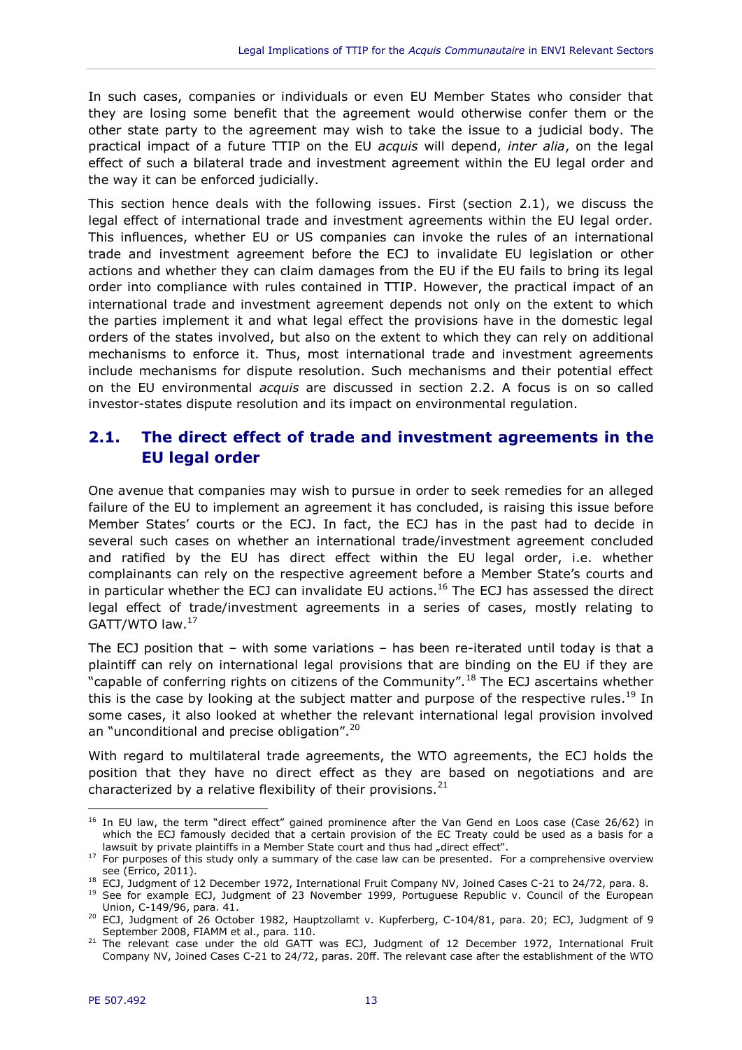In such cases, companies or individuals or even EU Member States who consider that they are losing some benefit that the agreement would otherwise confer them or the other state party to the agreement may wish to take the issue to a judicial body. The practical impact of a future TTIP on the EU *acquis* will depend, *inter alia*, on the legal effect of such a bilateral trade and investment agreement within the EU legal order and the way it can be enforced judicially.

This section hence deals with the following issues. First (section 2.1), we discuss the legal effect of international trade and investment agreements within the EU legal order. This influences, whether EU or US companies can invoke the rules of an international trade and investment agreement before the ECJ to invalidate EU legislation or other actions and whether they can claim damages from the EU if the EU fails to bring its legal order into compliance with rules contained in TTIP. However, the practical impact of an international trade and investment agreement depends not only on the extent to which the parties implement it and what legal effect the provisions have in the domestic legal orders of the states involved, but also on the extent to which they can rely on additional mechanisms to enforce it. Thus, most international trade and investment agreements include mechanisms for dispute resolution. Such mechanisms and their potential effect on the EU environmental *acquis* are discussed in section 2.2. A focus is on so called investor-states dispute resolution and its impact on environmental regulation.

## 2.1. The direct effect of trade and investment agreements in the EU legal order

One avenue that companies may wish to pursue in order to seek remedies for an alleged failure of the EU to implement an agreement it has concluded, is raising this issue before Member States' courts or the ECJ. In fact, the ECJ has in the past had to decide in several such cases on whether an international trade/investment agreement concluded and ratified by the EU has direct effect within the EU legal order, i.e. whether complainants can rely on the respective agreement before a Member State's courts and in particular whether the ECJ can invalidate EU actions.[16] The ECJ has assessed the direct legal effect of trade/investment agreements in a series of cases, mostly relating to GATT/WTO law.[17]

The ECJ position that – with some variations – has been re-iterated until today is that a plaintiff can rely on international legal provisions that are binding on the EU if they are "capable of conferring rights on citizens of the Community".[18] The ECJ ascertains whether this is the case by looking at the subject matter and purpose of the respective rules.[19] In some cases, it also looked at whether the relevant international legal provision involved an "unconditional and precise obligation".[20]

With regard to multilateral trade agreements, the WTO agreements, the ECJ holds the position that they have no direct effect as they are based on negotiations and are characterized by a relative flexibility of their provisions.[21]

---

[16] In EU law, the term "direct effect" gained prominence after the Van Gend en Loos case (Case 26/62) in which the ECJ famously decided that a certain provision of the EC Treaty could be used as a basis for a lawsuit by private plaintiffs in a Member State court and thus had „direct effect".

[17] For purposes of this study only a summary of the case law can be presented. For a comprehensive overview see (Errico, 2011).

[18] ECJ, Judgment of 12 December 1972, International Fruit Company NV, Joined Cases C-21 to 24/72, para. 8.

[19] See for example ECJ, Judgment of 23 November 1999, Portuguese Republic v. Council of the European Union, C-149/96, para. 41.

[20] ECJ, Judgment of 26 October 1982, Hauptzollamt v. Kupferberg, C-104/81, para. 20; ECJ, Judgment of 9 September 2008, FIAMM et al., para. 110.

[21] The relevant case under the old GATT was ECJ, Judgment of 12 December 1972, International Fruit Company NV, Joined Cases C-21 to 24/72, paras. 20ff. The relevant case after the establishment of the WTO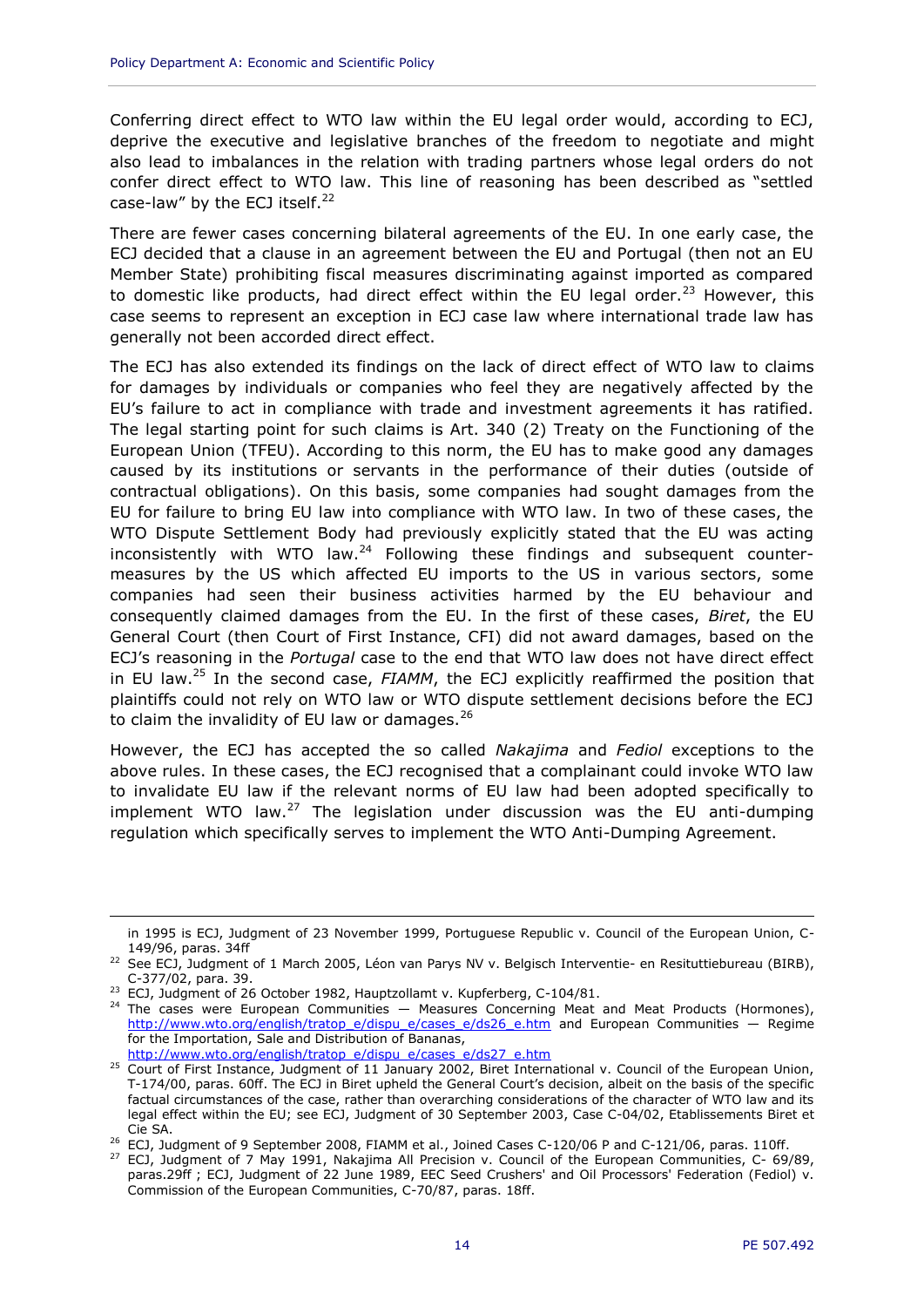Conferring direct effect to WTO law within the EU legal order would, according to ECJ, deprive the executive and legislative branches of the freedom to negotiate and might also lead to imbalances in the relation with trading partners whose legal orders do not confer direct effect to WTO law. This line of reasoning has been described as "settled case-law" by the ECJ itself.[22]

There are fewer cases concerning bilateral agreements of the EU. In one early case, the ECJ decided that a clause in an agreement between the EU and Portugal (then not an EU Member State) prohibiting fiscal measures discriminating against imported as compared to domestic like products, had direct effect within the EU legal order.[23] However, this case seems to represent an exception in ECJ case law where international trade law has generally not been accorded direct effect.

The ECJ has also extended its findings on the lack of direct effect of WTO law to claims for damages by individuals or companies who feel they are negatively affected by the EU's failure to act in compliance with trade and investment agreements it has ratified. The legal starting point for such claims is Art. 340 (2) Treaty on the Functioning of the European Union (TFEU). According to this norm, the EU has to make good any damages caused by its institutions or servants in the performance of their duties (outside of contractual obligations). On this basis, some companies had sought damages from the EU for failure to bring EU law into compliance with WTO law. In two of these cases, the WTO Dispute Settlement Body had previously explicitly stated that the EU was acting inconsistently with WTO law.[24] Following these findings and subsequent counter-measures by the US which affected EU imports to the US in various sectors, some companies had seen their business activities harmed by the EU behaviour and consequently claimed damages from the EU. In the first of these cases, *Biret*, the EU General Court (then Court of First Instance, CFI) did not award damages, based on the ECJ's reasoning in the *Portugal* case to the end that WTO law does not have direct effect in EU law.[25] In the second case, *FIAMM*, the ECJ explicitly reaffirmed the position that plaintiffs could not rely on WTO law or WTO dispute settlement decisions before the ECJ to claim the invalidity of EU law or damages.[26]

However, the ECJ has accepted the so called *Nakajima* and *Fediol* exceptions to the above rules. In these cases, the ECJ recognised that a complainant could invoke WTO law to invalidate EU law if the relevant norms of EU law had been adopted specifically to implement WTO law.[27] The legislation under discussion was the EU anti-dumping regulation which specifically serves to implement the WTO Anti-Dumping Agreement.

---

in 1995 is ECJ, Judgment of 23 November 1999, Portuguese Republic v. Council of the European Union, C-149/96, paras. 34ff

[22] See ECJ, Judgment of 1 March 2005, Léon van Parys NV v. Belgisch Interventie- en Resituttiebureau (BIRB), C-377/02, para. 39.

[23] ECJ, Judgment of 26 October 1982, Hauptzollamt v. Kupferberg, C-104/81.

[24] The cases were European Communities — Measures Concerning Meat and Meat Products (Hormones), http://www.wto.org/english/tratop_e/dispu_e/cases_e/ds26_e.htm and European Communities — Regime for the Importation, Sale and Distribution of Bananas, http://www.wto.org/english/tratop_e/dispu_e/cases_e/ds27_e.htm

[25] Court of First Instance, Judgment of 11 January 2002, Biret International v. Council of the European Union, T-174/00, paras. 60ff. The ECJ in Biret upheld the General Court's decision, albeit on the basis of the specific factual circumstances of the case, rather than overarching considerations of the character of WTO law and its legal effect within the EU; see ECJ, Judgment of 30 September 2003, Case C-04/02, Etablissements Biret et Cie SA.

[26] ECJ, Judgment of 9 September 2008, FIAMM et al., Joined Cases C-120/06 P and C-121/06, paras. 110ff.

[27] ECJ, Judgment of 7 May 1991, Nakajima All Precision v. Council of the European Communities, C- 69/89, paras.29ff ; ECJ, Judgment of 22 June 1989, EEC Seed Crushers' and Oil Processors' Federation (Fediol) v. Commission of the European Communities, C-70/87, paras. 18ff.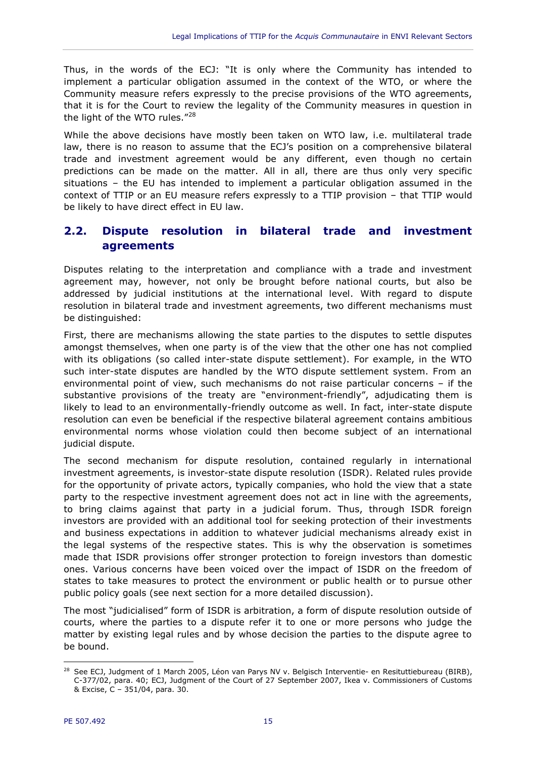Thus, in the words of the ECJ: "It is only where the Community has intended to implement a particular obligation assumed in the context of the WTO, or where the Community measure refers expressly to the precise provisions of the WTO agreements, that it is for the Court to review the legality of the Community measures in question in the light of the WTO rules."[28]

While the above decisions have mostly been taken on WTO law, i.e. multilateral trade law, there is no reason to assume that the ECJ's position on a comprehensive bilateral trade and investment agreement would be any different, even though no certain predictions can be made on the matter. All in all, there are thus only very specific situations – the EU has intended to implement a particular obligation assumed in the context of TTIP or an EU measure refers expressly to a TTIP provision – that TTIP would be likely to have direct effect in EU law.

## 2.2. Dispute resolution in bilateral trade and investment agreements

Disputes relating to the interpretation and compliance with a trade and investment agreement may, however, not only be brought before national courts, but also be addressed by judicial institutions at the international level. With regard to dispute resolution in bilateral trade and investment agreements, two different mechanisms must be distinguished:

First, there are mechanisms allowing the state parties to the disputes to settle disputes amongst themselves, when one party is of the view that the other one has not complied with its obligations (so called inter-state dispute settlement). For example, in the WTO such inter-state disputes are handled by the WTO dispute settlement system. From an environmental point of view, such mechanisms do not raise particular concerns – if the substantive provisions of the treaty are "environment-friendly", adjudicating them is likely to lead to an environmentally-friendly outcome as well. In fact, inter-state dispute resolution can even be beneficial if the respective bilateral agreement contains ambitious environmental norms whose violation could then become subject of an international judicial dispute.

The second mechanism for dispute resolution, contained regularly in international investment agreements, is investor-state dispute resolution (ISDR). Related rules provide for the opportunity of private actors, typically companies, who hold the view that a state party to the respective investment agreement does not act in line with the agreements, to bring claims against that party in a judicial forum. Thus, through ISDR foreign investors are provided with an additional tool for seeking protection of their investments and business expectations in addition to whatever judicial mechanisms already exist in the legal systems of the respective states. This is why the observation is sometimes made that ISDR provisions offer stronger protection to foreign investors than domestic ones. Various concerns have been voiced over the impact of ISDR on the freedom of states to take measures to protect the environment or public health or to pursue other public policy goals (see next section for a more detailed discussion).

The most "judicialised" form of ISDR is arbitration, a form of dispute resolution outside of courts, where the parties to a dispute refer it to one or more persons who judge the matter by existing legal rules and by whose decision the parties to the dispute agree to be bound.

---

[28] See ECJ, Judgment of 1 March 2005, Léon van Parys NV v. Belgisch Interventie- en Resituttiebureau (BIRB), C-377/02, para. 40; ECJ, Judgment of the Court of 27 September 2007, Ikea v. Commissioners of Customs & Excise, C – 351/04, para. 30.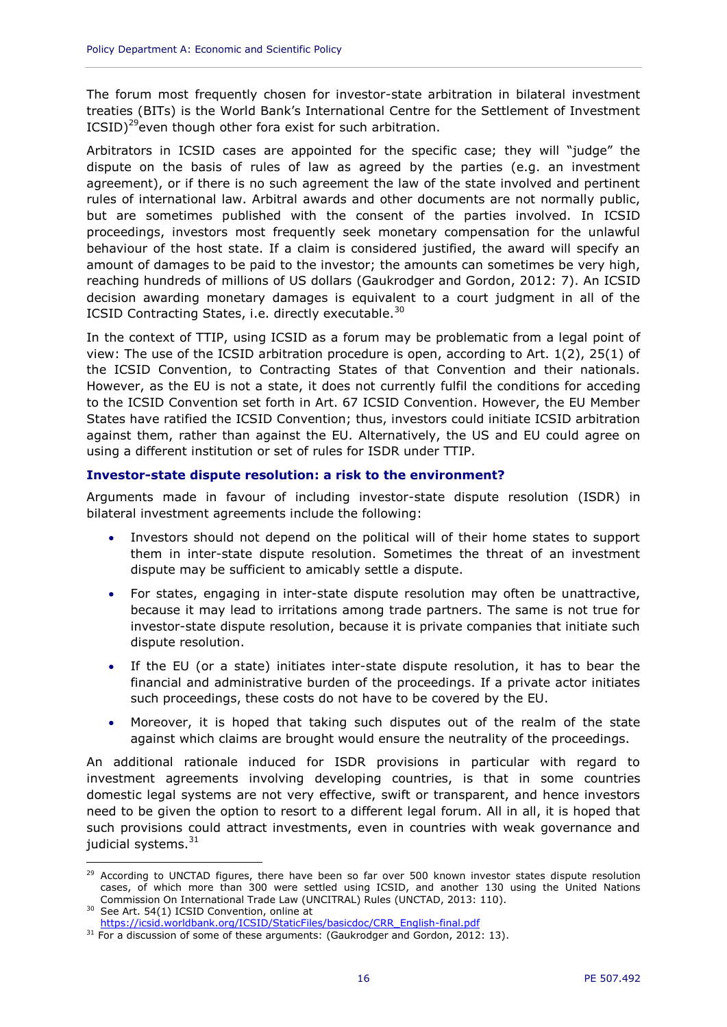The forum most frequently chosen for investor-state arbitration in bilateral investment treaties (BITs) is the World Bank's International Centre for the Settlement of Investment ICSID)[29]even though other fora exist for such arbitration.

Arbitrators in ICSID cases are appointed for the specific case; they will "judge" the dispute on the basis of rules of law as agreed by the parties (e.g. an investment agreement), or if there is no such agreement the law of the state involved and pertinent rules of international law. Arbitral awards and other documents are not normally public, but are sometimes published with the consent of the parties involved. In ICSID proceedings, investors most frequently seek monetary compensation for the unlawful behaviour of the host state. If a claim is considered justified, the award will specify an amount of damages to be paid to the investor; the amounts can sometimes be very high, reaching hundreds of millions of US dollars (Gaukrodger and Gordon, 2012: 7). An ICSID decision awarding monetary damages is equivalent to a court judgment in all of the ICSID Contracting States, i.e. directly executable.[30]

In the context of TTIP, using ICSID as a forum may be problematic from a legal point of view: The use of the ICSID arbitration procedure is open, according to Art. 1(2), 25(1) of the ICSID Convention, to Contracting States of that Convention and their nationals. However, as the EU is not a state, it does not currently fulfil the conditions for acceding to the ICSID Convention set forth in Art. 67 ICSID Convention. However, the EU Member States have ratified the ICSID Convention; thus, investors could initiate ICSID arbitration against them, rather than against the EU. Alternatively, the US and EU could agree on using a different institution or set of rules for ISDR under TTIP.

### Investor-state dispute resolution: a risk to the environment?

Arguments made in favour of including investor-state dispute resolution (ISDR) in bilateral investment agreements include the following:

- Investors should not depend on the political will of their home states to support them in inter-state dispute resolution. Sometimes the threat of an investment dispute may be sufficient to amicably settle a dispute.
- For states, engaging in inter-state dispute resolution may often be unattractive, because it may lead to irritations among trade partners. The same is not true for investor-state dispute resolution, because it is private companies that initiate such dispute resolution.
- If the EU (or a state) initiates inter-state dispute resolution, it has to bear the financial and administrative burden of the proceedings. If a private actor initiates such proceedings, these costs do not have to be covered by the EU.
- Moreover, it is hoped that taking such disputes out of the realm of the state against which claims are brought would ensure the neutrality of the proceedings.

An additional rationale induced for ISDR provisions in particular with regard to investment agreements involving developing countries, is that in some countries domestic legal systems are not very effective, swift or transparent, and hence investors need to be given the option to resort to a different legal forum. All in all, it is hoped that such provisions could attract investments, even in countries with weak governance and judicial systems.[31]

---

[29] According to UNCTAD figures, there have been so far over 500 known investor states dispute resolution cases, of which more than 300 were settled using ICSID, and another 130 using the United Nations Commission On International Trade Law (UNCITRAL) Rules (UNCTAD, 2013: 110).

[30] See Art. 54(1) ICSID Convention, online at https://icsid.worldbank.org/ICSID/StaticFiles/basicdoc/CRR_English-final.pdf

[31] For a discussion of some of these arguments: (Gaukrodger and Gordon, 2012: 13).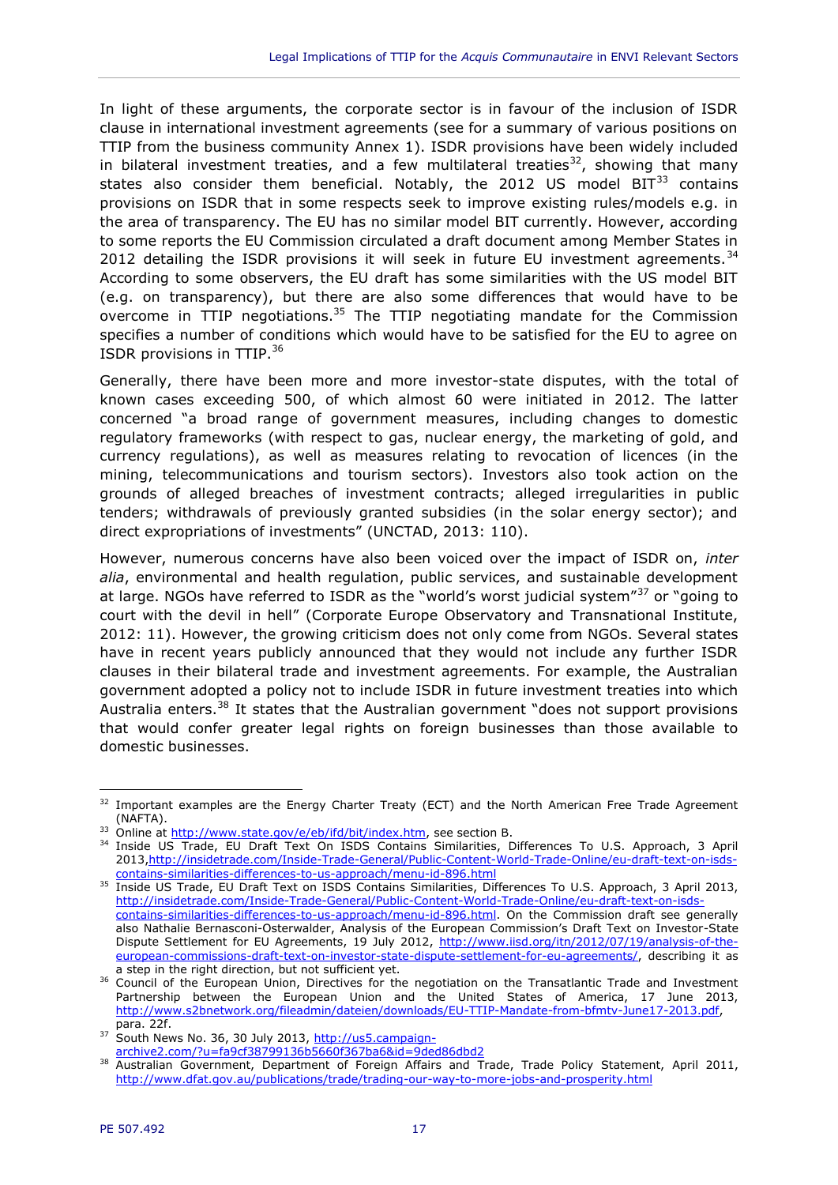In light of these arguments, the corporate sector is in favour of the inclusion of ISDR clause in international investment agreements (see for a summary of various positions on TTIP from the business community Annex 1). ISDR provisions have been widely included in bilateral investment treaties, and a few multilateral treaties[32], showing that many states also consider them beneficial. Notably, the 2012 US model BIT[33] contains provisions on ISDR that in some respects seek to improve existing rules/models e.g. in the area of transparency. The EU has no similar model BIT currently. However, according to some reports the EU Commission circulated a draft document among Member States in 2012 detailing the ISDR provisions it will seek in future EU investment agreements.[34] According to some observers, the EU draft has some similarities with the US model BIT (e.g. on transparency), but there are also some differences that would have to be overcome in TTIP negotiations.[35] The TTIP negotiating mandate for the Commission specifies a number of conditions which would have to be satisfied for the EU to agree on ISDR provisions in TTIP.[36]

Generally, there have been more and more investor-state disputes, with the total of known cases exceeding 500, of which almost 60 were initiated in 2012. The latter concerned "a broad range of government measures, including changes to domestic regulatory frameworks (with respect to gas, nuclear energy, the marketing of gold, and currency regulations), as well as measures relating to revocation of licences (in the mining, telecommunications and tourism sectors). Investors also took action on the grounds of alleged breaches of investment contracts; alleged irregularities in public tenders; withdrawals of previously granted subsidies (in the solar energy sector); and direct expropriations of investments" (UNCTAD, 2013: 110).

However, numerous concerns have also been voiced over the impact of ISDR on, *inter alia*, environmental and health regulation, public services, and sustainable development at large. NGOs have referred to ISDR as the "world's worst judicial system"[37] or "going to court with the devil in hell" (Corporate Europe Observatory and Transnational Institute, 2012: 11). However, the growing criticism does not only come from NGOs. Several states have in recent years publicly announced that they would not include any further ISDR clauses in their bilateral trade and investment agreements. For example, the Australian government adopted a policy not to include ISDR in future investment treaties into which Australia enters.[38] It states that the Australian government "does not support provisions that would confer greater legal rights on foreign businesses than those available to domestic businesses.

---

[32] Important examples are the Energy Charter Treaty (ECT) and the North American Free Trade Agreement (NAFTA).

[33] Online at http://www.state.gov/e/eb/ifd/bit/index.htm, see section B.

[34] Inside US Trade, EU Draft Text On ISDS Contains Similarities, Differences To U.S. Approach, 3 April 2013, http://insidetrade.com/Inside-Trade-General/Public-Content-World-Trade-Online/eu-draft-text-on-isds-contains-similarities-differences-to-us-approach/menu-id-896.html

[35] Inside US Trade, EU Draft Text On ISDS Contains Similarities, Differences To U.S. Approach, 3 April 2013, http://insidetrade.com/Inside-Trade-General/Public-Content-World-Trade-Online/eu-draft-text-on-isds-contains-similarities-differences-to-us-approach/menu-id-896.html. On the Commission draft see generally also Nathalie Bernasconi-Osterwalder, Analysis of the European Commission's Draft Text on Investor-State Dispute Settlement for EU Agreements, 19 July 2012, http://www.iisd.org/itn/2012/07/19/analysis-of-the-european-commissions-draft-text-on-investor-state-dispute-settlement-for-eu-agreements/, describing it as a step in the right direction, but not sufficient yet.

[36] Council of the European Union, Directives for the negotiation on the Transatlantic Trade and Investment Partnership between the European Union and the United States of America, 17 June 2013, http://www.s2bnetwork.org/fileadmin/dateien/downloads/EU-TTIP-Mandate-from-bfmtv-June17-2013.pdf, para. 22f.

[37] South News No. 36, 30 July 2013, http://us5.campaign-archive2.com/?u=fa9cf38799136b5660f367ba6&id=9ded86dbd2

[38] Australian Government, Department of Foreign Affairs and Trade, Trade Policy Statement, April 2011, http://www.dfat.gov.au/publications/trade/trading-our-way-to-more-jobs-and-prosperity.html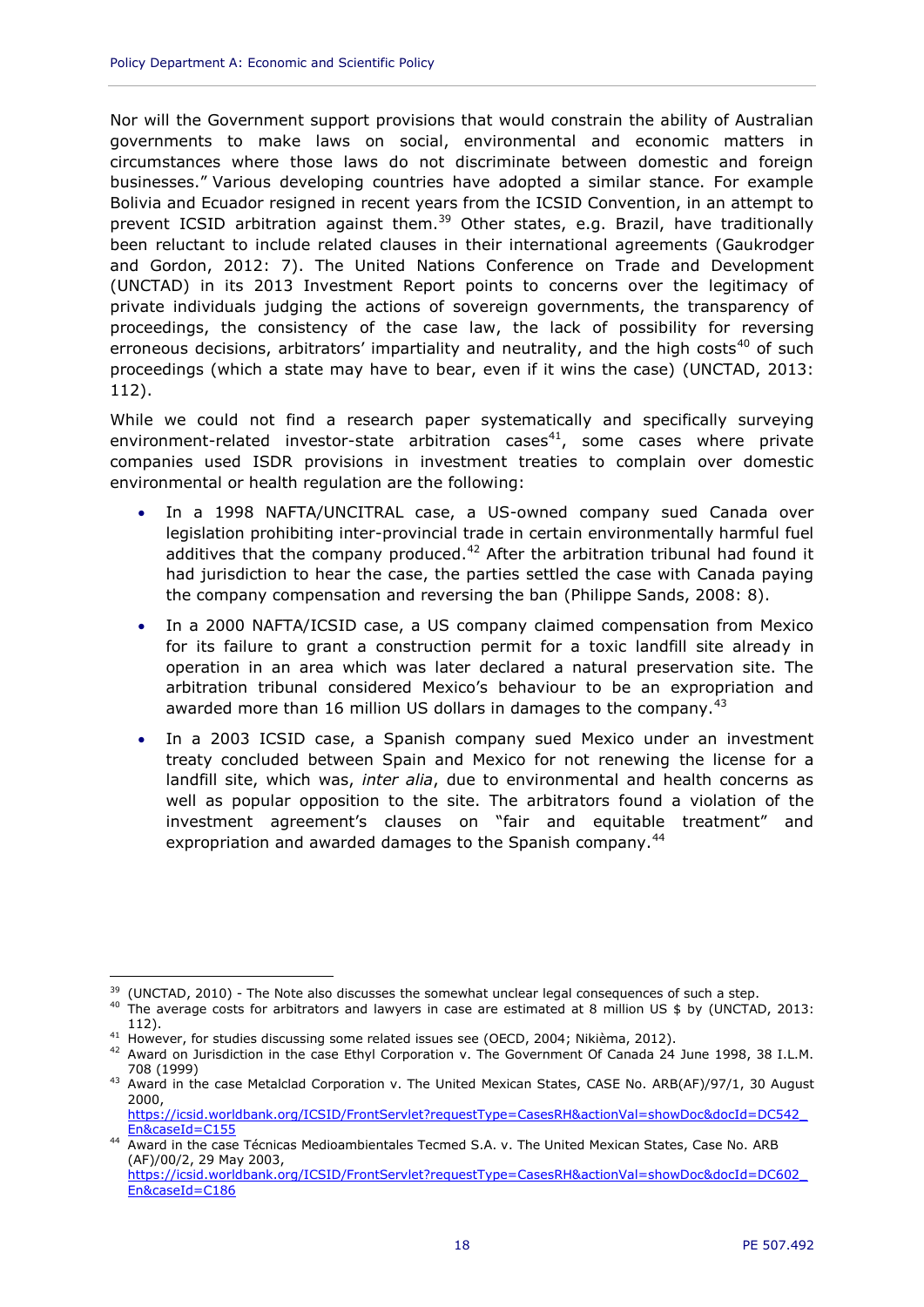Nor will the Government support provisions that would constrain the ability of Australian governments to make laws on social, environmental and economic matters in circumstances where those laws do not discriminate between domestic and foreign businesses." Various developing countries have adopted a similar stance. For example Bolivia and Ecuador resigned in recent years from the ICSID Convention, in an attempt to prevent ICSID arbitration against them.[39] Other states, e.g. Brazil, have traditionally been reluctant to include related clauses in their international agreements (Gaukrodger and Gordon, 2012: 7). The United Nations Conference on Trade and Development (UNCTAD) in its 2013 Investment Report points to concerns over the legitimacy of private individuals judging the actions of sovereign governments, the transparency of proceedings, the consistency of the case law, the lack of possibility for reversing erroneous decisions, arbitrators' impartiality and neutrality, and the high costs[40] of such proceedings (which a state may have to bear, even if it wins the case) (UNCTAD, 2013: 112).

While we could not find a research paper systematically and specifically surveying environment-related investor-state arbitration cases[41], some cases where private companies used ISDR provisions in investment treaties to complain over domestic environmental or health regulation are the following:

- In a 1998 NAFTA/UNCITRAL case, a US-owned company sued Canada over legislation prohibiting inter-provincial trade in certain environmentally harmful fuel additives that the company produced.[42] After the arbitration tribunal had found it had jurisdiction to hear the case, the parties settled the case with Canada paying the company compensation and reversing the ban (Philippe Sands, 2008: 8).
- In a 2000 NAFTA/ICSID case, a US company claimed compensation from Mexico for its failure to grant a construction permit for a toxic landfill site already in operation in an area which was later declared a natural preservation site. The arbitration tribunal considered Mexico's behaviour to be an expropriation and awarded more than 16 million US dollars in damages to the company.[43]
- In a 2003 ICSID case, a Spanish company sued Mexico under an investment treaty concluded between Spain and Mexico for not renewing the license for a landfill site, which was, *inter alia*, due to environmental and health concerns as well as popular opposition to the site. The arbitrators found a violation of the investment agreement's clauses on "fair and equitable treatment" and expropriation and awarded damages to the Spanish company.[44]

---

[39] (UNCTAD, 2010) - The Note also discusses the somewhat unclear legal consequences of such a step.

[40] The average costs for arbitrators and lawyers in case are estimated at 8 million US $ by (UNCTAD, 2013: 112).

[41] However, for studies discussing some related issues see (OECD, 2004; Nikièma, 2012).

[42] Award on Jurisdiction in the case Ethyl Corporation v. The Government Of Canada 24 June 1998, 38 I.L.M. 708 (1999)

[43] Award in the case Metalclad Corporation v. The United Mexican States, CASE No. ARB(AF)/97/1, 30 August 2000, https://icsid.worldbank.org/ICSID/FrontServlet?requestType=CasesRH&actionVal=showDoc&docId=DC542_En&caseId=C155

[44] Award in the case Técnicas Medioambientales Tecmed S.A. v. The United Mexican States, Case No. ARB (AF)/00/2, 29 May 2003, https://icsid.worldbank.org/ICSID/FrontServlet?requestType=CasesRH&actionVal=showDoc&docId=DC602_En&caseId=C186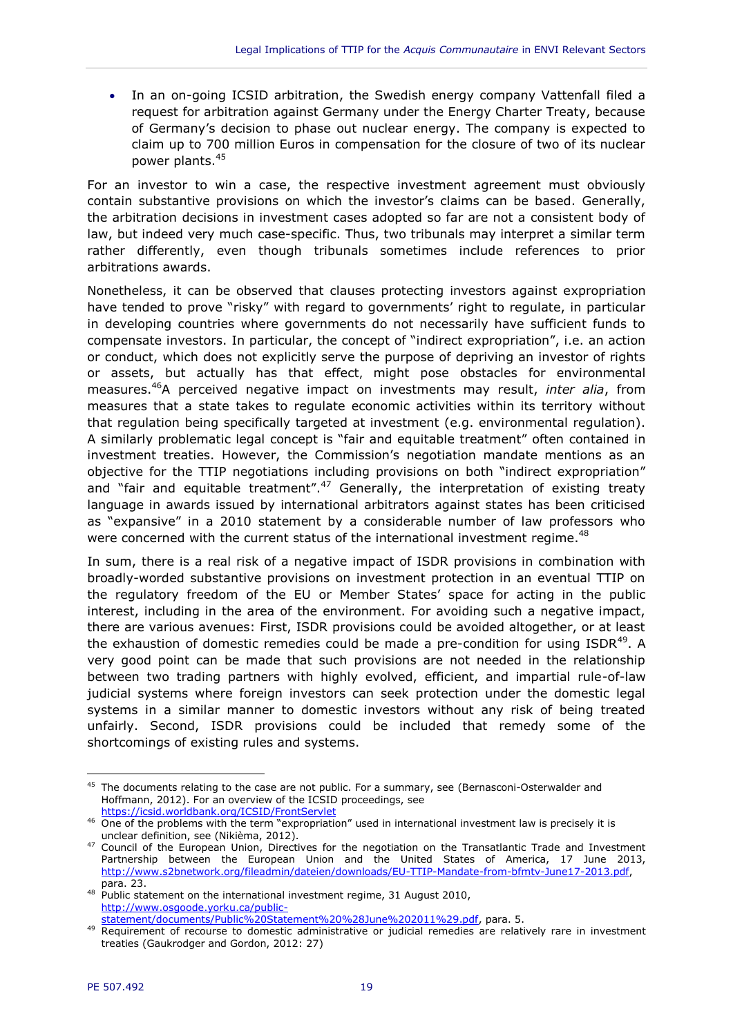- In an on-going ICSID arbitration, the Swedish energy company Vattenfall filed a request for arbitration against Germany under the Energy Charter Treaty, because of Germany's decision to phase out nuclear energy. The company is expected to claim up to 700 million Euros in compensation for the closure of two of its nuclear power plants.[45]

For an investor to win a case, the respective investment agreement must obviously contain substantive provisions on which the investor's claims can be based. Generally, the arbitration decisions in investment cases adopted so far are not a consistent body of law, but indeed very much case-specific. Thus, two tribunals may interpret a similar term rather differently, even though tribunals sometimes include references to prior arbitrations awards.

Nonetheless, it can be observed that clauses protecting investors against expropriation have tended to prove "risky" with regard to governments' right to regulate, in particular in developing countries where governments do not necessarily have sufficient funds to compensate investors. In particular, the concept of "indirect expropriation", i.e. an action or conduct, which does not explicitly serve the purpose of depriving an investor of rights or assets, but actually has that effect, might pose obstacles for environmental measures.[46]A perceived negative impact on investments may result, *inter alia*, from measures that a state takes to regulate economic activities within its territory without that regulation being specifically targeted at investment (e.g. environmental regulation). A similarly problematic legal concept is "fair and equitable treatment" often contained in investment treaties. However, the Commission's negotiation mandate mentions as an objective for the TTIP negotiations including provisions on both "indirect expropriation" and "fair and equitable treatment".[47] Generally, the interpretation of existing treaty language in awards issued by international arbitrators against states has been criticised as "expansive" in a 2010 statement by a considerable number of law professors who were concerned with the current status of the international investment regime.[48]

In sum, there is a real risk of a negative impact of ISDR provisions in combination with broadly-worded substantive provisions on investment protection in an eventual TTIP on the regulatory freedom of the EU or Member States' space for acting in the public interest, including in the area of the environment. For avoiding such a negative impact, there are various avenues: First, ISDR provisions could be avoided altogether, or at least the exhaustion of domestic remedies could be made a pre-condition for using ISDR[49]. A very good point can be made that such provisions are not needed in the relationship between two trading partners with highly evolved, efficient, and impartial rule-of-law judicial systems where foreign investors can seek protection under the domestic legal systems in a similar manner to domestic investors without any risk of being treated unfairly. Second, ISDR provisions could be included that remedy some of the shortcomings of existing rules and systems.

---

[45] The documents relating to the case are not public. For a summary, see (Bernasconi-Osterwalder and Hoffmann, 2012). For an overview of the ICSID proceedings, see https://icsid.worldbank.org/ICSID/FrontServlet

[46] One of the problems with the term "expropriation" used in international investment law is precisely it is unclear definition, see (Nikièma, 2012).

[47] Council of the European Union, Directives for the negotiation on the Transatlantic Trade and Investment Partnership between the European Union and the United States of America, 17 June 2013, http://www.s2bnetwork.org/fileadmin/dateien/downloads/EU-TTIP-Mandate-from-bfmtv-June17-2013.pdf, para. 23.

[48] Public statement on the international investment regime, 31 August 2010, http://www.osgoode.yorku.ca/public-statement/documents/Public%20Statement%20%28June%202011%29.pdf, para. 5.

[49] Requirement of recourse to domestic administrative or judicial remedies are relatively rare in investment treaties (Gaukrodger and Gordon, 2012: 27)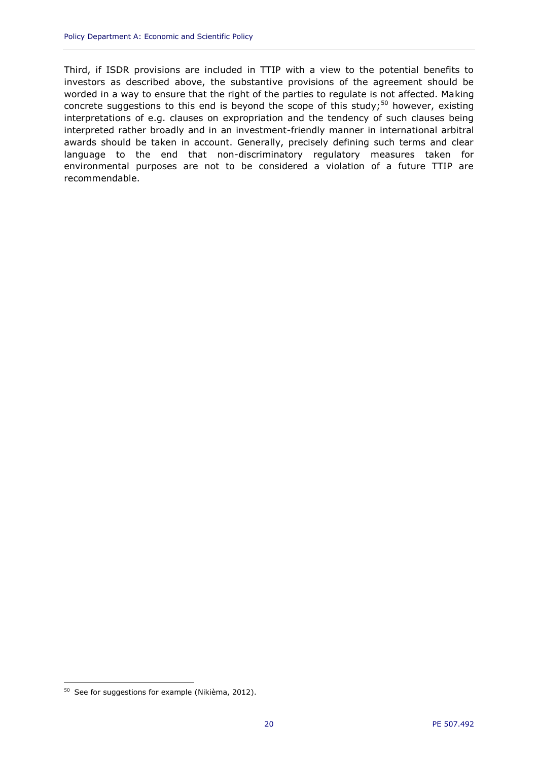Third, if ISDR provisions are included in TTIP with a view to the potential benefits to investors as described above, the substantive provisions of the agreement should be worded in a way to ensure that the right of the parties to regulate is not affected. Making concrete suggestions to this end is beyond the scope of this study;[50] however, existing interpretations of e.g. clauses on expropriation and the tendency of such clauses being interpreted rather broadly and in an investment-friendly manner in international arbitral awards should be taken in account. Generally, precisely defining such terms and clear language to the end that non-discriminatory regulatory measures taken for environmental purposes are not to be considered a violation of a future TTIP are recommendable.

[50] See for suggestions for example (Nikièma, 2012).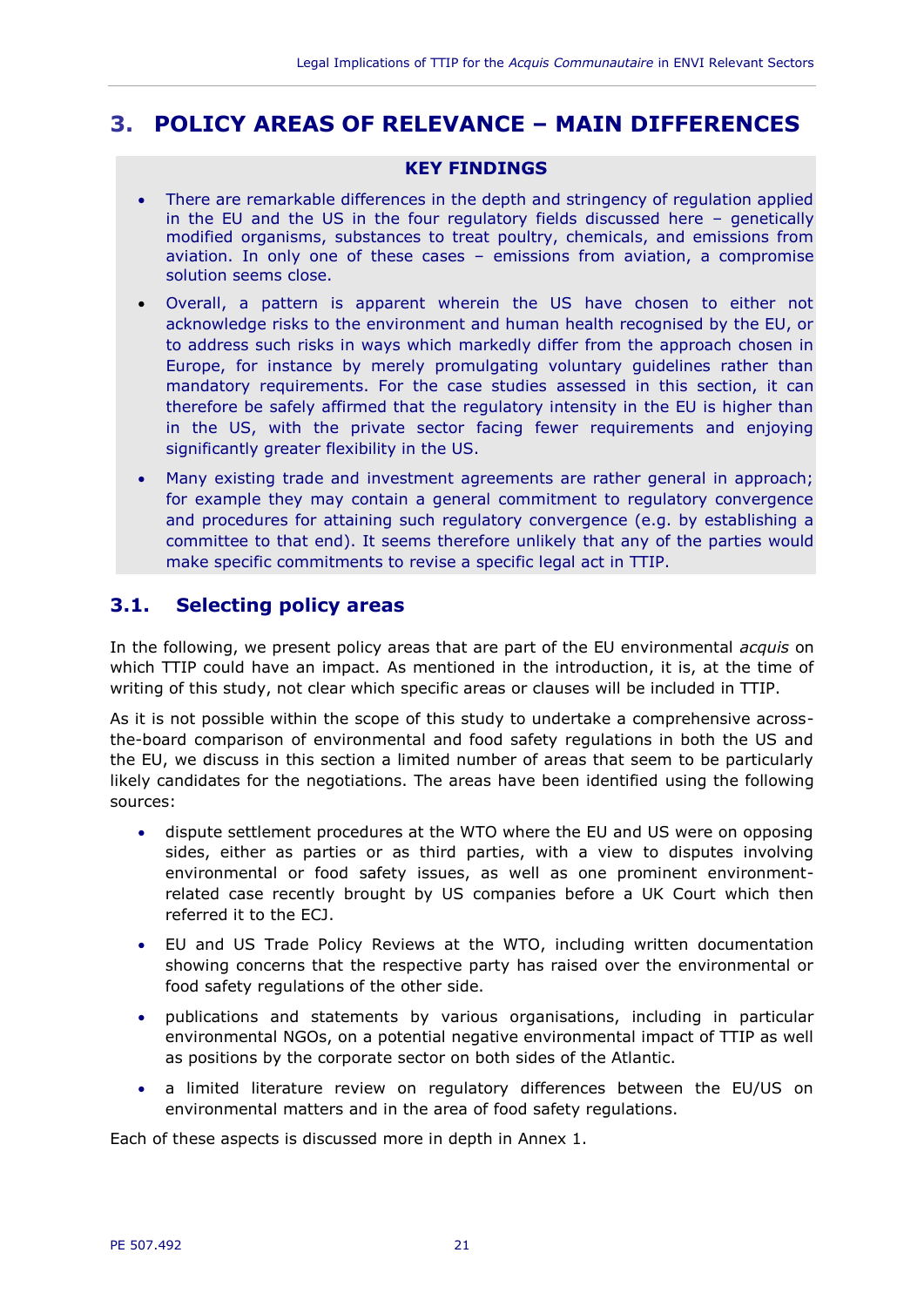# 3. POLICY AREAS OF RELEVANCE – MAIN DIFFERENCES

**KEY FINDINGS**

- There are remarkable differences in the depth and stringency of regulation applied in the EU and the US in the four regulatory fields discussed here – genetically modified organisms, substances to treat poultry, chemicals, and emissions from aviation. In only one of these cases – emissions from aviation, a compromise solution seems close.
- Overall, a pattern is apparent wherein the US have chosen to either not acknowledge risks to the environment and human health recognised by the EU, or to address such risks in ways which markedly differ from the approach chosen in Europe, for instance by merely promulgating voluntary guidelines rather than mandatory requirements. For the case studies assessed in this section, it can therefore be safely affirmed that the regulatory intensity in the EU is higher than in the US, with the private sector facing fewer requirements and enjoying significantly greater flexibility in the US.
- Many existing trade and investment agreements are rather general in approach; for example they may contain a general commitment to regulatory convergence and procedures for attaining such regulatory convergence (e.g. by establishing a committee to that end). It seems therefore unlikely that any of the parties would make specific commitments to revise a specific legal act in TTIP.

## 3.1. Selecting policy areas

In the following, we present policy areas that are part of the EU environmental *acquis* on which TTIP could have an impact. As mentioned in the introduction, it is, at the time of writing of this study, not clear which specific areas or clauses will be included in TTIP.

As it is not possible within the scope of this study to undertake a comprehensive across-the-board comparison of environmental and food safety regulations in both the US and the EU, we discuss in this section a limited number of areas that seem to be particularly likely candidates for the negotiations. The areas have been identified using the following sources:

- dispute settlement procedures at the WTO where the EU and US were on opposing sides, either as parties or as third parties, with a view to disputes involving environmental or food safety issues, as well as one prominent environment-related case recently brought by US companies before a UK Court which then referred it to the ECJ.
- EU and US Trade Policy Reviews at the WTO, including written documentation showing concerns that the respective party has raised over the environmental or food safety regulations of the other side.
- publications and statements by various organisations, including in particular environmental NGOs, on a potential negative environmental impact of TTIP as well as positions by the corporate sector on both sides of the Atlantic.
- a limited literature review on regulatory differences between the EU/US on environmental matters and in the area of food safety regulations.

Each of these aspects is discussed more in depth in Annex 1.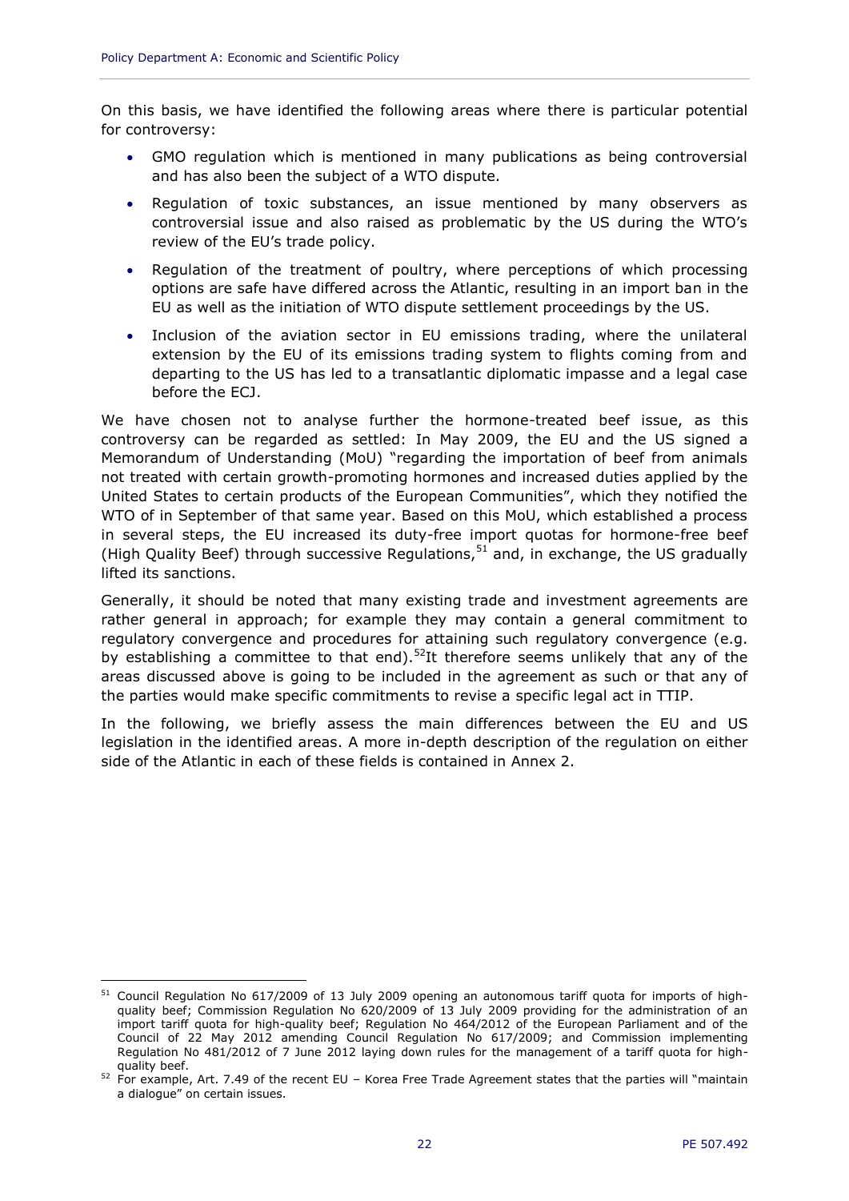On this basis, we have identified the following areas where there is particular potential for controversy:

- GMO regulation which is mentioned in many publications as being controversial and has also been the subject of a WTO dispute.
- Regulation of toxic substances, an issue mentioned by many observers as controversial issue and also raised as problematic by the US during the WTO's review of the EU's trade policy.
- Regulation of the treatment of poultry, where perceptions of which processing options are safe have differed across the Atlantic, resulting in an import ban in the EU as well as the initiation of WTO dispute settlement proceedings by the US.
- Inclusion of the aviation sector in EU emissions trading, where the unilateral extension by the EU of its emissions trading system to flights coming from and departing to the US has led to a transatlantic diplomatic impasse and a legal case before the ECJ.

We have chosen not to analyse further the hormone-treated beef issue, as this controversy can be regarded as settled: In May 2009, the EU and the US signed a Memorandum of Understanding (MoU) "regarding the importation of beef from animals not treated with certain growth-promoting hormones and increased duties applied by the United States to certain products of the European Communities", which they notified the WTO of in September of that same year. Based on this MoU, which established a process in several steps, the EU increased its duty-free import quotas for hormone-free beef (High Quality Beef) through successive Regulations,[51] and, in exchange, the US gradually lifted its sanctions.

Generally, it should be noted that many existing trade and investment agreements are rather general in approach; for example they may contain a general commitment to regulatory convergence and procedures for attaining such regulatory convergence (e.g. by establishing a committee to that end).[52]It therefore seems unlikely that any of the areas discussed above is going to be included in the agreement as such or that any of the parties would make specific commitments to revise a specific legal act in TTIP.

In the following, we briefly assess the main differences between the EU and US legislation in the identified areas. A more in-depth description of the regulation on either side of the Atlantic in each of these fields is contained in Annex 2.

---

[51] Council Regulation No 617/2009 of 13 July 2009 opening an autonomous tariff quota for imports of high-quality beef; Commission Regulation No 620/2009 of 13 July 2009 providing for the administration of an import tariff quota for high-quality beef; Regulation No 464/2012 of the European Parliament and of the Council of 22 May 2012 amending Council Regulation No 617/2009; and Commission implementing Regulation No 481/2012 of 7 June 2012 laying down rules for the management of a tariff quota for high-quality beef.

[52] For example, Art. 7.49 of the recent EU – Korea Free Trade Agreement states that the parties will "maintain a dialogue" on certain issues.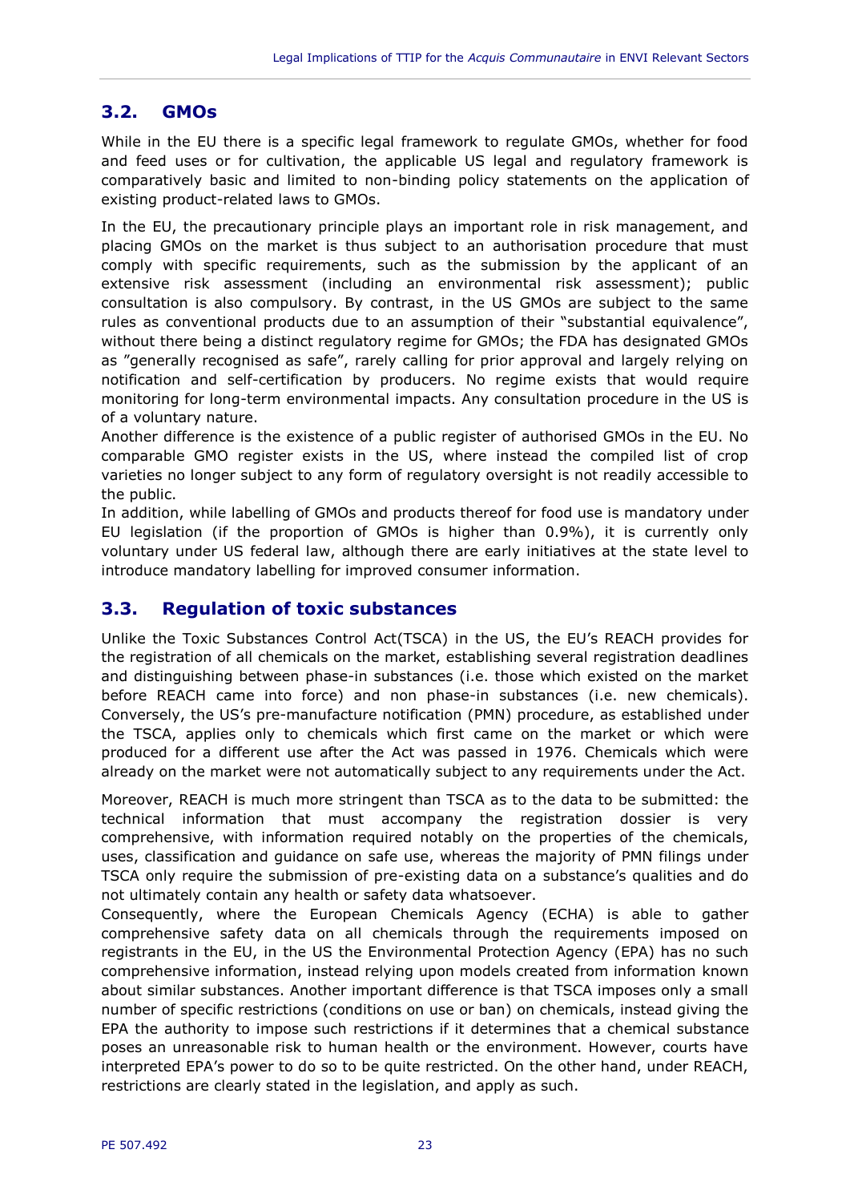## 3.2. GMOs

While in the EU there is a specific legal framework to regulate GMOs, whether for food and feed uses or for cultivation, the applicable US legal and regulatory framework is comparatively basic and limited to non-binding policy statements on the application of existing product-related laws to GMOs.

In the EU, the precautionary principle plays an important role in risk management, and placing GMOs on the market is thus subject to an authorisation procedure that must comply with specific requirements, such as the submission by the applicant of an extensive risk assessment (including an environmental risk assessment); public consultation is also compulsory. By contrast, in the US GMOs are subject to the same rules as conventional products due to an assumption of their "substantial equivalence", without there being a distinct regulatory regime for GMOs; the FDA has designated GMOs as "generally recognised as safe", rarely calling for prior approval and largely relying on notification and self-certification by producers. No regime exists that would require monitoring for long-term environmental impacts. Any consultation procedure in the US is of a voluntary nature.

Another difference is the existence of a public register of authorised GMOs in the EU. No comparable GMO register exists in the US, where instead the compiled list of crop varieties no longer subject to any form of regulatory oversight is not readily accessible to the public.

In addition, while labelling of GMOs and products thereof for food use is mandatory under EU legislation (if the proportion of GMOs is higher than 0.9%), it is currently only voluntary under US federal law, although there are early initiatives at the state level to introduce mandatory labelling for improved consumer information.

## 3.3. Regulation of toxic substances

Unlike the Toxic Substances Control Act(TSCA) in the US, the EU's REACH provides for the registration of all chemicals on the market, establishing several registration deadlines and distinguishing between phase-in substances (i.e. those which existed on the market before REACH came into force) and non phase-in substances (i.e. new chemicals). Conversely, the US's pre-manufacture notification (PMN) procedure, as established under the TSCA, applies only to chemicals which first came on the market or which were produced for a different use after the Act was passed in 1976. Chemicals which were already on the market were not automatically subject to any requirements under the Act.

Moreover, REACH is much more stringent than TSCA as to the data to be submitted: the technical information that must accompany the registration dossier is very comprehensive, with information required notably on the properties of the chemicals, uses, classification and guidance on safe use, whereas the majority of PMN filings under TSCA only require the submission of pre-existing data on a substance's qualities and do not ultimately contain any health or safety data whatsoever.

Consequently, where the European Chemicals Agency (ECHA) is able to gather comprehensive safety data on all chemicals through the requirements imposed on registrants in the EU, in the US the Environmental Protection Agency (EPA) has no such comprehensive information, instead relying upon models created from information known about similar substances. Another important difference is that TSCA imposes only a small number of specific restrictions (conditions on use or ban) on chemicals, instead giving the EPA the authority to impose such restrictions if it determines that a chemical substance poses an unreasonable risk to human health or the environment. However, courts have interpreted EPA's power to do so to be quite restricted. On the other hand, under REACH, restrictions are clearly stated in the legislation, and apply as such.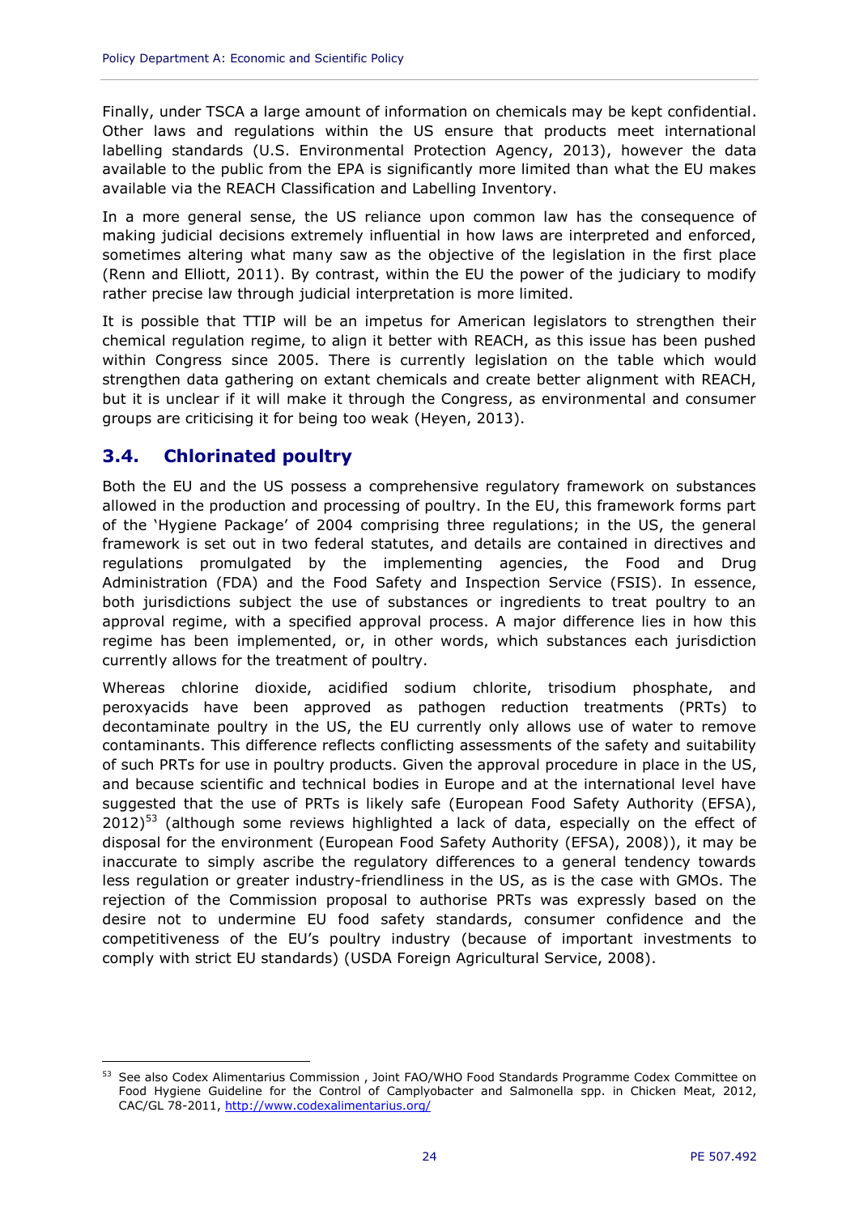Finally, under TSCA a large amount of information on chemicals may be kept confidential. Other laws and regulations within the US ensure that products meet international labelling standards (U.S. Environmental Protection Agency, 2013), however the data available to the public from the EPA is significantly more limited than what the EU makes available via the REACH Classification and Labelling Inventory.

In a more general sense, the US reliance upon common law has the consequence of making judicial decisions extremely influential in how laws are interpreted and enforced, sometimes altering what many saw as the objective of the legislation in the first place (Renn and Elliott, 2011). By contrast, within the EU the power of the judiciary to modify rather precise law through judicial interpretation is more limited.

It is possible that TTIP will be an impetus for American legislators to strengthen their chemical regulation regime, to align it better with REACH, as this issue has been pushed within Congress since 2005. There is currently legislation on the table which would strengthen data gathering on extant chemicals and create better alignment with REACH, but it is unclear if it will make it through the Congress, as environmental and consumer groups are criticising it for being too weak (Heyen, 2013).

## 3.4. Chlorinated poultry

Both the EU and the US possess a comprehensive regulatory framework on substances allowed in the production and processing of poultry. In the EU, this framework forms part of the 'Hygiene Package' of 2004 comprising three regulations; in the US, the general framework is set out in two federal statutes, and details are contained in directives and regulations promulgated by the implementing agencies, the Food and Drug Administration (FDA) and the Food Safety and Inspection Service (FSIS). In essence, both jurisdictions subject the use of substances or ingredients to treat poultry to an approval regime, with a specified approval process. A major difference lies in how this regime has been implemented, or, in other words, which substances each jurisdiction currently allows for the treatment of poultry.

Whereas chlorine dioxide, acidified sodium chlorite, trisodium phosphate, and peroxyacids have been approved as pathogen reduction treatments (PRTs) to decontaminate poultry in the US, the EU currently only allows use of water to remove contaminants. This difference reflects conflicting assessments of the safety and suitability of such PRTs for use in poultry products. Given the approval procedure in place in the US, and because scientific and technical bodies in Europe and at the international level have suggested that the use of PRTs is likely safe (European Food Safety Authority (EFSA), 2012)[53] (although some reviews highlighted a lack of data, especially on the effect of disposal for the environment (European Food Safety Authority (EFSA), 2008)), it may be inaccurate to simply ascribe the regulatory differences to a general tendency towards less regulation or greater industry-friendliness in the US, as is the case with GMOs. The rejection of the Commission proposal to authorise PRTs was expressly based on the desire not to undermine EU food safety standards, consumer confidence and the competitiveness of the EU's poultry industry (because of important investments to comply with strict EU standards) (USDA Foreign Agricultural Service, 2008).

---

[53] See also Codex Alimentarius Commission , Joint FAO/WHO Food Standards Programme Codex Committee on Food Hygiene Guideline for the Control of Camplyobacter and Salmonella spp. in Chicken Meat, 2012, CAC/GL 78-2011, http://www.codexalimentarius.org/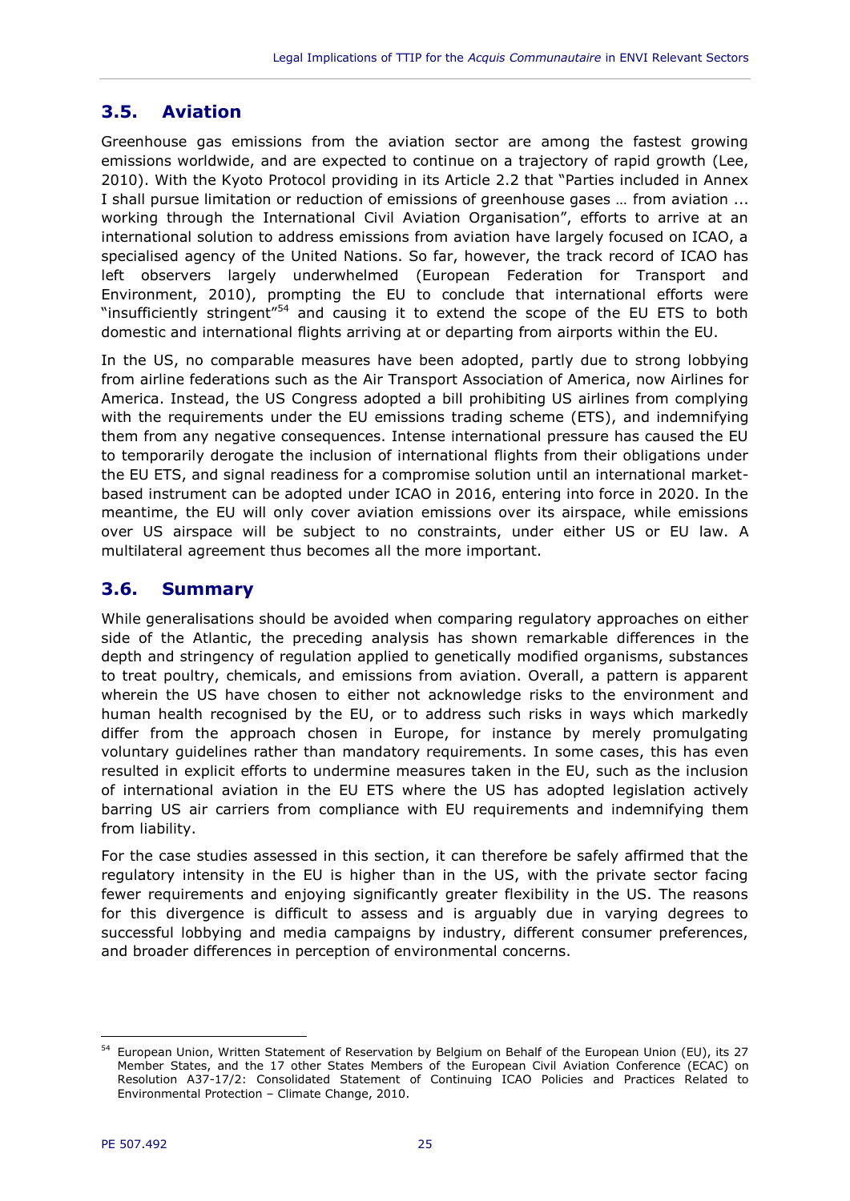## 3.5. Aviation

Greenhouse gas emissions from the aviation sector are among the fastest growing emissions worldwide, and are expected to continue on a trajectory of rapid growth (Lee, 2010). With the Kyoto Protocol providing in its Article 2.2 that "Parties included in Annex I shall pursue limitation or reduction of emissions of greenhouse gases … from aviation ... working through the International Civil Aviation Organisation", efforts to arrive at an international solution to address emissions from aviation have largely focused on ICAO, a specialised agency of the United Nations. So far, however, the track record of ICAO has left observers largely underwhelmed (European Federation for Transport and Environment, 2010), prompting the EU to conclude that international efforts were "insufficiently stringent"[54] and causing it to extend the scope of the EU ETS to both domestic and international flights arriving at or departing from airports within the EU.

In the US, no comparable measures have been adopted, partly due to strong lobbying from airline federations such as the Air Transport Association of America, now Airlines for America. Instead, the US Congress adopted a bill prohibiting US airlines from complying with the requirements under the EU emissions trading scheme (ETS), and indemnifying them from any negative consequences. Intense international pressure has caused the EU to temporarily derogate the inclusion of international flights from their obligations under the EU ETS, and signal readiness for a compromise solution until an international market-based instrument can be adopted under ICAO in 2016, entering into force in 2020. In the meantime, the EU will only cover aviation emissions over its airspace, while emissions over US airspace will be subject to no constraints, under either US or EU law. A multilateral agreement thus becomes all the more important.

## 3.6. Summary

While generalisations should be avoided when comparing regulatory approaches on either side of the Atlantic, the preceding analysis has shown remarkable differences in the depth and stringency of regulation applied to genetically modified organisms, substances to treat poultry, chemicals, and emissions from aviation. Overall, a pattern is apparent wherein the US have chosen to either not acknowledge risks to the environment and human health recognised by the EU, or to address such risks in ways which markedly differ from the approach chosen in Europe, for instance by merely promulgating voluntary guidelines rather than mandatory requirements. In some cases, this has even resulted in explicit efforts to undermine measures taken in the EU, such as the inclusion of international aviation in the EU ETS where the US has adopted legislation actively barring US air carriers from compliance with EU requirements and indemnifying them from liability.

For the case studies assessed in this section, it can therefore be safely affirmed that the regulatory intensity in the EU is higher than in the US, with the private sector facing fewer requirements and enjoying significantly greater flexibility in the US. The reasons for this divergence is difficult to assess and is arguably due in varying degrees to successful lobbying and media campaigns by industry, different consumer preferences, and broader differences in perception of environmental concerns.

---

[54] European Union, Written Statement of Reservation by Belgium on Behalf of the European Union (EU), its 27 Member States, and the 17 other States Members of the European Civil Aviation Conference (ECAC) on Resolution A37-17/2: Consolidated Statement of Continuing ICAO Policies and Practices Related to Environmental Protection – Climate Change, 2010.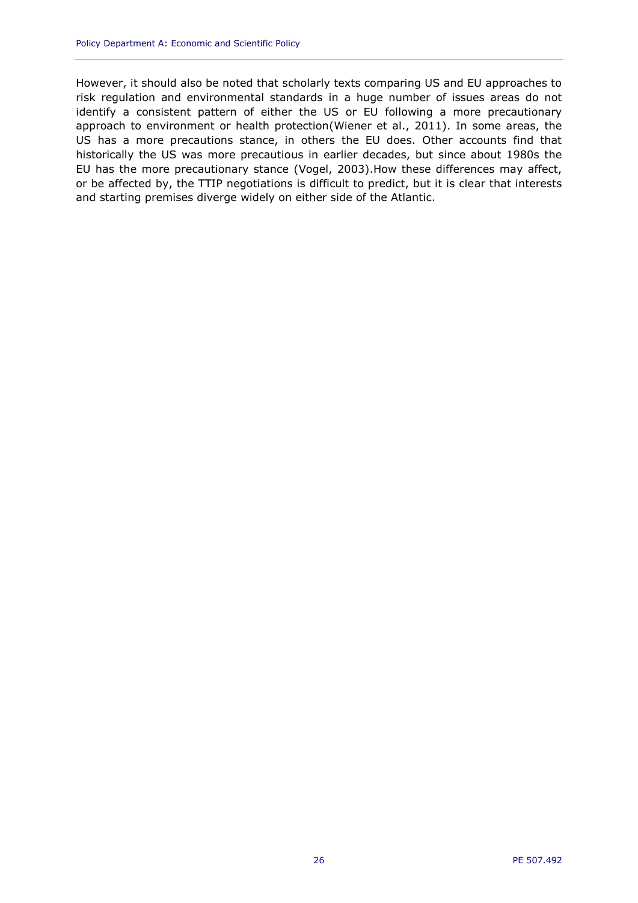However, it should also be noted that scholarly texts comparing US and EU approaches to risk regulation and environmental standards in a huge number of issues areas do not identify a consistent pattern of either the US or EU following a more precautionary approach to environment or health protection(Wiener et al., 2011). In some areas, the US has a more precautions stance, in others the EU does. Other accounts find that historically the US was more precautious in earlier decades, but since about 1980s the EU has the more precautionary stance (Vogel, 2003).How these differences may affect, or be affected by, the TTIP negotiations is difficult to predict, but it is clear that interests and starting premises diverge widely on either side of the Atlantic.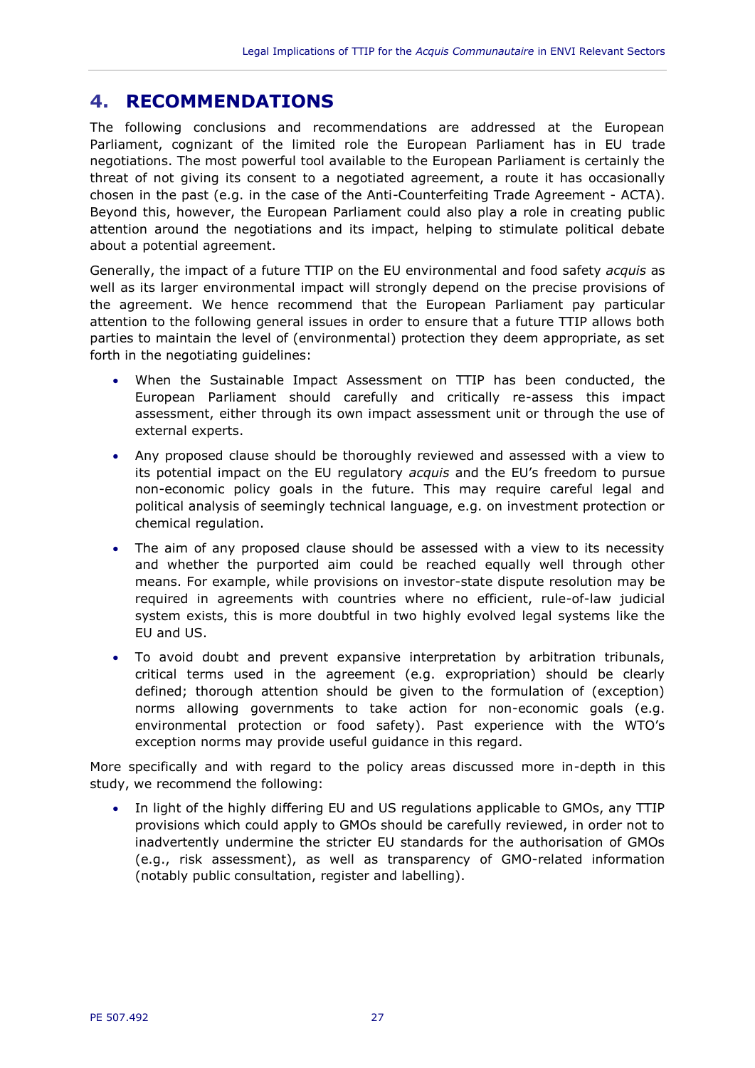# 4. RECOMMENDATIONS

The following conclusions and recommendations are addressed at the European Parliament, cognizant of the limited role the European Parliament has in EU trade negotiations. The most powerful tool available to the European Parliament is certainly the threat of not giving its consent to a negotiated agreement, a route it has occasionally chosen in the past (e.g. in the case of the Anti-Counterfeiting Trade Agreement - ACTA). Beyond this, however, the European Parliament could also play a role in creating public attention around the negotiations and its impact, helping to stimulate political debate about a potential agreement.

Generally, the impact of a future TTIP on the EU environmental and food safety *acquis* as well as its larger environmental impact will strongly depend on the precise provisions of the agreement. We hence recommend that the European Parliament pay particular attention to the following general issues in order to ensure that a future TTIP allows both parties to maintain the level of (environmental) protection they deem appropriate, as set forth in the negotiating guidelines:

- When the Sustainable Impact Assessment on TTIP has been conducted, the European Parliament should carefully and critically re-assess this impact assessment, either through its own impact assessment unit or through the use of external experts.
- Any proposed clause should be thoroughly reviewed and assessed with a view to its potential impact on the EU regulatory *acquis* and the EU's freedom to pursue non-economic policy goals in the future. This may require careful legal and political analysis of seemingly technical language, e.g. on investment protection or chemical regulation.
- The aim of any proposed clause should be assessed with a view to its necessity and whether the purported aim could be reached equally well through other means. For example, while provisions on investor-state dispute resolution may be required in agreements with countries where no efficient, rule-of-law judicial system exists, this is more doubtful in two highly evolved legal systems like the EU and US.
- To avoid doubt and prevent expansive interpretation by arbitration tribunals, critical terms used in the agreement (e.g. expropriation) should be clearly defined; thorough attention should be given to the formulation of (exception) norms allowing governments to take action for non-economic goals (e.g. environmental protection or food safety). Past experience with the WTO's exception norms may provide useful guidance in this regard.

More specifically and with regard to the policy areas discussed more in-depth in this study, we recommend the following:

- In light of the highly differing EU and US regulations applicable to GMOs, any TTIP provisions which could apply to GMOs should be carefully reviewed, in order not to inadvertently undermine the stricter EU standards for the authorisation of GMOs (e.g., risk assessment), as well as transparency of GMO-related information (notably public consultation, register and labelling).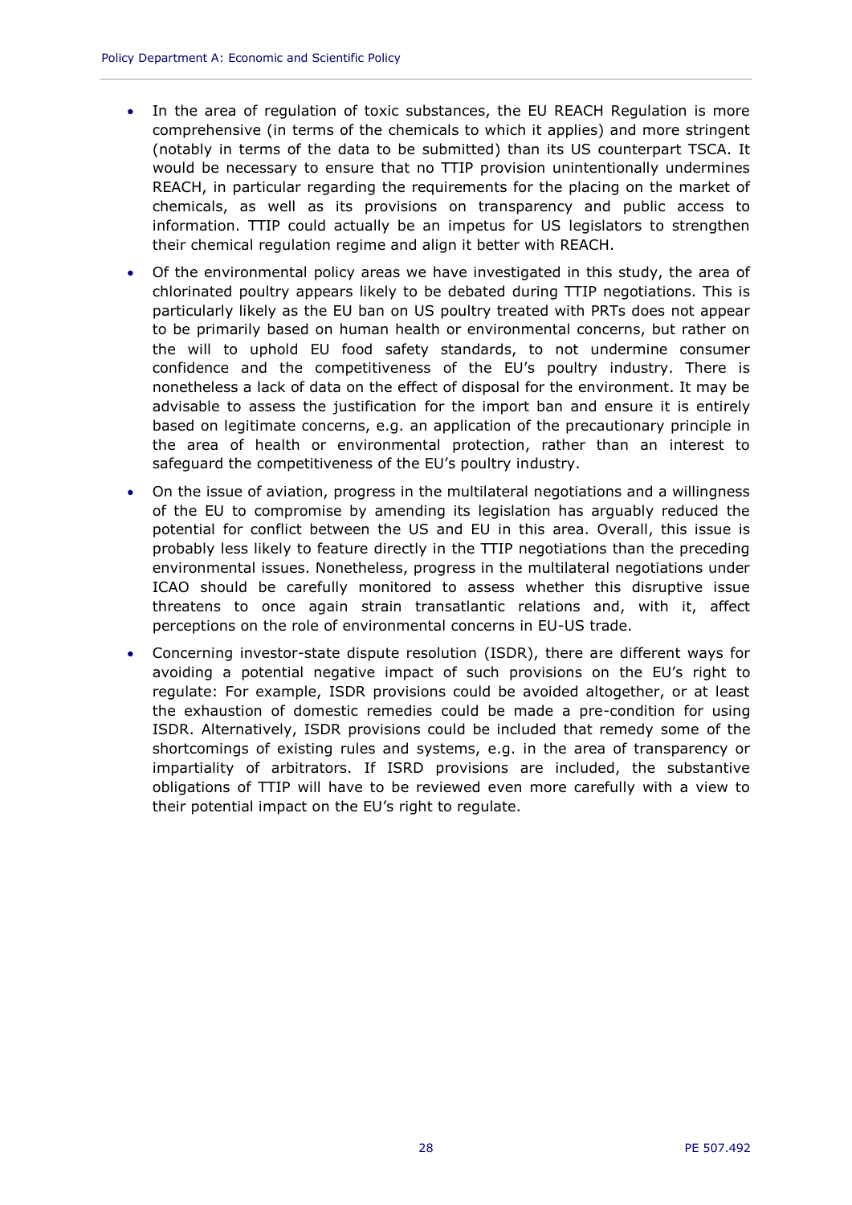- In the area of regulation of toxic substances, the EU REACH Regulation is more comprehensive (in terms of the chemicals to which it applies) and more stringent (notably in terms of the data to be submitted) than its US counterpart TSCA. It would be necessary to ensure that no TTIP provision unintentionally undermines REACH, in particular regarding the requirements for the placing on the market of chemicals, as well as its provisions on transparency and public access to information. TTIP could actually be an impetus for US legislators to strengthen their chemical regulation regime and align it better with REACH.
- Of the environmental policy areas we have investigated in this study, the area of chlorinated poultry appears likely to be debated during TTIP negotiations. This is particularly likely as the EU ban on US poultry treated with PRTs does not appear to be primarily based on human health or environmental concerns, but rather on the will to uphold EU food safety standards, to not undermine consumer confidence and the competitiveness of the EU's poultry industry. There is nonetheless a lack of data on the effect of disposal for the environment. It may be advisable to assess the justification for the import ban and ensure it is entirely based on legitimate concerns, e.g. an application of the precautionary principle in the area of health or environmental protection, rather than an interest to safeguard the competitiveness of the EU's poultry industry.
- On the issue of aviation, progress in the multilateral negotiations and a willingness of the EU to compromise by amending its legislation has arguably reduced the potential for conflict between the US and EU in this area. Overall, this issue is probably less likely to feature directly in the TTIP negotiations than the preceding environmental issues. Nonetheless, progress in the multilateral negotiations under ICAO should be carefully monitored to assess whether this disruptive issue threatens to once again strain transatlantic relations and, with it, affect perceptions on the role of environmental concerns in EU-US trade.
- Concerning investor-state dispute resolution (ISDR), there are different ways for avoiding a potential negative impact of such provisions on the EU's right to regulate: For example, ISDR provisions could be avoided altogether, or at least the exhaustion of domestic remedies could be made a pre-condition for using ISDR. Alternatively, ISDR provisions could be included that remedy some of the shortcomings of existing rules and systems, e.g. in the area of transparency or impartiality of arbitrators. If ISRD provisions are included, the substantive obligations of TTIP will have to be reviewed even more carefully with a view to their potential impact on the EU's right to regulate.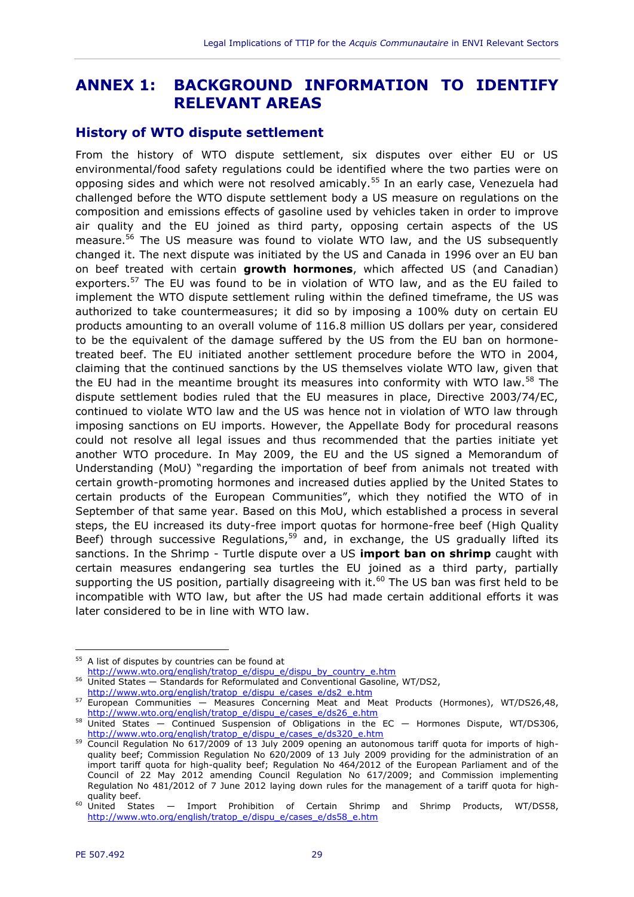# ANNEX 1: BACKGROUND INFORMATION TO IDENTIFY RELEVANT AREAS

## History of WTO dispute settlement

From the history of WTO dispute settlement, six disputes over either EU or US environmental/food safety regulations could be identified where the two parties were on opposing sides and which were not resolved amicably.[55] In an early case, Venezuela had challenged before the WTO dispute settlement body a US measure on regulations on the composition and emissions effects of gasoline used by vehicles taken in order to improve air quality and the EU joined as third party, opposing certain aspects of the US measure.[56] The US measure was found to violate WTO law, and the US subsequently changed it. The next dispute was initiated by the US and Canada in 1996 over an EU ban on beef treated with certain **growth hormones**, which affected US (and Canadian) exporters.[57] The EU was found to be in violation of WTO law, and as the EU failed to implement the WTO dispute settlement ruling within the defined timeframe, the US was authorized to take countermeasures; it did so by imposing a 100% duty on certain EU products amounting to an overall volume of 116.8 million US dollars per year, considered to be the equivalent of the damage suffered by the US from the EU ban on hormone-treated beef. The EU initiated another settlement procedure before the WTO in 2004, claiming that the continued sanctions by the US themselves violate WTO law, given that the EU had in the meantime brought its measures into conformity with WTO law.[58] The dispute settlement bodies ruled that the EU measures in place, Directive 2003/74/EC, continued to violate WTO law and the US was hence not in violation of WTO law through imposing sanctions on EU imports. However, the Appellate Body for procedural reasons could not resolve all legal issues and thus recommended that the parties initiate yet another WTO procedure. In May 2009, the EU and the US signed a Memorandum of Understanding (MoU) "regarding the importation of beef from animals not treated with certain growth-promoting hormones and increased duties applied by the United States to certain products of the European Communities", which they notified the WTO of in September of that same year. Based on this MoU, which established a process in several steps, the EU increased its duty-free import quotas for hormone-free beef (High Quality Beef) through successive Regulations,[59] and, in exchange, the US gradually lifted its sanctions. In the Shrimp - Turtle dispute over a US **import ban on shrimp** caught with certain measures endangering sea turtles the EU joined as a third party, partially supporting the US position, partially disagreeing with it.[60] The US ban was first held to be incompatible with WTO law, but after the US had made certain additional efforts it was later considered to be in line with WTO law.

---

[55] A list of disputes by countries can be found at http://www.wto.org/english/tratop_e/dispu_e/dispu_by_country_e.htm

[56] United States — Standards for Reformulated and Conventional Gasoline, WT/DS2, http://www.wto.org/english/tratop_e/dispu_e/cases_e/ds2_e.htm

[57] European Communities — Measures Concerning Meat and Meat Products (Hormones), WT/DS26,48, http://www.wto.org/english/tratop_e/dispu_e/cases_e/ds26_e.htm

[58] United States — Continued Suspension of Obligations in the EC — Hormones Dispute, WT/DS306, http://www.wto.org/english/tratop_e/dispu_e/cases_e/ds320_e.htm

[59] Council Regulation No 617/2009 of 13 July 2009 opening an autonomous tariff quota for imports of high-quality beef; Commission Regulation No 620/2009 of 13 July 2009 providing for the administration of an import tariff quota for high-quality beef; Regulation No 464/2012 of the European Parliament and of the Council of 22 May 2012 amending Council Regulation No 617/2009; and Commission implementing Regulation No 481/2012 of 7 June 2012 laying down rules for the management of a tariff quota for high-quality beef.

[60] United States — Import Prohibition of Certain Shrimp and Shrimp Products, WT/DS58, http://www.wto.org/english/tratop_e/dispu_e/cases_e/ds58_e.htm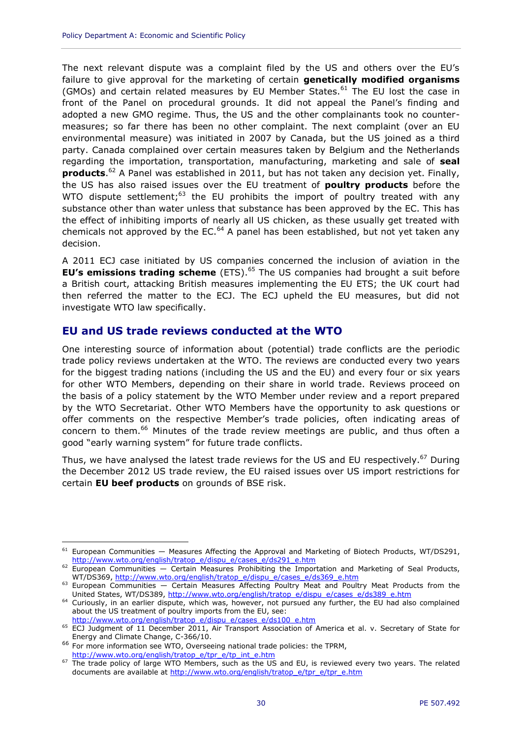The next relevant dispute was a complaint filed by the US and others over the EU's failure to give approval for the marketing of certain **genetically modified organisms** (GMOs) and certain related measures by EU Member States.[61] The EU lost the case in front of the Panel on procedural grounds. It did not appeal the Panel's finding and adopted a new GMO regime. Thus, the US and the other complainants took no counter-measures; so far there has been no other complaint. The next complaint (over an EU environmental measure) was initiated in 2007 by Canada, but the US joined as a third party. Canada complained over certain measures taken by Belgium and the Netherlands regarding the importation, transportation, manufacturing, marketing and sale of **seal products**.[62] A Panel was established in 2011, but has not taken any decision yet. Finally, the US has also raised issues over the EU treatment of **poultry products** before the WTO dispute settlement;[63] the EU prohibits the import of poultry treated with any substance other than water unless that substance has been approved by the EC. This has the effect of inhibiting imports of nearly all US chicken, as these usually get treated with chemicals not approved by the EC.[64] A panel has been established, but not yet taken any decision.

A 2011 ECJ case initiated by US companies concerned the inclusion of aviation in the **EU's emissions trading scheme** (ETS).[65] The US companies had brought a suit before a British court, attacking British measures implementing the EU ETS; the UK court had then referred the matter to the ECJ. The ECJ upheld the EU measures, but did not investigate WTO law specifically.

## EU and US trade reviews conducted at the WTO

One interesting source of information about (potential) trade conflicts are the periodic trade policy reviews undertaken at the WTO. The reviews are conducted every two years for the biggest trading nations (including the US and the EU) and every four or six years for other WTO Members, depending on their share in world trade. Reviews proceed on the basis of a policy statement by the WTO Member under review and a report prepared by the WTO Secretariat. Other WTO Members have the opportunity to ask questions or offer comments on the respective Member's trade policies, often indicating areas of concern to them.[66] Minutes of the trade review meetings are public, and thus often a good "early warning system" for future trade conflicts.

Thus, we have analysed the latest trade reviews for the US and EU respectively.[67] During the December 2012 US trade review, the EU raised issues over US import restrictions for certain **EU beef products** on grounds of BSE risk.

---

[61] European Communities — Measures Affecting the Approval and Marketing of Biotech Products, WT/DS291, http://www.wto.org/english/tratop_e/dispu_e/cases_e/ds291_e.htm

[62] European Communities — Certain Measures Prohibiting the Importation and Marketing of Seal Products, WT/DS369, http://www.wto.org/english/tratop_e/dispu_e/cases_e/ds369_e.htm

[63] European Communities — Certain Measures Affecting Poultry Meat and Poultry Meat Products from the United States, WT/DS389, http://www.wto.org/english/tratop_e/dispu_e/cases_e/ds389_e.htm

[64] Curiously, in an earlier dispute, which was, however, not pursued any further, the EU had also complained about the US treatment of poultry imports from the EU, see: http://www.wto.org/english/tratop_e/dispu_e/cases_e/ds100_e.htm

[65] ECJ Judgment of 11 December 2011, Air Transport Association of America et al. v. Secretary of State for Energy and Climate Change, C-366/10.

[66] For more information see WTO, Overseeing national trade policies: the TPRM, http://www.wto.org/english/tratop_e/tpr_e/tp_int_e.htm

[67] The trade policy of large WTO Members, such as the US and EU, is reviewed every two years. The related documents are available at http://www.wto.org/english/tratop_e/tpr_e/tpr_e.htm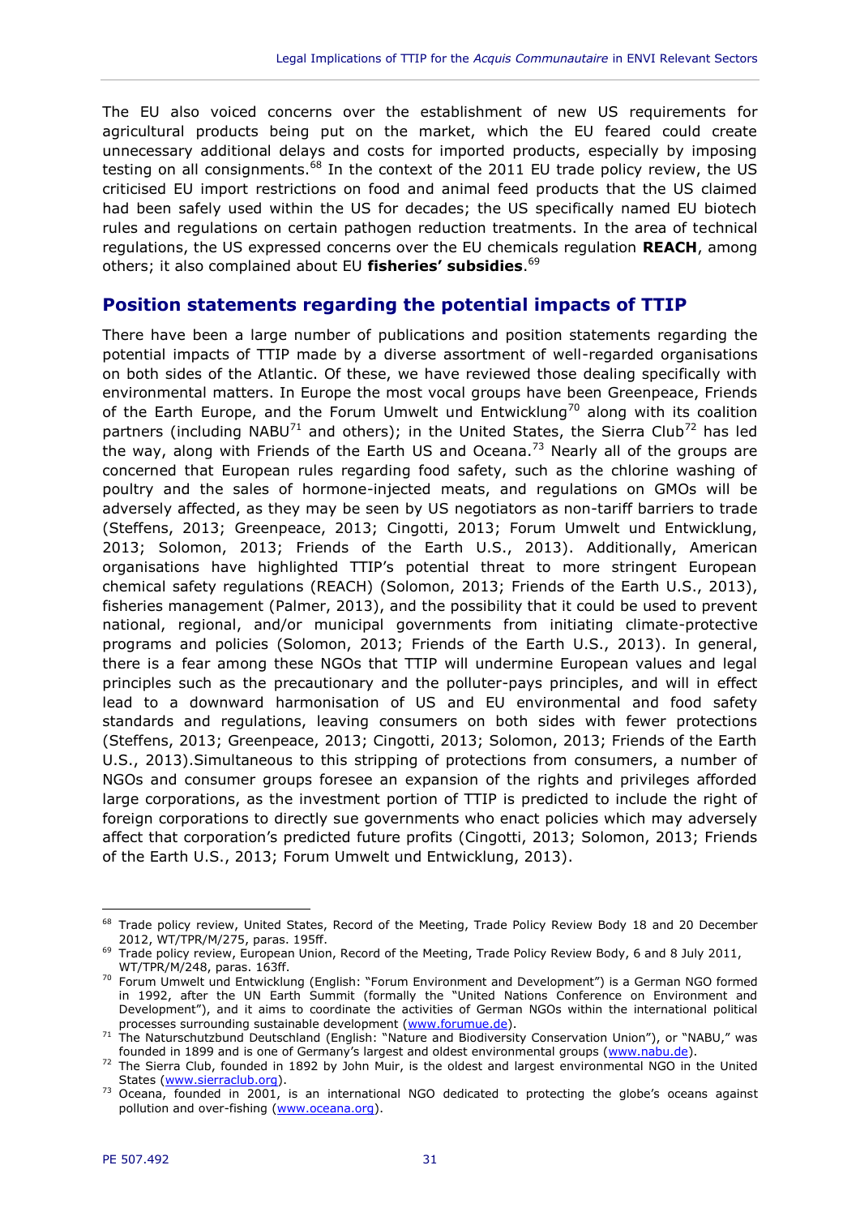The EU also voiced concerns over the establishment of new US requirements for agricultural products being put on the market, which the EU feared could create unnecessary additional delays and costs for imported products, especially by imposing testing on all consignments.[68] In the context of the 2011 EU trade policy review, the US criticised EU import restrictions on food and animal feed products that the US claimed had been safely used within the US for decades; the US specifically named EU biotech rules and regulations on certain pathogen reduction treatments. In the area of technical regulations, the US expressed concerns over the EU chemicals regulation **REACH**, among others; it also complained about EU **fisheries' subsidies**.[69]

## Position statements regarding the potential impacts of TTIP

There have been a large number of publications and position statements regarding the potential impacts of TTIP made by a diverse assortment of well-regarded organisations on both sides of the Atlantic. Of these, we have reviewed those dealing specifically with environmental matters. In Europe the most vocal groups have been Greenpeace, Friends of the Earth Europe, and the Forum Umwelt und Entwicklung[70] along with its coalition partners (including NABU[71] and others); in the United States, the Sierra Club[72] has led the way, along with Friends of the Earth US and Oceana.[73] Nearly all of the groups are concerned that European rules regarding food safety, such as the chlorine washing of poultry and the sales of hormone-injected meats, and regulations on GMOs will be adversely affected, as they may be seen by US negotiators as non-tariff barriers to trade (Steffens, 2013; Greenpeace, 2013; Cingotti, 2013; Forum Umwelt und Entwicklung, 2013; Solomon, 2013; Friends of the Earth U.S., 2013). Additionally, American organisations have highlighted TTIP's potential threat to more stringent European chemical safety regulations (REACH) (Solomon, 2013; Friends of the Earth U.S., 2013), fisheries management (Palmer, 2013), and the possibility that it could be used to prevent national, regional, and/or municipal governments from initiating climate-protective programs and policies (Solomon, 2013; Friends of the Earth U.S., 2013). In general, there is a fear among these NGOs that TTIP will undermine European values and legal principles such as the precautionary and the polluter-pays principles, and will in effect lead to a downward harmonisation of US and EU environmental and food safety standards and regulations, leaving consumers on both sides with fewer protections (Steffens, 2013; Greenpeace, 2013; Cingotti, 2013; Solomon, 2013; Friends of the Earth U.S., 2013).Simultaneous to this stripping of protections from consumers, a number of NGOs and consumer groups foresee an expansion of the rights and privileges afforded large corporations, as the investment portion of TTIP is predicted to include the right of foreign corporations to directly sue governments who enact policies which may adversely affect that corporation's predicted future profits (Cingotti, 2013; Solomon, 2013; Friends of the Earth U.S., 2013; Forum Umwelt und Entwicklung, 2013).

---

[68] Trade policy review, United States, Record of the Meeting, Trade Policy Review Body 18 and 20 December 2012, WT/TPR/M/275, paras. 195ff.

[69] Trade policy review, European Union, Record of the Meeting, Trade Policy Review Body, 6 and 8 July 2011, WT/TPR/M/248, paras. 163ff.

[70] Forum Umwelt und Entwicklung (English: "Forum Environment and Development") is a German NGO formed in 1992, after the UN Earth Summit (formally the "United Nations Conference on Environment and Development"), and it aims to coordinate the activities of German NGOs within the international political processes surrounding sustainable development (www.forumue.de).

[71] The Naturschutzbund Deutschland (English: "Nature and Biodiversity Conservation Union"), or "NABU," was founded in 1899 and is one of Germany's largest and oldest environmental groups (www.nabu.de).

[72] The Sierra Club, founded in 1892 by John Muir, is the oldest and largest environmental NGO in the United States (www.sierraclub.org).

[73] Oceana, founded in 2001, is an international NGO dedicated to protecting the globe's oceans against pollution and over-fishing (www.oceana.org).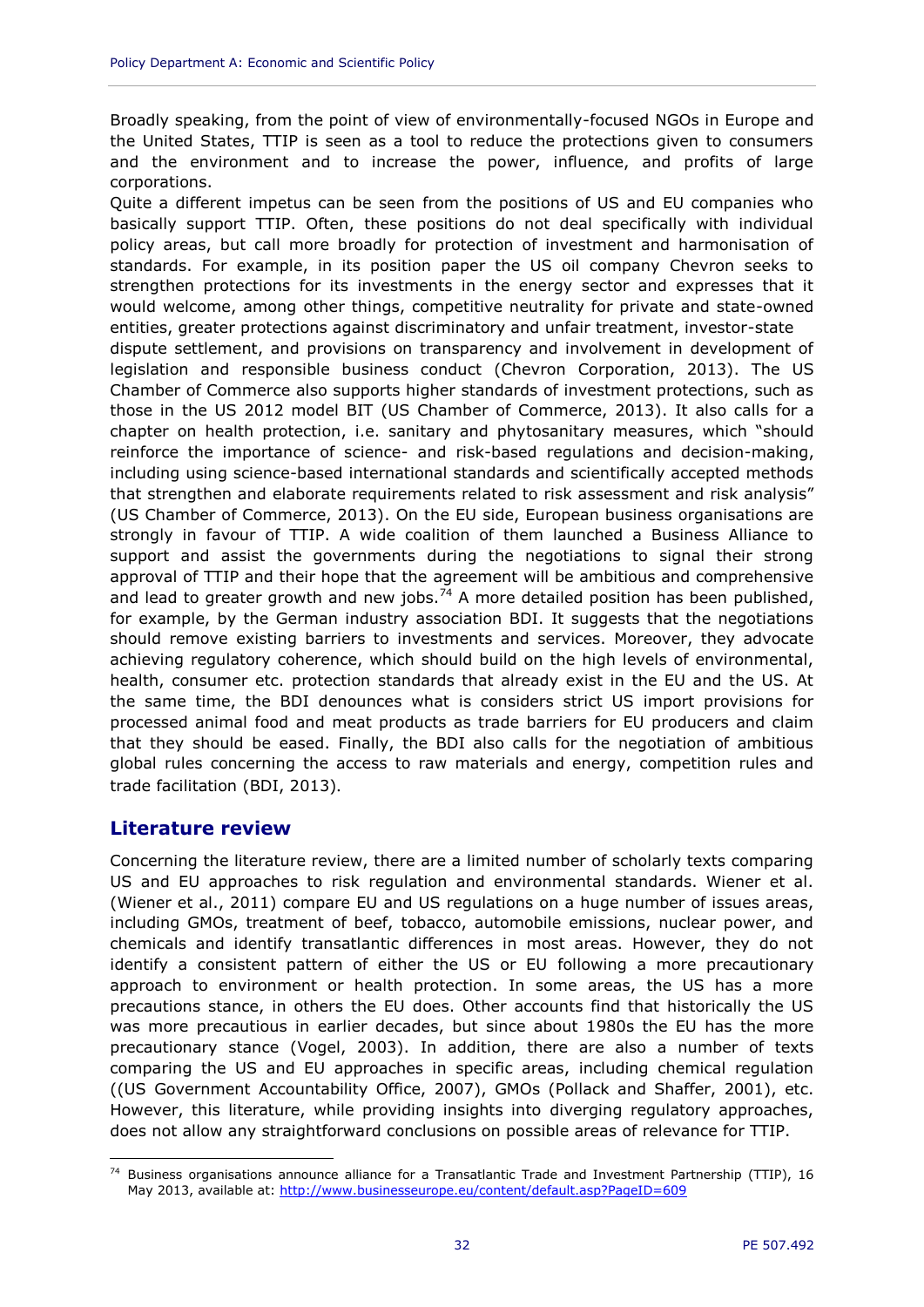Broadly speaking, from the point of view of environmentally-focused NGOs in Europe and the United States, TTIP is seen as a tool to reduce the protections given to consumers and the environment and to increase the power, influence, and profits of large corporations.

Quite a different impetus can be seen from the positions of US and EU companies who basically support TTIP. Often, these positions do not deal specifically with individual policy areas, but call more broadly for protection of investment and harmonisation of standards. For example, in its position paper the US oil company Chevron seeks to strengthen protections for its investments in the energy sector and expresses that it would welcome, among other things, competitive neutrality for private and state-owned entities, greater protections against discriminatory and unfair treatment, investor-state dispute settlement, and provisions on transparency and involvement in development of legislation and responsible business conduct (Chevron Corporation, 2013). The US Chamber of Commerce also supports higher standards of investment protections, such as those in the US 2012 model BIT (US Chamber of Commerce, 2013). It also calls for a chapter on health protection, i.e. sanitary and phytosanitary measures, which "should reinforce the importance of science- and risk-based regulations and decision-making, including using science-based international standards and scientifically accepted methods that strengthen and elaborate requirements related to risk assessment and risk analysis" (US Chamber of Commerce, 2013). On the EU side, European business organisations are strongly in favour of TTIP. A wide coalition of them launched a Business Alliance to support and assist the governments during the negotiations to signal their strong approval of TTIP and their hope that the agreement will be ambitious and comprehensive and lead to greater growth and new jobs.[74] A more detailed position has been published, for example, by the German industry association BDI. It suggests that the negotiations should remove existing barriers to investments and services. Moreover, they advocate achieving regulatory coherence, which should build on the high levels of environmental, health, consumer etc. protection standards that already exist in the EU and the US. At the same time, the BDI denounces what is considers strict US import provisions for processed animal food and meat products as trade barriers for EU producers and claim that they should be eased. Finally, the BDI also calls for the negotiation of ambitious global rules concerning the access to raw materials and energy, competition rules and trade facilitation (BDI, 2013).

## Literature review

Concerning the literature review, there are a limited number of scholarly texts comparing US and EU approaches to risk regulation and environmental standards. Wiener et al. (Wiener et al., 2011) compare EU and US regulations on a huge number of issues areas, including GMOs, treatment of beef, tobacco, automobile emissions, nuclear power, and chemicals and identify transatlantic differences in most areas. However, they do not identify a consistent pattern of either the US or EU following a more precautionary approach to environment or health protection. In some areas, the US has a more precautions stance, in others the EU does. Other accounts find that historically the US was more precautious in earlier decades, but since about 1980s the EU has the more precautionary stance (Vogel, 2003). In addition, there are also a number of texts comparing the US and EU approaches in specific areas, including chemical regulation ((US Government Accountability Office, 2007), GMOs (Pollack and Shaffer, 2001), etc. However, this literature, while providing insights into diverging regulatory approaches, does not allow any straightforward conclusions on possible areas of relevance for TTIP.

---

[74] Business organisations announce alliance for a Transatlantic Trade and Investment Partnership (TTIP), 16 May 2013, available at: http://www.businesseurope.eu/content/default.asp?PageID=609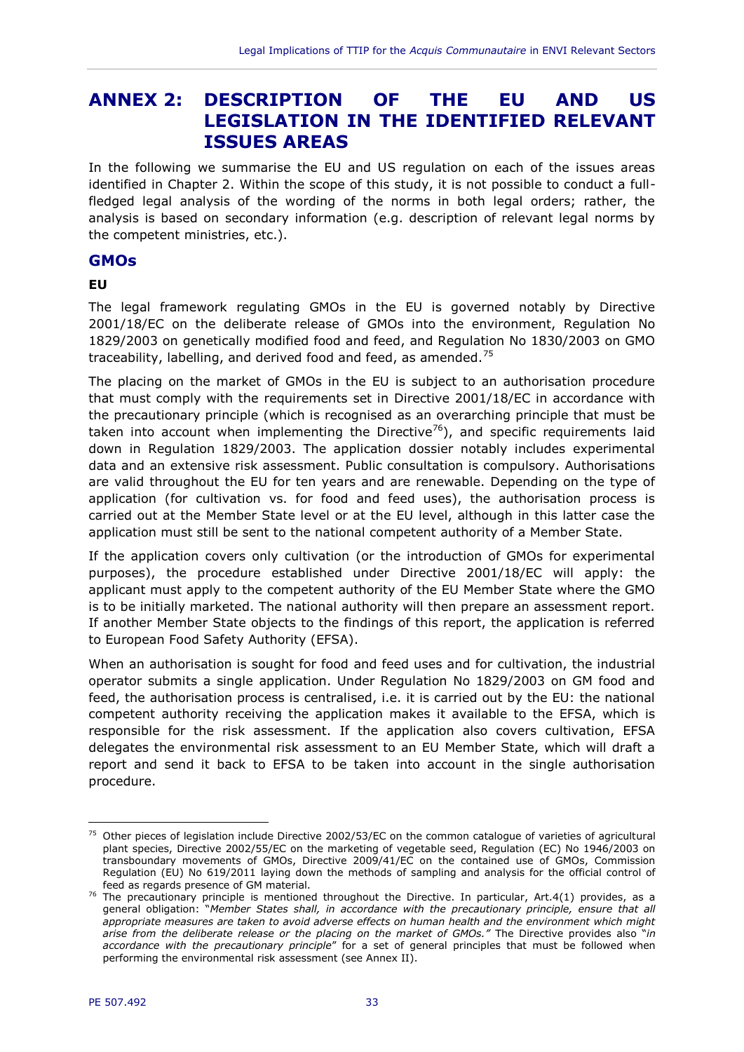# ANNEX 2: DESCRIPTION OF THE EU AND US LEGISLATION IN THE IDENTIFIED RELEVANT ISSUES AREAS

In the following we summarise the EU and US regulation on each of the issues areas identified in Chapter 2. Within the scope of this study, it is not possible to conduct a full-fledged legal analysis of the wording of the norms in both legal orders; rather, the analysis is based on secondary information (e.g. description of relevant legal norms by the competent ministries, etc.).

## GMOs

### EU

The legal framework regulating GMOs in the EU is governed notably by Directive 2001/18/EC on the deliberate release of GMOs into the environment, Regulation No 1829/2003 on genetically modified food and feed, and Regulation No 1830/2003 on GMO traceability, labelling, and derived food and feed, as amended.[75]

The placing on the market of GMOs in the EU is subject to an authorisation procedure that must comply with the requirements set in Directive 2001/18/EC in accordance with the precautionary principle (which is recognised as an overarching principle that must be taken into account when implementing the Directive[76]), and specific requirements laid down in Regulation 1829/2003. The application dossier notably includes experimental data and an extensive risk assessment. Public consultation is compulsory. Authorisations are valid throughout the EU for ten years and are renewable. Depending on the type of application (for cultivation vs. for food and feed uses), the authorisation process is carried out at the Member State level or at the EU level, although in this latter case the application must still be sent to the national competent authority of a Member State.

If the application covers only cultivation (or the introduction of GMOs for experimental purposes), the procedure established under Directive 2001/18/EC will apply: the applicant must apply to the competent authority of the EU Member State where the GMO is to be initially marketed. The national authority will then prepare an assessment report. If another Member State objects to the findings of this report, the application is referred to European Food Safety Authority (EFSA).

When an authorisation is sought for food and feed uses and for cultivation, the industrial operator submits a single application. Under Regulation No 1829/2003 on GM food and feed, the authorisation process is centralised, i.e. it is carried out by the EU: the national competent authority receiving the application makes it available to the EFSA, which is responsible for the risk assessment. If the application also covers cultivation, EFSA delegates the environmental risk assessment to an EU Member State, which will draft a report and send it back to EFSA to be taken into account in the single authorisation procedure.

---

[75] Other pieces of legislation include Directive 2002/53/EC on the common catalogue of varieties of agricultural plant species, Directive 2002/55/EC on the marketing of vegetable seed, Regulation (EC) No 1946/2003 on transboundary movements of GMOs, Directive 2009/41/EC on the contained use of GMOs, Commission Regulation (EU) No 619/2011 laying down the methods of sampling and analysis for the official control of feed as regards presence of GM material.

[76] The precautionary principle is mentioned throughout the Directive. In particular, Art.4(1) provides, as a general obligation: "*Member States shall, in accordance with the precautionary principle, ensure that all appropriate measures are taken to avoid adverse effects on human health and the environment which might arise from the deliberate release or the placing on the market of GMOs.*" The Directive provides also "*in accordance with the precautionary principle*" for a set of general principles that must be followed when performing the environmental risk assessment (see Annex II).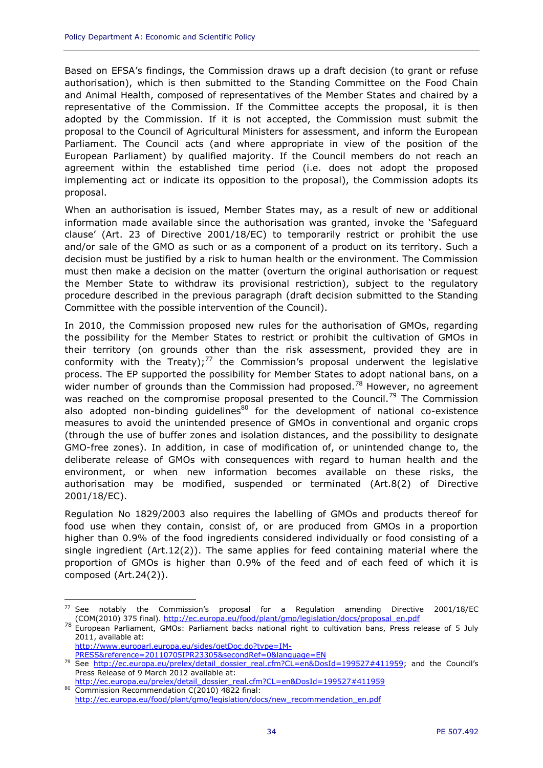Based on EFSA's findings, the Commission draws up a draft decision (to grant or refuse authorisation), which is then submitted to the Standing Committee on the Food Chain and Animal Health, composed of representatives of the Member States and chaired by a representative of the Commission. If the Committee accepts the proposal, it is then adopted by the Commission. If it is not accepted, the Commission must submit the proposal to the Council of Agricultural Ministers for assessment, and inform the European Parliament. The Council acts (and where appropriate in view of the position of the European Parliament) by qualified majority. If the Council members do not reach an agreement within the established time period (i.e. does not adopt the proposed implementing act or indicate its opposition to the proposal), the Commission adopts its proposal.

When an authorisation is issued, Member States may, as a result of new or additional information made available since the authorisation was granted, invoke the 'Safeguard clause' (Art. 23 of Directive 2001/18/EC) to temporarily restrict or prohibit the use and/or sale of the GMO as such or as a component of a product on its territory. Such a decision must be justified by a risk to human health or the environment. The Commission must then make a decision on the matter (overturn the original authorisation or request the Member State to withdraw its provisional restriction), subject to the regulatory procedure described in the previous paragraph (draft decision submitted to the Standing Committee with the possible intervention of the Council).

In 2010, the Commission proposed new rules for the authorisation of GMOs, regarding the possibility for the Member States to restrict or prohibit the cultivation of GMOs in their territory (on grounds other than the risk assessment, provided they are in conformity with the Treaty);[77] the Commission's proposal underwent the legislative process. The EP supported the possibility for Member States to adopt national bans, on a wider number of grounds than the Commission had proposed.[78] However, no agreement was reached on the compromise proposal presented to the Council.[79] The Commission also adopted non-binding guidelines[80] for the development of national co-existence measures to avoid the unintended presence of GMOs in conventional and organic crops (through the use of buffer zones and isolation distances, and the possibility to designate GMO-free zones). In addition, in case of modification of, or unintended change to, the deliberate release of GMOs with consequences with regard to human health and the environment, or when new information becomes available on these risks, the authorisation may be modified, suspended or terminated (Art.8(2) of Directive 2001/18/EC).

Regulation No 1829/2003 also requires the labelling of GMOs and products thereof for food use when they contain, consist of, or are produced from GMOs in a proportion higher than 0.9% of the food ingredients considered individually or food consisting of a single ingredient (Art.12(2)). The same applies for feed containing material where the proportion of GMOs is higher than 0.9% of the feed and of each feed of which it is composed (Art.24(2)).

---

[77] See notably the Commission's proposal for a Regulation amending Directive 2001/18/EC (COM(2010) 375 final). http://ec.europa.eu/food/plant/gmo/legislation/docs/proposal_en.pdf

[78] European Parliament, GMOs: Parliament backs national right to cultivation bans, Press release of 5 July 2011, available at: http://www.europarl.europa.eu/sides/getDoc.do?type=IM-PRESS&reference=20110705IPR23305&secondRef=0&language=EN

[79] See http://ec.europa.eu/prelex/detail_dossier_real.cfm?CL=en&DosId=199527#411959; and the Council's Press Release of 9 March 2012 available at: http://ec.europa.eu/prelex/detail_dossier_real.cfm?CL=en&DosId=199527#411959

[80] Commission Recommendation C(2010) 4822 final: http://ec.europa.eu/food/plant/gmo/legislation/docs/new_recommendation_en.pdf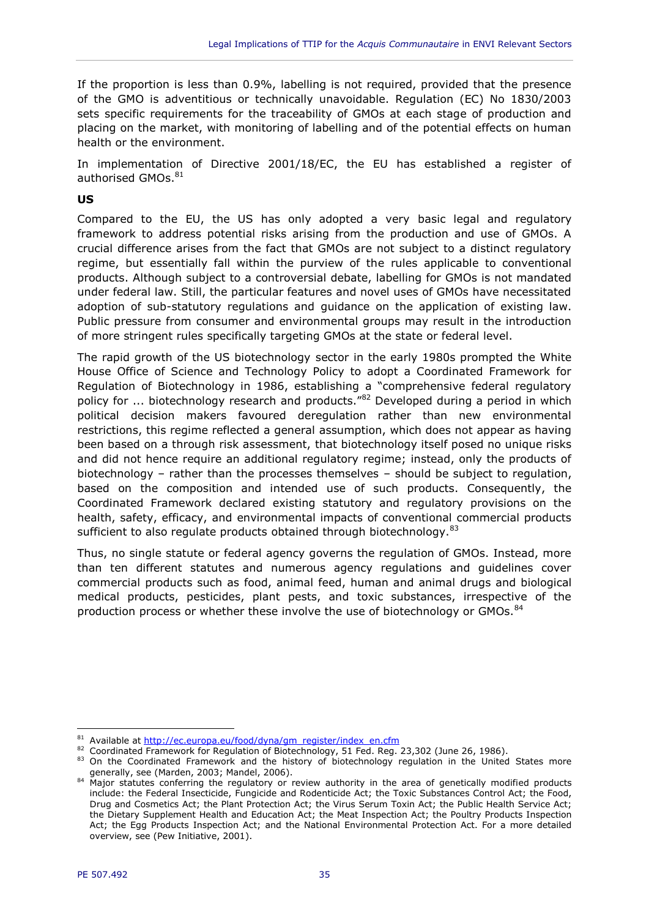If the proportion is less than 0.9%, labelling is not required, provided that the presence of the GMO is adventitious or technically unavoidable. Regulation (EC) No 1830/2003 sets specific requirements for the traceability of GMOs at each stage of production and placing on the market, with monitoring of labelling and of the potential effects on human health or the environment.

In implementation of Directive 2001/18/EC, the EU has established a register of authorised GMOs.[81]

**US**

Compared to the EU, the US has only adopted a very basic legal and regulatory framework to address potential risks arising from the production and use of GMOs. A crucial difference arises from the fact that GMOs are not subject to a distinct regulatory regime, but essentially fall within the purview of the rules applicable to conventional products. Although subject to a controversial debate, labelling for GMOs is not mandated under federal law. Still, the particular features and novel uses of GMOs have necessitated adoption of sub-statutory regulations and guidance on the application of existing law. Public pressure from consumer and environmental groups may result in the introduction of more stringent rules specifically targeting GMOs at the state or federal level.

The rapid growth of the US biotechnology sector in the early 1980s prompted the White House Office of Science and Technology Policy to adopt a Coordinated Framework for Regulation of Biotechnology in 1986, establishing a "comprehensive federal regulatory policy for ... biotechnology research and products."[82] Developed during a period in which political decision makers favoured deregulation rather than new environmental restrictions, this regime reflected a general assumption, which does not appear as having been based on a through risk assessment, that biotechnology itself posed no unique risks and did not hence require an additional regulatory regime; instead, only the products of biotechnology – rather than the processes themselves – should be subject to regulation, based on the composition and intended use of such products. Consequently, the Coordinated Framework declared existing statutory and regulatory provisions on the health, safety, efficacy, and environmental impacts of conventional commercial products sufficient to also regulate products obtained through biotechnology.[83]

Thus, no single statute or federal agency governs the regulation of GMOs. Instead, more than ten different statutes and numerous agency regulations and guidelines cover commercial products such as food, animal feed, human and animal drugs and biological medical products, pesticides, plant pests, and toxic substances, irrespective of the production process or whether these involve the use of biotechnology or GMOs.[84]

---

[81] Available at http://ec.europa.eu/food/dyna/gm_register/index_en.cfm

[82] Coordinated Framework for Regulation of Biotechnology, 51 Fed. Reg. 23,302 (June 26, 1986).

[83] On the Coordinated Framework and the history of biotechnology regulation in the United States more generally, see (Marden, 2003; Mandel, 2006).

[84] Major statutes conferring the regulatory or review authority in the area of genetically modified products include: the Federal Insecticide, Fungicide and Rodenticide Act; the Toxic Substances Control Act; the Food, Drug and Cosmetics Act; the Plant Protection Act; the Virus Serum Toxin Act; the Public Health Service Act; the Dietary Supplement Health and Education Act; the Meat Inspection Act; the Poultry Products Inspection Act; the Egg Products Inspection Act; and the National Environmental Protection Act. For a more detailed overview, see (Pew Initiative, 2001).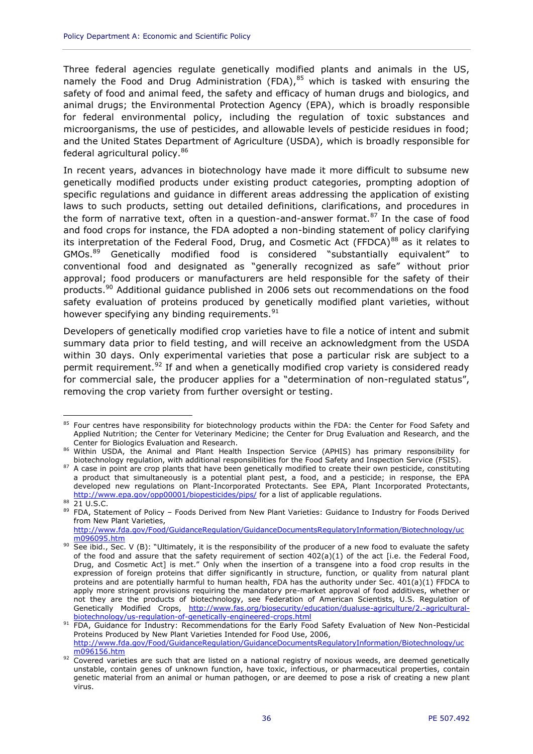Three federal agencies regulate genetically modified plants and animals in the US, namely the Food and Drug Administration (FDA),[85] which is tasked with ensuring the safety of food and animal feed, the safety and efficacy of human drugs and biologics, and animal drugs; the Environmental Protection Agency (EPA), which is broadly responsible for federal environmental policy, including the regulation of toxic substances and microorganisms, the use of pesticides, and allowable levels of pesticide residues in food; and the United States Department of Agriculture (USDA), which is broadly responsible for federal agricultural policy.[86]

In recent years, advances in biotechnology have made it more difficult to subsume new genetically modified products under existing product categories, prompting adoption of specific regulations and guidance in different areas addressing the application of existing laws to such products, setting out detailed definitions, clarifications, and procedures in the form of narrative text, often in a question-and-answer format.[87] In the case of food and food crops for instance, the FDA adopted a non-binding statement of policy clarifying its interpretation of the Federal Food, Drug, and Cosmetic Act (FFDCA)[88] as it relates to GMOs.[89] Genetically modified food is considered "substantially equivalent" to conventional food and designated as "generally recognized as safe" without prior approval; food producers or manufacturers are held responsible for the safety of their products.[90] Additional guidance published in 2006 sets out recommendations on the food safety evaluation of proteins produced by genetically modified plant varieties, without however specifying any binding requirements.[91]

Developers of genetically modified crop varieties have to file a notice of intent and submit summary data prior to field testing, and will receive an acknowledgment from the USDA within 30 days. Only experimental varieties that pose a particular risk are subject to a permit requirement.[92] If and when a genetically modified crop variety is considered ready for commercial sale, the producer applies for a "determination of non-regulated status", removing the crop variety from further oversight or testing.

---

[85] Four centres have responsibility for biotechnology products within the FDA: the Center for Food Safety and Applied Nutrition; the Center for Veterinary Medicine; the Center for Drug Evaluation and Research, and the Center for Biologics Evaluation and Research.

[86] Within USDA, the Animal and Plant Health Inspection Service (APHIS) has primary responsibility for biotechnology regulation, with additional responsibilities for the Food Safety and Inspection Service (FSIS).

[87] A case in point are crop plants that have been genetically modified to create their own pesticide, constituting a product that simultaneously is a potential plant pest, a food, and a pesticide; in response, the EPA developed new regulations on Plant-Incorporated Protectants. See EPA, Plant Incorporated Protectants, http://www.epa.gov/opp00001/biopesticides/pips/ for a list of applicable regulations.

[88] 21 U.S.C.

[89] FDA, Statement of Policy – Foods Derived from New Plant Varieties: Guidance to Industry for Foods Derived from New Plant Varieties, http://www.fda.gov/Food/GuidanceRegulation/GuidanceDocumentsRegulatoryInformation/Biotechnology/ucm096095.htm

[90] See ibid., Sec. V (B): "Ultimately, it is the responsibility of the producer of a new food to evaluate the safety of the food and assure that the safety requirement of section 402(a)(1) of the act [i.e. the Federal Food, Drug, and Cosmetic Act] is met." Only when the insertion of a transgene into a food crop results in the expression of foreign proteins that differ significantly in structure, function, or quality from natural plant proteins and are potentially harmful to human health, FDA has the authority under Sec. 401(a)(1) FFDCA to apply more stringent provisions requiring the mandatory pre-market approval of food additives, whether or not they are the products of biotechnology, see Federation of American Scientists, U.S. Regulation of Genetically Modified Crops, http://www.fas.org/biosecurity/education/dualuse-agriculture/2.-agricultural-biotechnology/us-regulation-of-genetically-engineered-crops.html

[91] FDA, Guidance for Industry: Recommendations for the Early Food Safety Evaluation of New Non-Pesticidal Proteins Produced by New Plant Varieties Intended for Food Use, 2006, http://www.fda.gov/Food/GuidanceRegulation/GuidanceDocumentsRegulatoryInformation/Biotechnology/ucm096156.htm

[92] Covered varieties are such that are listed on a national registry of noxious weeds, are deemed genetically unstable, contain genes of unknown function, have toxic, infectious, or pharmaceutical properties, contain genetic material from an animal or human pathogen, or are deemed to pose a risk of creating a new plant virus.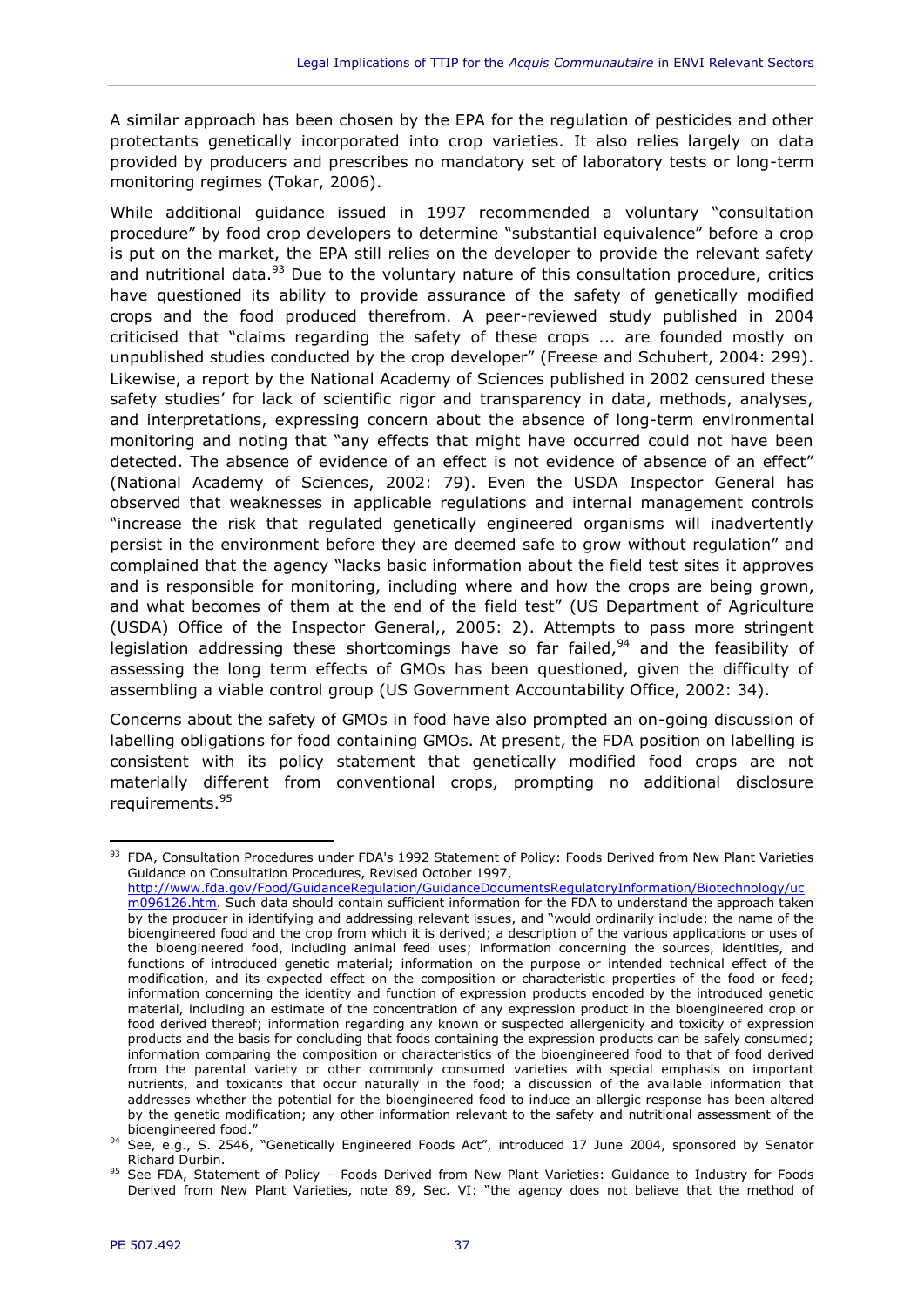A similar approach has been chosen by the EPA for the regulation of pesticides and other protectants genetically incorporated into crop varieties. It also relies largely on data provided by producers and prescribes no mandatory set of laboratory tests or long-term monitoring regimes (Tokar, 2006).

While additional guidance issued in 1997 recommended a voluntary "consultation procedure" by food crop developers to determine "substantial equivalence" before a crop is put on the market, the EPA still relies on the developer to provide the relevant safety and nutritional data.[93] Due to the voluntary nature of this consultation procedure, critics have questioned its ability to provide assurance of the safety of genetically modified crops and the food produced therefrom. A peer-reviewed study published in 2004 criticised that "claims regarding the safety of these crops ... are founded mostly on unpublished studies conducted by the crop developer" (Freese and Schubert, 2004: 299). Likewise, a report by the National Academy of Sciences published in 2002 censured these safety studies' for lack of scientific rigor and transparency in data, methods, analyses, and interpretations, expressing concern about the absence of long-term environmental monitoring and noting that "any effects that might have occurred could not have been detected. The absence of evidence of an effect is not evidence of absence of an effect" (National Academy of Sciences, 2002: 79). Even the USDA Inspector General has observed that weaknesses in applicable regulations and internal management controls "increase the risk that regulated genetically engineered organisms will inadvertently persist in the environment before they are deemed safe to grow without regulation" and complained that the agency "lacks basic information about the field test sites it approves and is responsible for monitoring, including where and how the crops are being grown, and what becomes of them at the end of the field test" (US Department of Agriculture (USDA) Office of the Inspector General,, 2005: 2). Attempts to pass more stringent legislation addressing these shortcomings have so far failed,[94] and the feasibility of assessing the long term effects of GMOs has been questioned, given the difficulty of assembling a viable control group (US Government Accountability Office, 2002: 34).

Concerns about the safety of GMOs in food have also prompted an on-going discussion of labelling obligations for food containing GMOs. At present, the FDA position on labelling is consistent with its policy statement that genetically modified food crops are not materially different from conventional crops, prompting no additional disclosure requirements.[95]

---

[93] FDA, Consultation Procedures under FDA's 1992 Statement of Policy: Foods Derived from New Plant Varieties Guidance on Consultation Procedures, Revised October 1997, http://www.fda.gov/Food/GuidanceRegulation/GuidanceDocumentsRegulatoryInformation/Biotechnology/ucm096126.htm. Such data should contain sufficient information for the FDA to understand the approach taken by the producer in identifying and addressing relevant issues, and "would ordinarily include: the name of the bioengineered food and the crop from which it is derived; a description of the various applications or uses of the bioengineered food, including animal feed uses; information concerning the sources, identities, and functions of introduced genetic material; information on the purpose or intended technical effect of the modification, and its expected effect on the composition or characteristic properties of the food or feed; information concerning the identity and function of expression products encoded by the introduced genetic material, including an estimate of the concentration of any expression product in the bioengineered crop or food derived thereof; information regarding any known or suspected allergenicity and toxicity of expression products and the basis for concluding that foods containing the expression products can be safely consumed; information comparing the composition or characteristics of the bioengineered food to that of food derived from the parental variety or other commonly consumed varieties with special emphasis on important nutrients, and toxicants that occur naturally in the food; a discussion of the available information that addresses whether the potential for the bioengineered food to induce an allergic response has been altered by the genetic modification; any other information relevant to the safety and nutritional assessment of the bioengineered food."

[94] See, e.g., S. 2546, "Genetically Engineered Foods Act", introduced 17 June 2004, sponsored by Senator Richard Durbin.

[95] See FDA, Statement of Policy – Foods Derived from New Plant Varieties: Guidance to Industry for Foods Derived from New Plant Varieties, note 89, Sec. VI: "the agency does not believe that the method of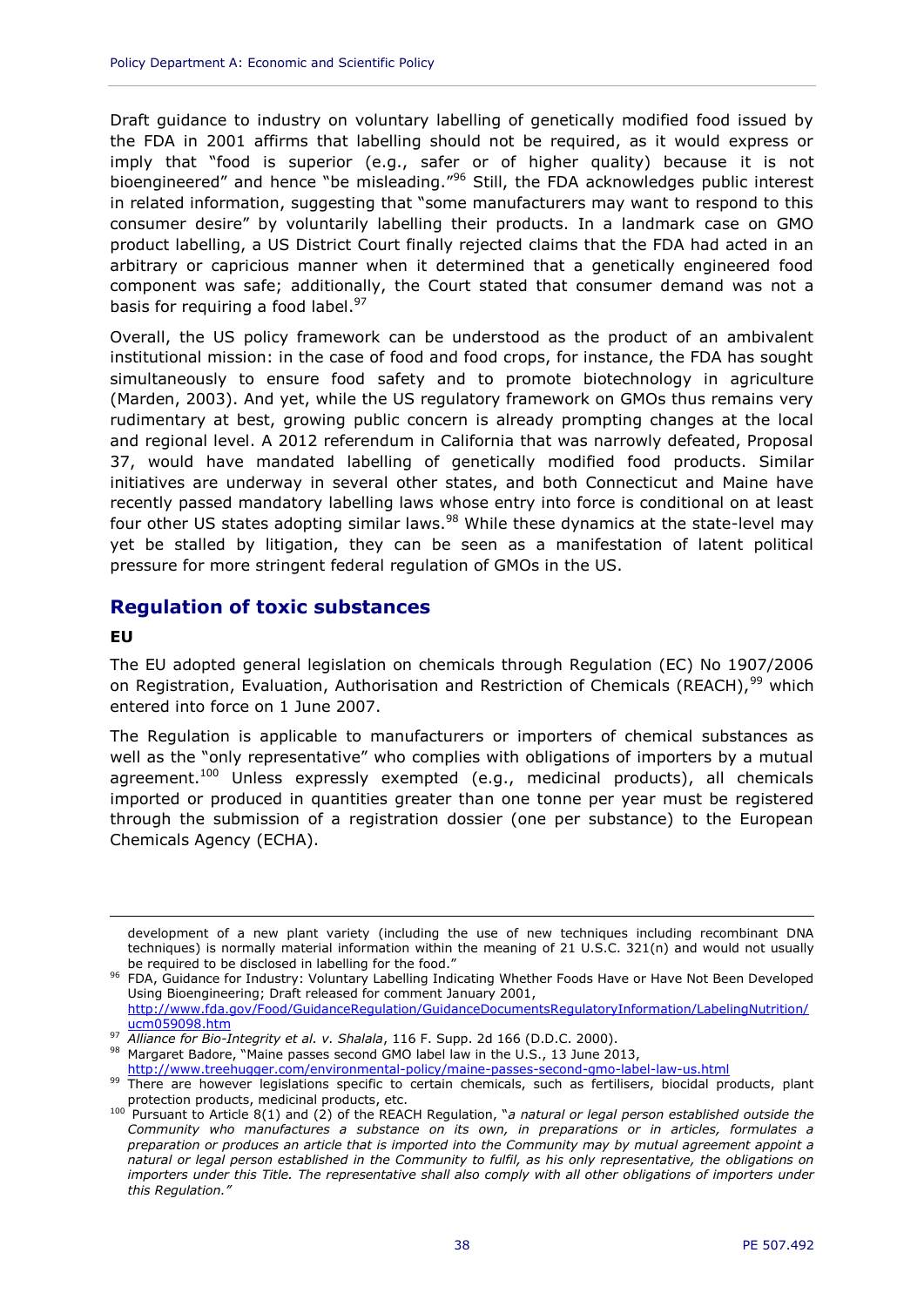Draft guidance to industry on voluntary labelling of genetically modified food issued by the FDA in 2001 affirms that labelling should not be required, as it would express or imply that "food is superior (e.g., safer or of higher quality) because it is not bioengineered" and hence "be misleading."[96] Still, the FDA acknowledges public interest in related information, suggesting that "some manufacturers may want to respond to this consumer desire" by voluntarily labelling their products. In a landmark case on GMO product labelling, a US District Court finally rejected claims that the FDA had acted in an arbitrary or capricious manner when it determined that a genetically engineered food component was safe; additionally, the Court stated that consumer demand was not a basis for requiring a food label.[97]

Overall, the US policy framework can be understood as the product of an ambivalent institutional mission: in the case of food and food crops, for instance, the FDA has sought simultaneously to ensure food safety and to promote biotechnology in agriculture (Marden, 2003). And yet, while the US regulatory framework on GMOs thus remains very rudimentary at best, growing public concern is already prompting changes at the local and regional level. A 2012 referendum in California that was narrowly defeated, Proposal 37, would have mandated labelling of genetically modified food products. Similar initiatives are underway in several other states, and both Connecticut and Maine have recently passed mandatory labelling laws whose entry into force is conditional on at least four other US states adopting similar laws.[98] While these dynamics at the state-level may yet be stalled by litigation, they can be seen as a manifestation of latent political pressure for more stringent federal regulation of GMOs in the US.

## Regulation of toxic substances

### EU

The EU adopted general legislation on chemicals through Regulation (EC) No 1907/2006 on Registration, Evaluation, Authorisation and Restriction of Chemicals (REACH),[99] which entered into force on 1 June 2007.

The Regulation is applicable to manufacturers or importers of chemical substances as well as the "only representative" who complies with obligations of importers by a mutual agreement.[100] Unless expressly exempted (e.g., medicinal products), all chemicals imported or produced in quantities greater than one tonne per year must be registered through the submission of a registration dossier (one per substance) to the European Chemicals Agency (ECHA).

---

development of a new plant variety (including the use of new techniques including recombinant DNA techniques) is normally material information within the meaning of 21 U.S.C. 321(n) and would not usually be required to be disclosed in labelling for the food."

[96] FDA, Guidance for Industry: Voluntary Labelling Indicating Whether Foods Have or Have Not Been Developed Using Bioengineering; Draft released for comment January 2001, http://www.fda.gov/Food/GuidanceRegulation/GuidanceDocumentsRegulatoryInformation/LabelingNutrition/ucm059098.htm

[97] *Alliance for Bio-Integrity et al. v. Shalala*, 116 F. Supp. 2d 166 (D.D.C. 2000).

[98] Margaret Badore, "Maine passes second GMO label law in the U.S., 13 June 2013, http://www.treehugger.com/environmental-policy/maine-passes-second-gmo-label-law-us.html

[99] There are however legislations specific to certain chemicals, such as fertilisers, biocidal products, plant protection products, medicinal products, etc.

[100] Pursuant to Article 8(1) and (2) of the REACH Regulation, "*a natural or legal person established outside the Community who manufactures a substance on its own, in preparations or in articles, formulates a preparation or produces an article that is imported into the Community may by mutual agreement appoint a natural or legal person established in the Community to fulfil, as his only representative, the obligations on importers under this Title. The representative shall also comply with all other obligations of importers under this Regulation.*"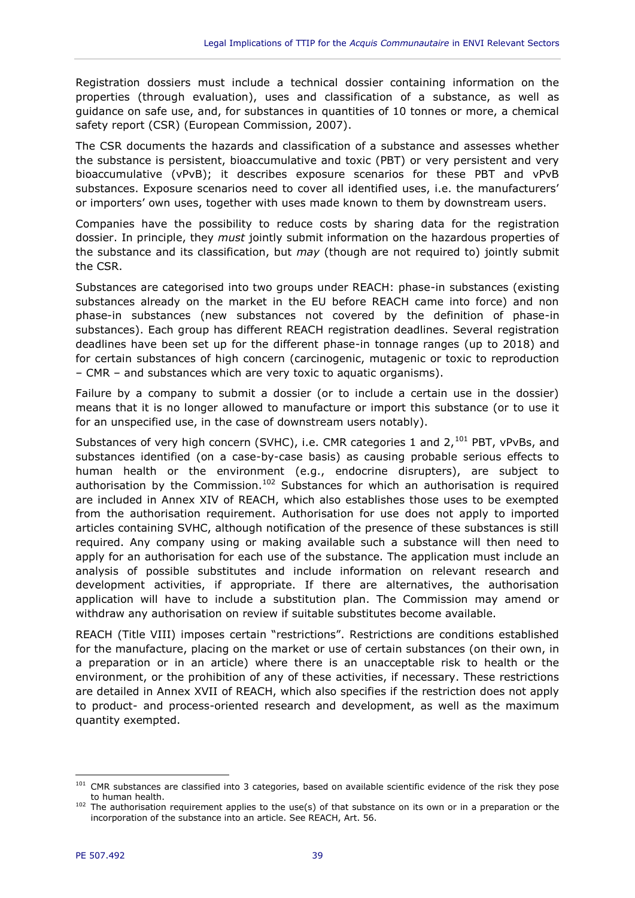Registration dossiers must include a technical dossier containing information on the properties (through evaluation), uses and classification of a substance, as well as guidance on safe use, and, for substances in quantities of 10 tonnes or more, a chemical safety report (CSR) (European Commission, 2007).

The CSR documents the hazards and classification of a substance and assesses whether the substance is persistent, bioaccumulative and toxic (PBT) or very persistent and very bioaccumulative (vPvB); it describes exposure scenarios for these PBT and vPvB substances. Exposure scenarios need to cover all identified uses, i.e. the manufacturers' or importers' own uses, together with uses made known to them by downstream users.

Companies have the possibility to reduce costs by sharing data for the registration dossier. In principle, they *must* jointly submit information on the hazardous properties of the substance and its classification, but *may* (though are not required to) jointly submit the CSR.

Substances are categorised into two groups under REACH: phase-in substances (existing substances already on the market in the EU before REACH came into force) and non phase-in substances (new substances not covered by the definition of phase-in substances). Each group has different REACH registration deadlines. Several registration deadlines have been set up for the different phase-in tonnage ranges (up to 2018) and for certain substances of high concern (carcinogenic, mutagenic or toxic to reproduction – CMR – and substances which are very toxic to aquatic organisms).

Failure by a company to submit a dossier (or to include a certain use in the dossier) means that it is no longer allowed to manufacture or import this substance (or to use it for an unspecified use, in the case of downstream users notably).

Substances of very high concern (SVHC), i.e. CMR categories 1 and 2,[101] PBT, vPvBs, and substances identified (on a case-by-case basis) as causing probable serious effects to human health or the environment (e.g., endocrine disrupters), are subject to authorisation by the Commission.[102] Substances for which an authorisation is required are included in Annex XIV of REACH, which also establishes those uses to be exempted from the authorisation requirement. Authorisation for use does not apply to imported articles containing SVHC, although notification of the presence of these substances is still required. Any company using or making available such a substance will then need to apply for an authorisation for each use of the substance. The application must include an analysis of possible substitutes and include information on relevant research and development activities, if appropriate. If there are alternatives, the authorisation application will have to include a substitution plan. The Commission may amend or withdraw any authorisation on review if suitable substitutes become available.

REACH (Title VIII) imposes certain "restrictions". Restrictions are conditions established for the manufacture, placing on the market or use of certain substances (on their own, in a preparation or in an article) where there is an unacceptable risk to health or the environment, or the prohibition of any of these activities, if necessary. These restrictions are detailed in Annex XVII of REACH, which also specifies if the restriction does not apply to product- and process-oriented research and development, as well as the maximum quantity exempted.

---

[101] CMR substances are classified into 3 categories, based on available scientific evidence of the risk they pose to human health.

[102] The authorisation requirement applies to the use(s) of that substance on its own or in a preparation or the incorporation of the substance into an article. See REACH, Art. 56.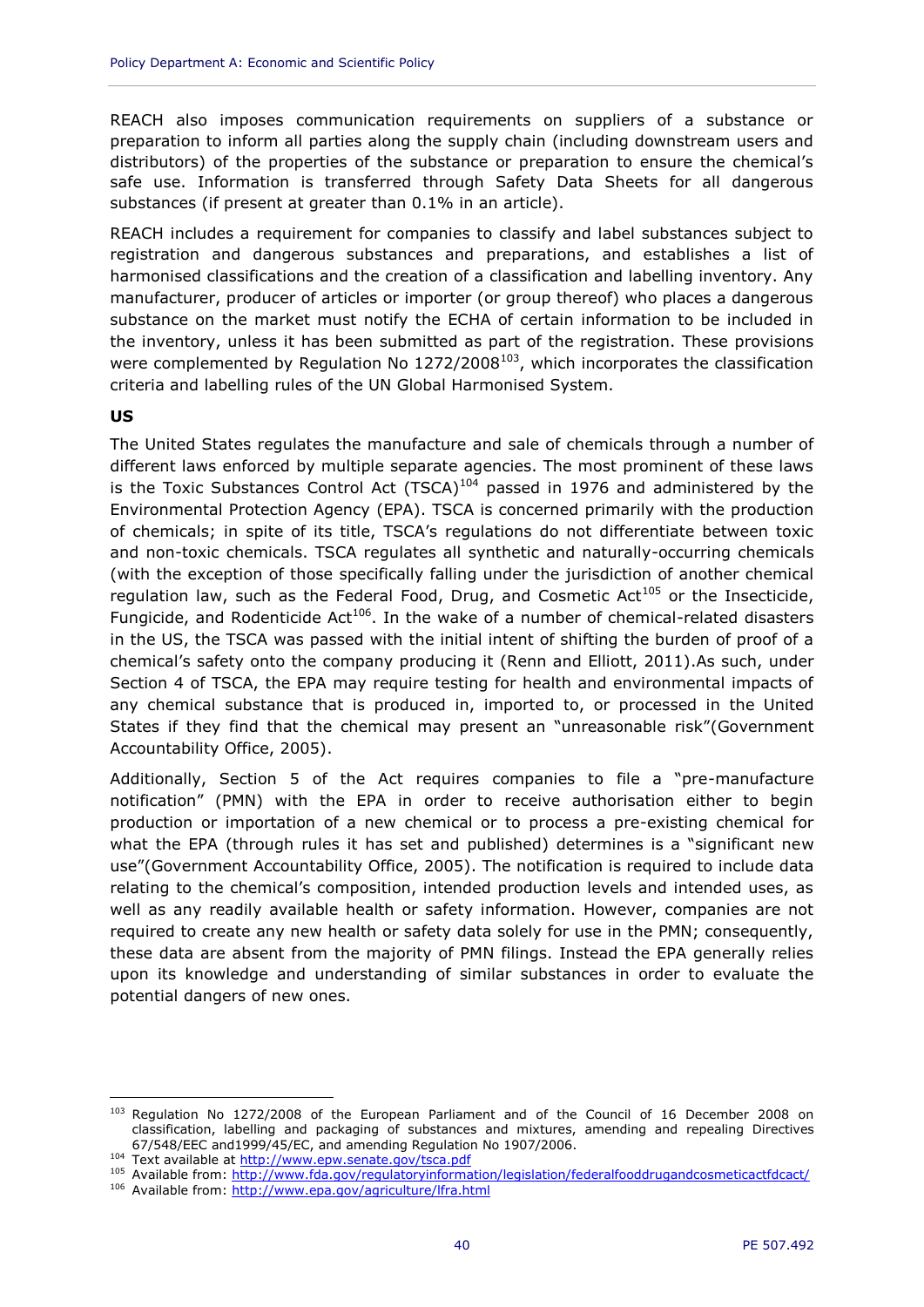REACH also imposes communication requirements on suppliers of a substance or preparation to inform all parties along the supply chain (including downstream users and distributors) of the properties of the substance or preparation to ensure the chemical's safe use. Information is transferred through Safety Data Sheets for all dangerous substances (if present at greater than 0.1% in an article).

REACH includes a requirement for companies to classify and label substances subject to registration and dangerous substances and preparations, and establishes a list of harmonised classifications and the creation of a classification and labelling inventory. Any manufacturer, producer of articles or importer (or group thereof) who places a dangerous substance on the market must notify the ECHA of certain information to be included in the inventory, unless it has been submitted as part of the registration. These provisions were complemented by Regulation No 1272/2008[103], which incorporates the classification criteria and labelling rules of the UN Global Harmonised System.

**US**

The United States regulates the manufacture and sale of chemicals through a number of different laws enforced by multiple separate agencies. The most prominent of these laws is the Toxic Substances Control Act (TSCA)[104] passed in 1976 and administered by the Environmental Protection Agency (EPA). TSCA is concerned primarily with the production of chemicals; in spite of its title, TSCA's regulations do not differentiate between toxic and non-toxic chemicals. TSCA regulates all synthetic and naturally-occurring chemicals (with the exception of those specifically falling under the jurisdiction of another chemical regulation law, such as the Federal Food, Drug, and Cosmetic Act[105] or the Insecticide, Fungicide, and Rodenticide Act[106]. In the wake of a number of chemical-related disasters in the US, the TSCA was passed with the initial intent of shifting the burden of proof of a chemical's safety onto the company producing it (Renn and Elliott, 2011).As such, under Section 4 of TSCA, the EPA may require testing for health and environmental impacts of any chemical substance that is produced in, imported to, or processed in the United States if they find that the chemical may present an "unreasonable risk"(Government Accountability Office, 2005).

Additionally, Section 5 of the Act requires companies to file a "pre-manufacture notification" (PMN) with the EPA in order to receive authorisation either to begin production or importation of a new chemical or to process a pre-existing chemical for what the EPA (through rules it has set and published) determines is a "significant new use"(Government Accountability Office, 2005). The notification is required to include data relating to the chemical's composition, intended production levels and intended uses, as well as any readily available health or safety information. However, companies are not required to create any new health or safety data solely for use in the PMN; consequently, these data are absent from the majority of PMN filings. Instead the EPA generally relies upon its knowledge and understanding of similar substances in order to evaluate the potential dangers of new ones.

---

[103] Regulation No 1272/2008 of the European Parliament and of the Council of 16 December 2008 on classification, labelling and packaging of substances and mixtures, amending and repealing Directives 67/548/EEC and1999/45/EC, and amending Regulation No 1907/2006.

[104] Text available at http://www.epw.senate.gov/tsca.pdf

[105] Available from: http://www.fda.gov/regulatoryinformation/legislation/federalfooddrugandcosmeticactfdcact/

[106] Available from: http://www.epa.gov/agriculture/lfra.html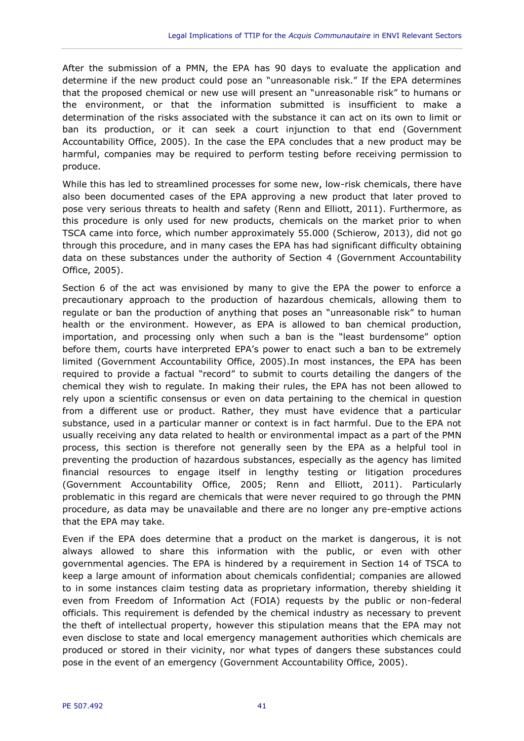After the submission of a PMN, the EPA has 90 days to evaluate the application and determine if the new product could pose an "unreasonable risk." If the EPA determines that the proposed chemical or new use will present an "unreasonable risk" to humans or the environment, or that the information submitted is insufficient to make a determination of the risks associated with the substance it can act on its own to limit or ban its production, or it can seek a court injunction to that end (Government Accountability Office, 2005). In the case the EPA concludes that a new product may be harmful, companies may be required to perform testing before receiving permission to produce.

While this has led to streamlined processes for some new, low-risk chemicals, there have also been documented cases of the EPA approving a new product that later proved to pose very serious threats to health and safety (Renn and Elliott, 2011). Furthermore, as this procedure is only used for new products, chemicals on the market prior to when TSCA came into force, which number approximately 55.000 (Schierow, 2013), did not go through this procedure, and in many cases the EPA has had significant difficulty obtaining data on these substances under the authority of Section 4 (Government Accountability Office, 2005).

Section 6 of the act was envisioned by many to give the EPA the power to enforce a precautionary approach to the production of hazardous chemicals, allowing them to regulate or ban the production of anything that poses an "unreasonable risk" to human health or the environment. However, as EPA is allowed to ban chemical production, importation, and processing only when such a ban is the "least burdensome" option before them, courts have interpreted EPA's power to enact such a ban to be extremely limited (Government Accountability Office, 2005).In most instances, the EPA has been required to provide a factual "record" to submit to courts detailing the dangers of the chemical they wish to regulate. In making their rules, the EPA has not been allowed to rely upon a scientific consensus or even on data pertaining to the chemical in question from a different use or product. Rather, they must have evidence that a particular substance, used in a particular manner or context is in fact harmful. Due to the EPA not usually receiving any data related to health or environmental impact as a part of the PMN process, this section is therefore not generally seen by the EPA as a helpful tool in preventing the production of hazardous substances, especially as the agency has limited financial resources to engage itself in lengthy testing or litigation procedures (Government Accountability Office, 2005; Renn and Elliott, 2011). Particularly problematic in this regard are chemicals that were never required to go through the PMN procedure, as data may be unavailable and there are no longer any pre-emptive actions that the EPA may take.

Even if the EPA does determine that a product on the market is dangerous, it is not always allowed to share this information with the public, or even with other governmental agencies. The EPA is hindered by a requirement in Section 14 of TSCA to keep a large amount of information about chemicals confidential; companies are allowed to in some instances claim testing data as proprietary information, thereby shielding it even from Freedom of Information Act (FOIA) requests by the public or non-federal officials. This requirement is defended by the chemical industry as necessary to prevent the theft of intellectual property, however this stipulation means that the EPA may not even disclose to state and local emergency management authorities which chemicals are produced or stored in their vicinity, nor what types of dangers these substances could pose in the event of an emergency (Government Accountability Office, 2005).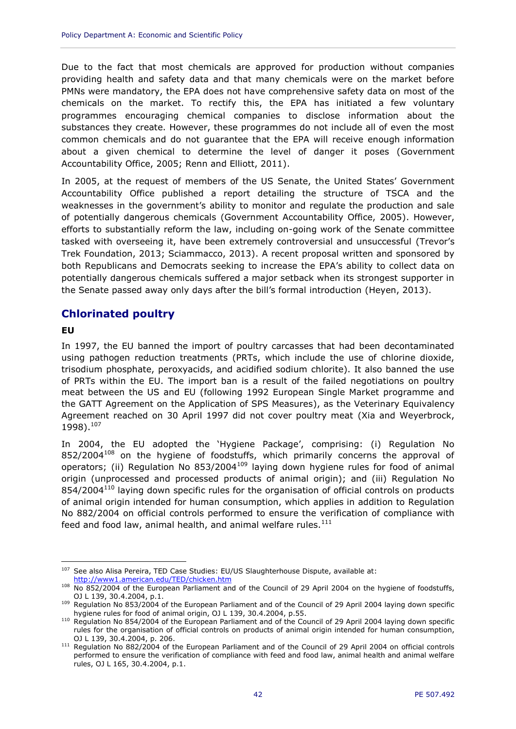Due to the fact that most chemicals are approved for production without companies providing health and safety data and that many chemicals were on the market before PMNs were mandatory, the EPA does not have comprehensive safety data on most of the chemicals on the market. To rectify this, the EPA has initiated a few voluntary programmes encouraging chemical companies to disclose information about the substances they create. However, these programmes do not include all of even the most common chemicals and do not guarantee that the EPA will receive enough information about a given chemical to determine the level of danger it poses (Government Accountability Office, 2005; Renn and Elliott, 2011).

In 2005, at the request of members of the US Senate, the United States' Government Accountability Office published a report detailing the structure of TSCA and the weaknesses in the government's ability to monitor and regulate the production and sale of potentially dangerous chemicals (Government Accountability Office, 2005). However, efforts to substantially reform the law, including on-going work of the Senate committee tasked with overseeing it, have been extremely controversial and unsuccessful (Trevor's Trek Foundation, 2013; Sciammacco, 2013). A recent proposal written and sponsored by both Republicans and Democrats seeking to increase the EPA's ability to collect data on potentially dangerous chemicals suffered a major setback when its strongest supporter in the Senate passed away only days after the bill's formal introduction (Heyen, 2013).

## Chlorinated poultry

### EU

In 1997, the EU banned the import of poultry carcasses that had been decontaminated using pathogen reduction treatments (PRTs, which include the use of chlorine dioxide, trisodium phosphate, peroxyacids, and acidified sodium chlorite). It also banned the use of PRTs within the EU. The import ban is a result of the failed negotiations on poultry meat between the US and EU (following 1992 European Single Market programme and the GATT Agreement on the Application of SPS Measures), as the Veterinary Equivalency Agreement reached on 30 April 1997 did not cover poultry meat (Xia and Weyerbrock, 1998).[107]

In 2004, the EU adopted the 'Hygiene Package', comprising: (i) Regulation No 852/2004[108] on the hygiene of foodstuffs, which primarily concerns the approval of operators; (ii) Regulation No 853/2004[109] laying down hygiene rules for food of animal origin (unprocessed and processed products of animal origin); and (iii) Regulation No 854/2004[110] laying down specific rules for the organisation of official controls on products of animal origin intended for human consumption, which applies in addition to Regulation No 882/2004 on official controls performed to ensure the verification of compliance with feed and food law, animal health, and animal welfare rules.[111]

---

[107] See also Alisa Pereira, TED Case Studies: EU/US Slaughterhouse Dispute, available at: http://www1.american.edu/TED/chicken.htm

[108] No 852/2004 of the European Parliament and of the Council of 29 April 2004 on the hygiene of foodstuffs, OJ L 139, 30.4.2004, p.1.

[109] Regulation No 853/2004 of the European Parliament and of the Council of 29 April 2004 laying down specific hygiene rules for food of animal origin, OJ L 139, 30.4.2004, p.55.

[110] Regulation No 854/2004 of the European Parliament and of the Council of 29 April 2004 laying down specific rules for the organisation of official controls on products of animal origin intended for human consumption, OJ L 139, 30.4.2004, p. 206.

[111] Regulation No 882/2004 of the European Parliament and of the Council of 29 April 2004 on official controls performed to ensure the verification of compliance with feed and food law, animal health and animal welfare rules, OJ L 165, 30.4.2004, p.1.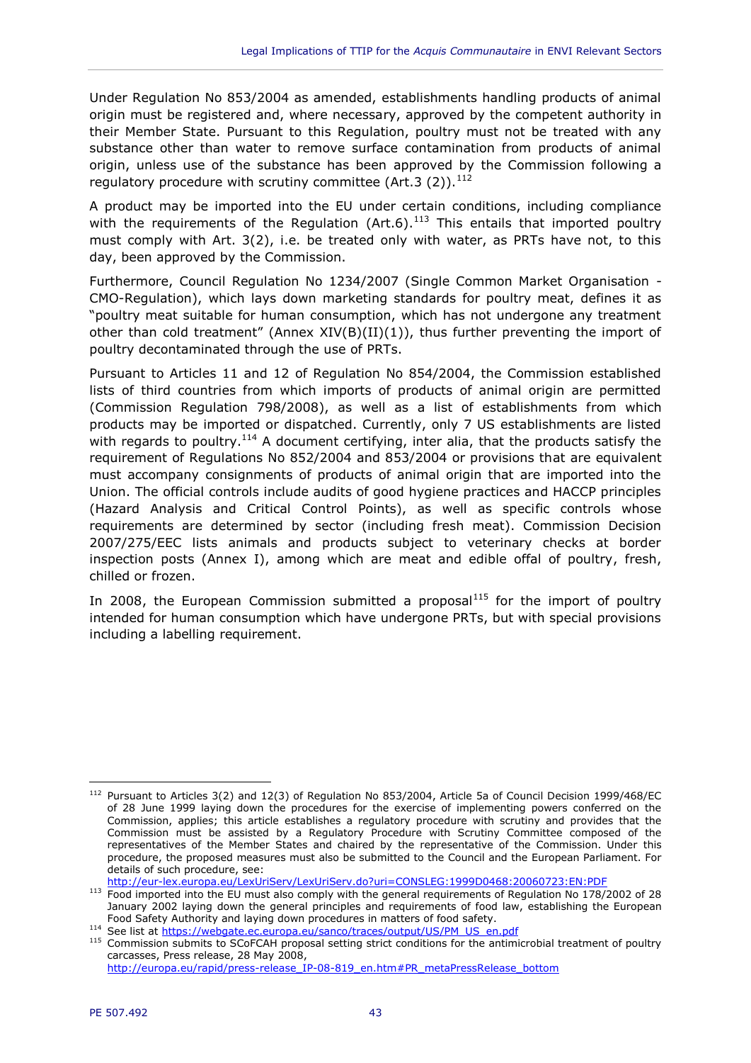Under Regulation No 853/2004 as amended, establishments handling products of animal origin must be registered and, where necessary, approved by the competent authority in their Member State. Pursuant to this Regulation, poultry must not be treated with any substance other than water to remove surface contamination from products of animal origin, unless use of the substance has been approved by the Commission following a regulatory procedure with scrutiny committee (Art.3 (2)).[112]

A product may be imported into the EU under certain conditions, including compliance with the requirements of the Regulation (Art.6).[113] This entails that imported poultry must comply with Art. 3(2), i.e. be treated only with water, as PRTs have not, to this day, been approved by the Commission.

Furthermore, Council Regulation No 1234/2007 (Single Common Market Organisation - CMO-Regulation), which lays down marketing standards for poultry meat, defines it as "poultry meat suitable for human consumption, which has not undergone any treatment other than cold treatment" (Annex XIV(B)(II)(1)), thus further preventing the import of poultry decontaminated through the use of PRTs.

Pursuant to Articles 11 and 12 of Regulation No 854/2004, the Commission established lists of third countries from which imports of products of animal origin are permitted (Commission Regulation 798/2008), as well as a list of establishments from which products may be imported or dispatched. Currently, only 7 US establishments are listed with regards to poultry.[114] A document certifying, inter alia, that the products satisfy the requirement of Regulations No 852/2004 and 853/2004 or provisions that are equivalent must accompany consignments of products of animal origin that are imported into the Union. The official controls include audits of good hygiene practices and HACCP principles (Hazard Analysis and Critical Control Points), as well as specific controls whose requirements are determined by sector (including fresh meat). Commission Decision 2007/275/EEC lists animals and products subject to veterinary checks at border inspection posts (Annex I), among which are meat and edible offal of poultry, fresh, chilled or frozen.

In 2008, the European Commission submitted a proposal[115] for the import of poultry intended for human consumption which have undergone PRTs, but with special provisions including a labelling requirement.

---

[112] Pursuant to Articles 3(2) and 12(3) of Regulation No 853/2004, Article 5a of Council Decision 1999/468/EC of 28 June 1999 laying down the procedures for the exercise of implementing powers conferred on the Commission, applies; this article establishes a regulatory procedure with scrutiny and provides that the Commission must be assisted by a Regulatory Procedure with Scrutiny Committee composed of the representatives of the Member States and chaired by the representative of the Commission. Under this procedure, the proposed measures must also be submitted to the Council and the European Parliament. For details of such procedure, see: http://eur-lex.europa.eu/LexUriServ/LexUriServ.do?uri=CONSLEG:1999D0468:20060723:EN:PDF

[113] Food imported into the EU must also comply with the general requirements of Regulation No 178/2002 of 28 January 2002 laying down the general principles and requirements of food law, establishing the European Food Safety Authority and laying down procedures in matters of food safety.

[114] See list at https://webgate.ec.europa.eu/sanco/traces/output/US/PM_US_en.pdf

[115] Commission submits to SCoFCAH proposal setting strict conditions for the antimicrobial treatment of poultry carcasses, Press release, 28 May 2008, http://europa.eu/rapid/press-release_IP-08-819_en.htm#PR_metaPressRelease_bottom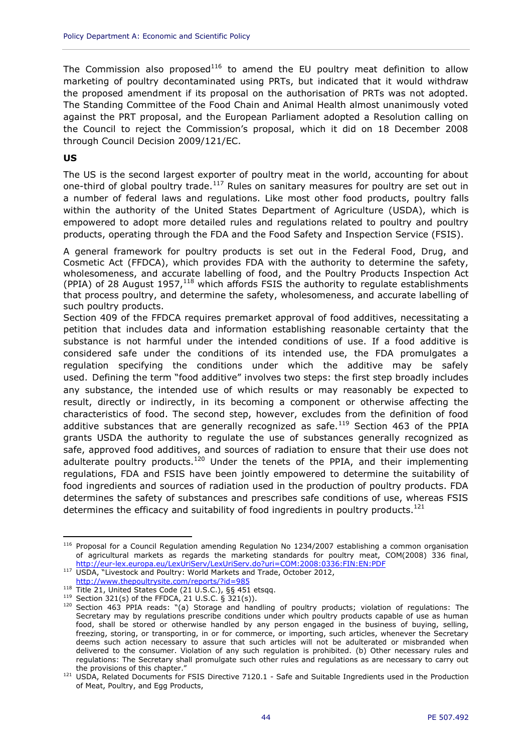The Commission also proposed[116] to amend the EU poultry meat definition to allow marketing of poultry decontaminated using PRTs, but indicated that it would withdraw the proposed amendment if its proposal on the authorisation of PRTs was not adopted. The Standing Committee of the Food Chain and Animal Health almost unanimously voted against the PRT proposal, and the European Parliament adopted a Resolution calling on the Council to reject the Commission's proposal, which it did on 18 December 2008 through Council Decision 2009/121/EC.

**US**

The US is the second largest exporter of poultry meat in the world, accounting for about one-third of global poultry trade.[117] Rules on sanitary measures for poultry are set out in a number of federal laws and regulations. Like most other food products, poultry falls within the authority of the United States Department of Agriculture (USDA), which is empowered to adopt more detailed rules and regulations related to poultry and poultry products, operating through the FDA and the Food Safety and Inspection Service (FSIS).

A general framework for poultry products is set out in the Federal Food, Drug, and Cosmetic Act (FFDCA), which provides FDA with the authority to determine the safety, wholesomeness, and accurate labelling of food, and the Poultry Products Inspection Act (PPIA) of 28 August 1957,[118] which affords FSIS the authority to regulate establishments that process poultry, and determine the safety, wholesomeness, and accurate labelling of such poultry products.

Section 409 of the FFDCA requires premarket approval of food additives, necessitating a petition that includes data and information establishing reasonable certainty that the substance is not harmful under the intended conditions of use. If a food additive is considered safe under the conditions of its intended use, the FDA promulgates a regulation specifying the conditions under which the additive may be safely used. Defining the term "food additive" involves two steps: the first step broadly includes any substance, the intended use of which results or may reasonably be expected to result, directly or indirectly, in its becoming a component or otherwise affecting the characteristics of food. The second step, however, excludes from the definition of food additive substances that are generally recognized as safe.[119] Section 463 of the PPIA grants USDA the authority to regulate the use of substances generally recognized as safe, approved food additives, and sources of radiation to ensure that their use does not adulterate poultry products.[120] Under the tenets of the PPIA, and their implementing regulations, FDA and FSIS have been jointly empowered to determine the suitability of food ingredients and sources of radiation used in the production of poultry products. FDA determines the safety of substances and prescribes safe conditions of use, whereas FSIS determines the efficacy and suitability of food ingredients in poultry products.[121]

---

[116] Proposal for a Council Regulation amending Regulation No 1234/2007 establishing a common organisation of agricultural markets as regards the marketing standards for poultry meat, COM(2008) 336 final, http://eur-lex.europa.eu/LexUriServ/LexUriServ.do?uri=COM:2008:0336:FIN:EN:PDF

[117] USDA, "Livestock and Poultry: World Markets and Trade, October 2012, http://www.thepoultrysite.com/reports/?id=985

[118] Title 21, United States Code (21 U.S.C.), §§ 451 etsqq.

[119] Section 321(s) of the FFDCA, 21 U.S.C. § 321(s)).

[120] Section 463 PPIA reads: "(a) Storage and handling of poultry products; violation of regulations: The Secretary may by regulations prescribe conditions under which poultry products capable of use as human food, shall be stored or otherwise handled by any person engaged in the business of buying, selling, freezing, storing, or transporting, in or for commerce, or importing, such articles, whenever the Secretary deems such action necessary to assure that such articles will not be adulterated or misbranded when delivered to the consumer. Violation of any such regulation is prohibited. (b) Other necessary rules and regulations: The Secretary shall promulgate such other rules and regulations as are necessary to carry out the provisions of this chapter."

[121] USDA, Related Documents for FSIS Directive 7120.1 - Safe and Suitable Ingredients used in the Production of Meat, Poultry, and Egg Products,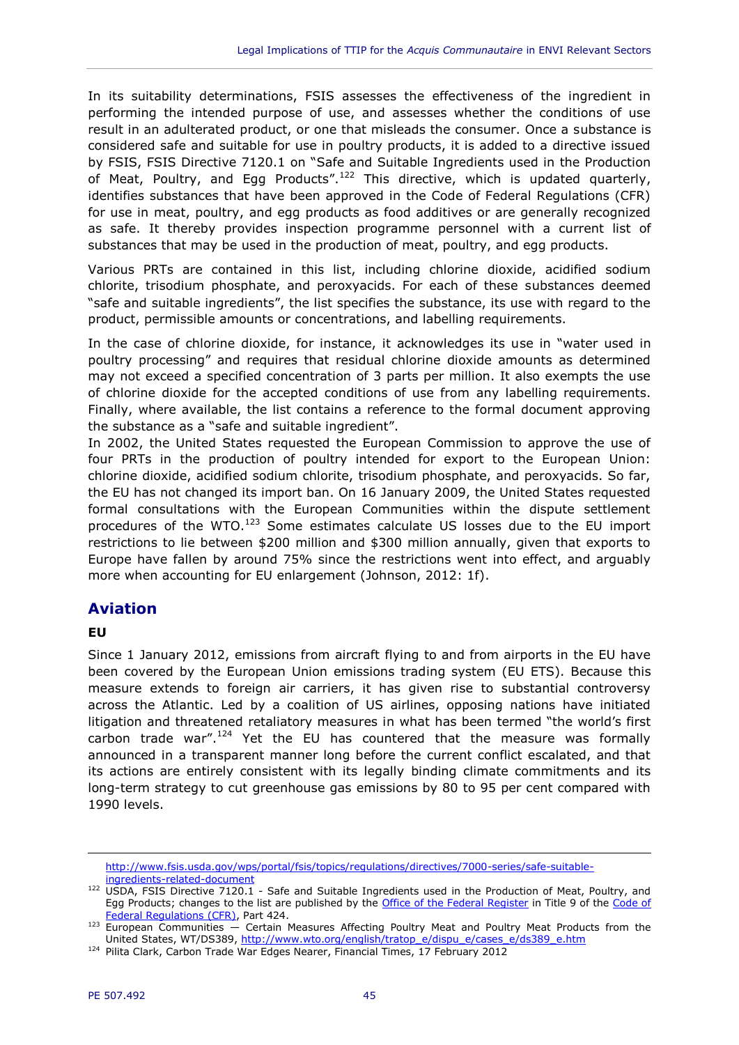In its suitability determinations, FSIS assesses the effectiveness of the ingredient in performing the intended purpose of use, and assesses whether the conditions of use result in an adulterated product, or one that misleads the consumer. Once a substance is considered safe and suitable for use in poultry products, it is added to a directive issued by FSIS, FSIS Directive 7120.1 on "Safe and Suitable Ingredients used in the Production of Meat, Poultry, and Egg Products".[122] This directive, which is updated quarterly, identifies substances that have been approved in the Code of Federal Regulations (CFR) for use in meat, poultry, and egg products as food additives or are generally recognized as safe. It thereby provides inspection programme personnel with a current list of substances that may be used in the production of meat, poultry, and egg products.

Various PRTs are contained in this list, including chlorine dioxide, acidified sodium chlorite, trisodium phosphate, and peroxyacids. For each of these substances deemed "safe and suitable ingredients", the list specifies the substance, its use with regard to the product, permissible amounts or concentrations, and labelling requirements.

In the case of chlorine dioxide, for instance, it acknowledges its use in "water used in poultry processing" and requires that residual chlorine dioxide amounts as determined may not exceed a specified concentration of 3 parts per million. It also exempts the use of chlorine dioxide for the accepted conditions of use from any labelling requirements. Finally, where available, the list contains a reference to the formal document approving the substance as a "safe and suitable ingredient".

In 2002, the United States requested the European Commission to approve the use of four PRTs in the production of poultry intended for export to the European Union: chlorine dioxide, acidified sodium chlorite, trisodium phosphate, and peroxyacids. So far, the EU has not changed its import ban. On 16 January 2009, the United States requested formal consultations with the European Communities within the dispute settlement procedures of the WTO.[123] Some estimates calculate US losses due to the EU import restrictions to lie between \$200 million and \$300 million annually, given that exports to Europe have fallen by around 75% since the restrictions went into effect, and arguably more when accounting for EU enlargement (Johnson, 2012: 1f).

## Aviation

### EU

Since 1 January 2012, emissions from aircraft flying to and from airports in the EU have been covered by the European Union emissions trading system (EU ETS). Because this measure extends to foreign air carriers, it has given rise to substantial controversy across the Atlantic. Led by a coalition of US airlines, opposing nations have initiated litigation and threatened retaliatory measures in what has been termed "the world's first carbon trade war".[124] Yet the EU has countered that the measure was formally announced in a transparent manner long before the current conflict escalated, and that its actions are entirely consistent with its legally binding climate commitments and its long-term strategy to cut greenhouse gas emissions by 80 to 95 per cent compared with 1990 levels.

---

http://www.fsis.usda.gov/wps/portal/fsis/topics/regulations/directives/7000-series/safe-suitable-ingredients-related-document

[122] USDA, FSIS Directive 7120.1 - Safe and Suitable Ingredients used in the Production of Meat, Poultry, and Egg Products; changes to the list are published by the Office of the Federal Register in Title 9 of the Code of Federal Regulations (CFR), Part 424.

[123] European Communities — Certain Measures Affecting Poultry Meat and Poultry Meat Products from the United States, WT/DS389, http://www.wto.org/english/tratop_e/dispu_e/cases_e/ds389_e.htm

[124] Pilita Clark, Carbon Trade War Edges Nearer, Financial Times, 17 February 2012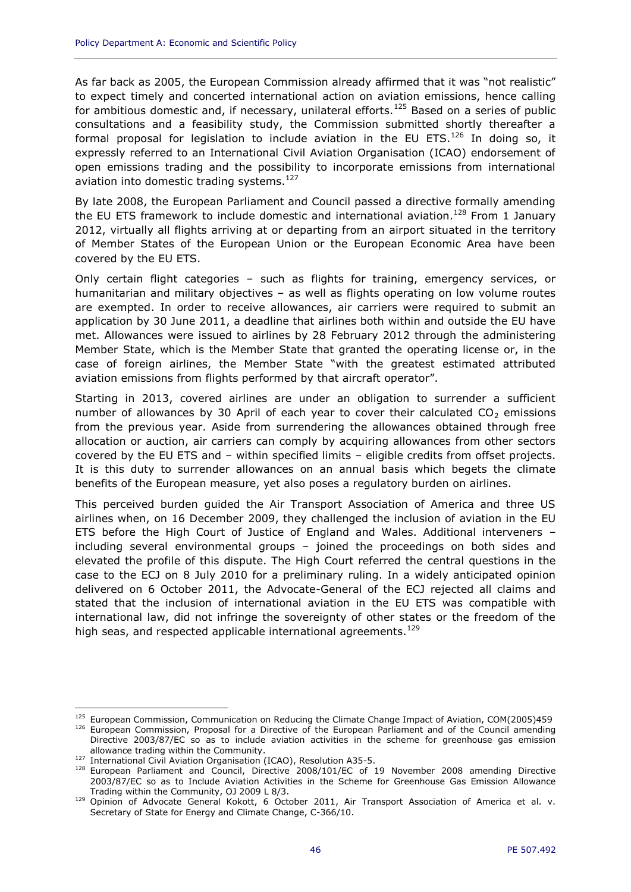As far back as 2005, the European Commission already affirmed that it was "not realistic" to expect timely and concerted international action on aviation emissions, hence calling for ambitious domestic and, if necessary, unilateral efforts.[125] Based on a series of public consultations and a feasibility study, the Commission submitted shortly thereafter a formal proposal for legislation to include aviation in the EU ETS.[126] In doing so, it expressly referred to an International Civil Aviation Organisation (ICAO) endorsement of open emissions trading and the possibility to incorporate emissions from international aviation into domestic trading systems.[127]

By late 2008, the European Parliament and Council passed a directive formally amending the EU ETS framework to include domestic and international aviation.[128] From 1 January 2012, virtually all flights arriving at or departing from an airport situated in the territory of Member States of the European Union or the European Economic Area have been covered by the EU ETS.

Only certain flight categories – such as flights for training, emergency services, or humanitarian and military objectives – as well as flights operating on low volume routes are exempted. In order to receive allowances, air carriers were required to submit an application by 30 June 2011, a deadline that airlines both within and outside the EU have met. Allowances were issued to airlines by 28 February 2012 through the administering Member State, which is the Member State that granted the operating license or, in the case of foreign airlines, the Member State "with the greatest estimated attributed aviation emissions from flights performed by that aircraft operator".

Starting in 2013, covered airlines are under an obligation to surrender a sufficient number of allowances by 30 April of each year to cover their calculated $CO_2$ emissions from the previous year. Aside from surrendering the allowances obtained through free allocation or auction, air carriers can comply by acquiring allowances from other sectors covered by the EU ETS and – within specified limits – eligible credits from offset projects. It is this duty to surrender allowances on an annual basis which begets the climate benefits of the European measure, yet also poses a regulatory burden on airlines.

This perceived burden guided the Air Transport Association of America and three US airlines when, on 16 December 2009, they challenged the inclusion of aviation in the EU ETS before the High Court of Justice of England and Wales. Additional interveners – including several environmental groups – joined the proceedings on both sides and elevated the profile of this dispute. The High Court referred the central questions in the case to the ECJ on 8 July 2010 for a preliminary ruling. In a widely anticipated opinion delivered on 6 October 2011, the Advocate-General of the ECJ rejected all claims and stated that the inclusion of international aviation in the EU ETS was compatible with international law, did not infringe the sovereignty of other states or the freedom of the high seas, and respected applicable international agreements.[129]

---

[125] European Commission, Communication on Reducing the Climate Change Impact of Aviation, COM(2005)459

[126] European Commission, Proposal for a Directive of the European Parliament and of the Council amending Directive 2003/87/EC so as to include aviation activities in the scheme for greenhouse gas emission allowance trading within the Community.

[127] International Civil Aviation Organisation (ICAO), Resolution A35-5.

[128] European Parliament and Council, Directive 2008/101/EC of 19 November 2008 amending Directive 2003/87/EC so as to Include Aviation Activities in the Scheme for Greenhouse Gas Emission Allowance Trading within the Community, OJ 2009 L 8/3.

[129] Opinion of Advocate General Kokott, 6 October 2011, Air Transport Association of America et al. v. Secretary of State for Energy and Climate Change, C-366/10.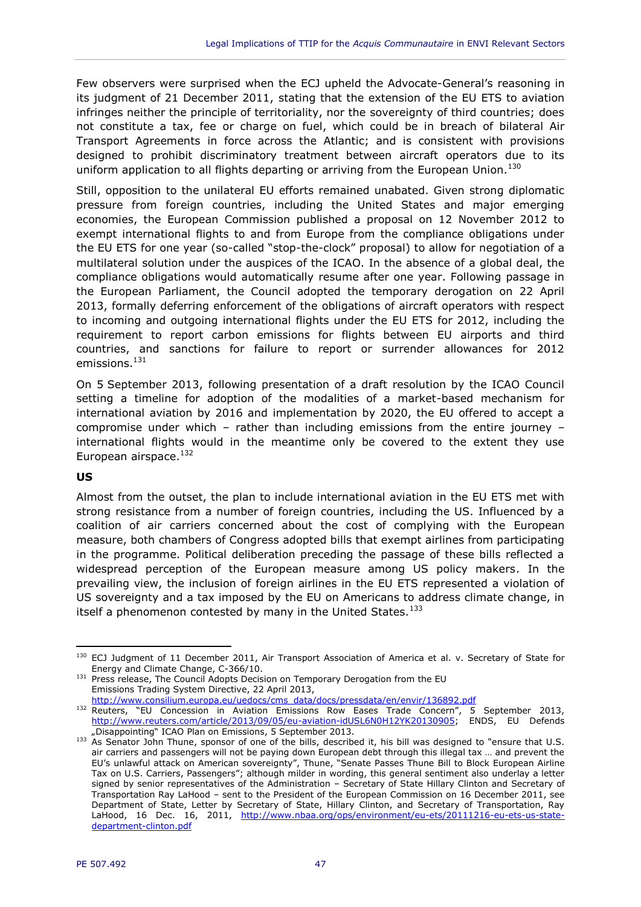Few observers were surprised when the ECJ upheld the Advocate-General's reasoning in its judgment of 21 December 2011, stating that the extension of the EU ETS to aviation infringes neither the principle of territoriality, nor the sovereignty of third countries; does not constitute a tax, fee or charge on fuel, which could be in breach of bilateral Air Transport Agreements in force across the Atlantic; and is consistent with provisions designed to prohibit discriminatory treatment between aircraft operators due to its uniform application to all flights departing or arriving from the European Union.[130]

Still, opposition to the unilateral EU efforts remained unabated. Given strong diplomatic pressure from foreign countries, including the United States and major emerging economies, the European Commission published a proposal on 12 November 2012 to exempt international flights to and from Europe from the compliance obligations under the EU ETS for one year (so-called "stop-the-clock" proposal) to allow for negotiation of a multilateral solution under the auspices of the ICAO. In the absence of a global deal, the compliance obligations would automatically resume after one year. Following passage in the European Parliament, the Council adopted the temporary derogation on 22 April 2013, formally deferring enforcement of the obligations of aircraft operators with respect to incoming and outgoing international flights under the EU ETS for 2012, including the requirement to report carbon emissions for flights between EU airports and third countries, and sanctions for failure to report or surrender allowances for 2012 emissions.[131]

On 5 September 2013, following presentation of a draft resolution by the ICAO Council setting a timeline for adoption of the modalities of a market-based mechanism for international aviation by 2016 and implementation by 2020, the EU offered to accept a compromise under which – rather than including emissions from the entire journey – international flights would in the meantime only be covered to the extent they use European airspace.[132]

**US**

Almost from the outset, the plan to include international aviation in the EU ETS met with strong resistance from a number of foreign countries, including the US. Influenced by a coalition of air carriers concerned about the cost of complying with the European measure, both chambers of Congress adopted bills that exempt airlines from participating in the programme. Political deliberation preceding the passage of these bills reflected a widespread perception of the European measure among US policy makers. In the prevailing view, the inclusion of foreign airlines in the EU ETS represented a violation of US sovereignty and a tax imposed by the EU on Americans to address climate change, in itself a phenomenon contested by many in the United States.[133]

---

[130] ECJ Judgment of 11 December 2011, Air Transport Association of America et al. v. Secretary of State for Energy and Climate Change, C-366/10.

[131] Press release, The Council Adopts Decision on Temporary Derogation from the EU Emissions Trading System Directive, 22 April 2013, http://www.consilium.europa.eu/uedocs/cms_data/docs/pressdata/en/envir/136892.pdf

[132] Reuters, "EU Concession in Aviation Emissions Row Eases Trade Concern", 5 September 2013, http://www.reuters.com/article/2013/09/05/eu-aviation-idUSL6N0H12YK20130905; ENDS, EU Defends „Disappointing" ICAO Plan on Emissions, 5 September 2013.

[133] As Senator John Thune, sponsor of one of the bills, described it, his bill was designed to "ensure that U.S. air carriers and passengers will not be paying down European debt through this illegal tax … and prevent the EU's unlawful attack on American sovereignty", Thune, "Senate Passes Thune Bill to Block European Airline Tax on U.S. Carriers, Passengers"; although milder in wording, this general sentiment also underlay a letter signed by senior representatives of the Administration – Secretary of State Hillary Clinton and Secretary of Transportation Ray LaHood – sent to the President of the European Commission on 16 December 2011, see Department of State, Letter by Secretary of State, Hillary Clinton, and Secretary of Transportation, Ray LaHood, 16 Dec. 16, 2011, http://www.nbaa.org/ops/environment/eu-ets/20111216-eu-ets-us-state-department-clinton.pdf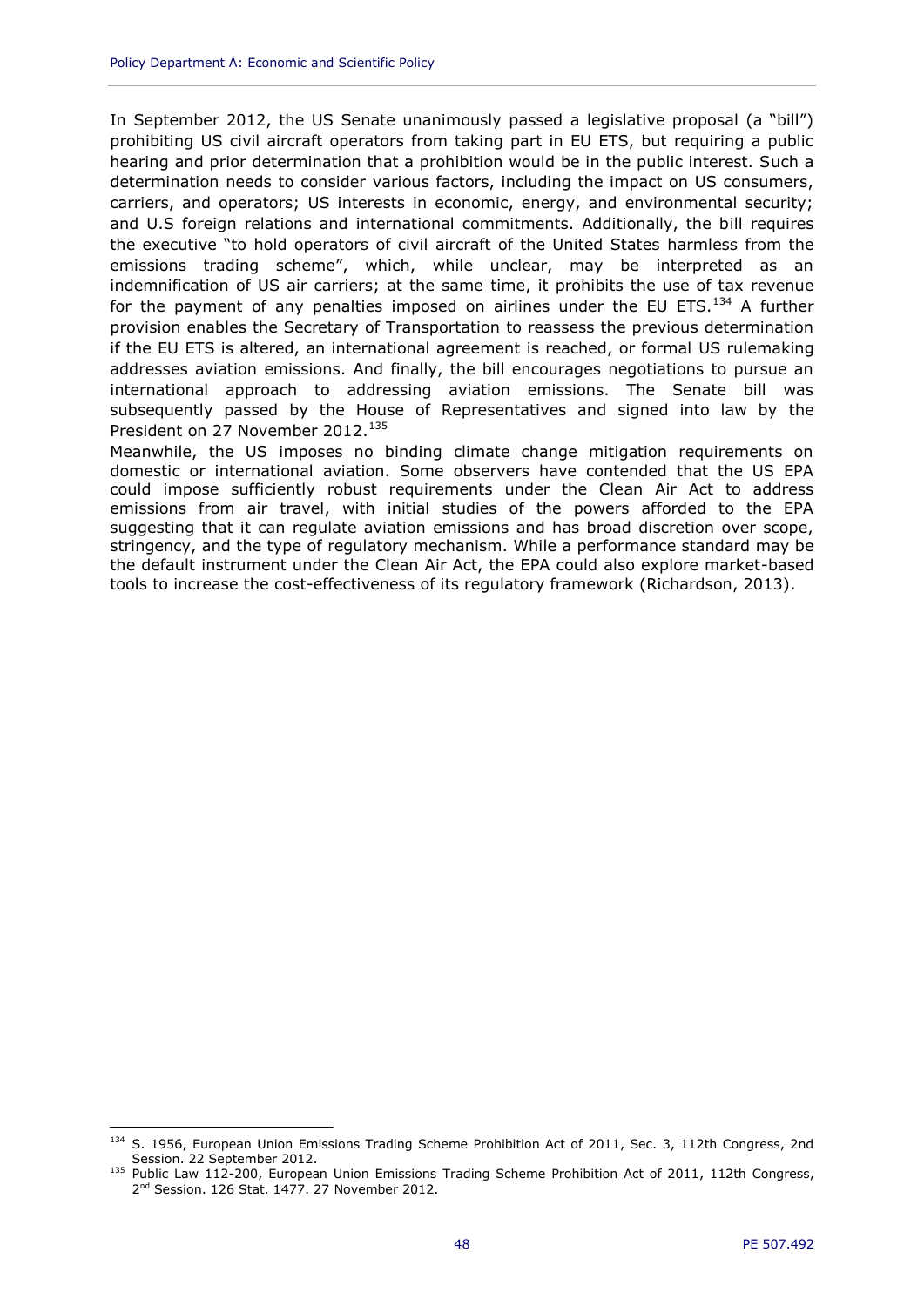In September 2012, the US Senate unanimously passed a legislative proposal (a "bill") prohibiting US civil aircraft operators from taking part in EU ETS, but requiring a public hearing and prior determination that a prohibition would be in the public interest. Such a determination needs to consider various factors, including the impact on US consumers, carriers, and operators; US interests in economic, energy, and environmental security; and U.S foreign relations and international commitments. Additionally, the bill requires the executive "to hold operators of civil aircraft of the United States harmless from the emissions trading scheme", which, while unclear, may be interpreted as an indemnification of US air carriers; at the same time, it prohibits the use of tax revenue for the payment of any penalties imposed on airlines under the EU ETS.[134] A further provision enables the Secretary of Transportation to reassess the previous determination if the EU ETS is altered, an international agreement is reached, or formal US rulemaking addresses aviation emissions. And finally, the bill encourages negotiations to pursue an international approach to addressing aviation emissions. The Senate bill was subsequently passed by the House of Representatives and signed into law by the President on 27 November 2012.[135]

Meanwhile, the US imposes no binding climate change mitigation requirements on domestic or international aviation. Some observers have contended that the US EPA could impose sufficiently robust requirements under the Clean Air Act to address emissions from air travel, with initial studies of the powers afforded to the EPA suggesting that it can regulate aviation emissions and has broad discretion over scope, stringency, and the type of regulatory mechanism. While a performance standard may be the default instrument under the Clean Air Act, the EPA could also explore market-based tools to increase the cost-effectiveness of its regulatory framework (Richardson, 2013).

---

[134] S. 1956, European Union Emissions Trading Scheme Prohibition Act of 2011, Sec. 3, 112th Congress, 2nd Session. 22 September 2012.

[135] Public Law 112-200, European Union Emissions Trading Scheme Prohibition Act of 2011, 112th Congress, 2nd Session. 126 Stat. 1477. 27 November 2012.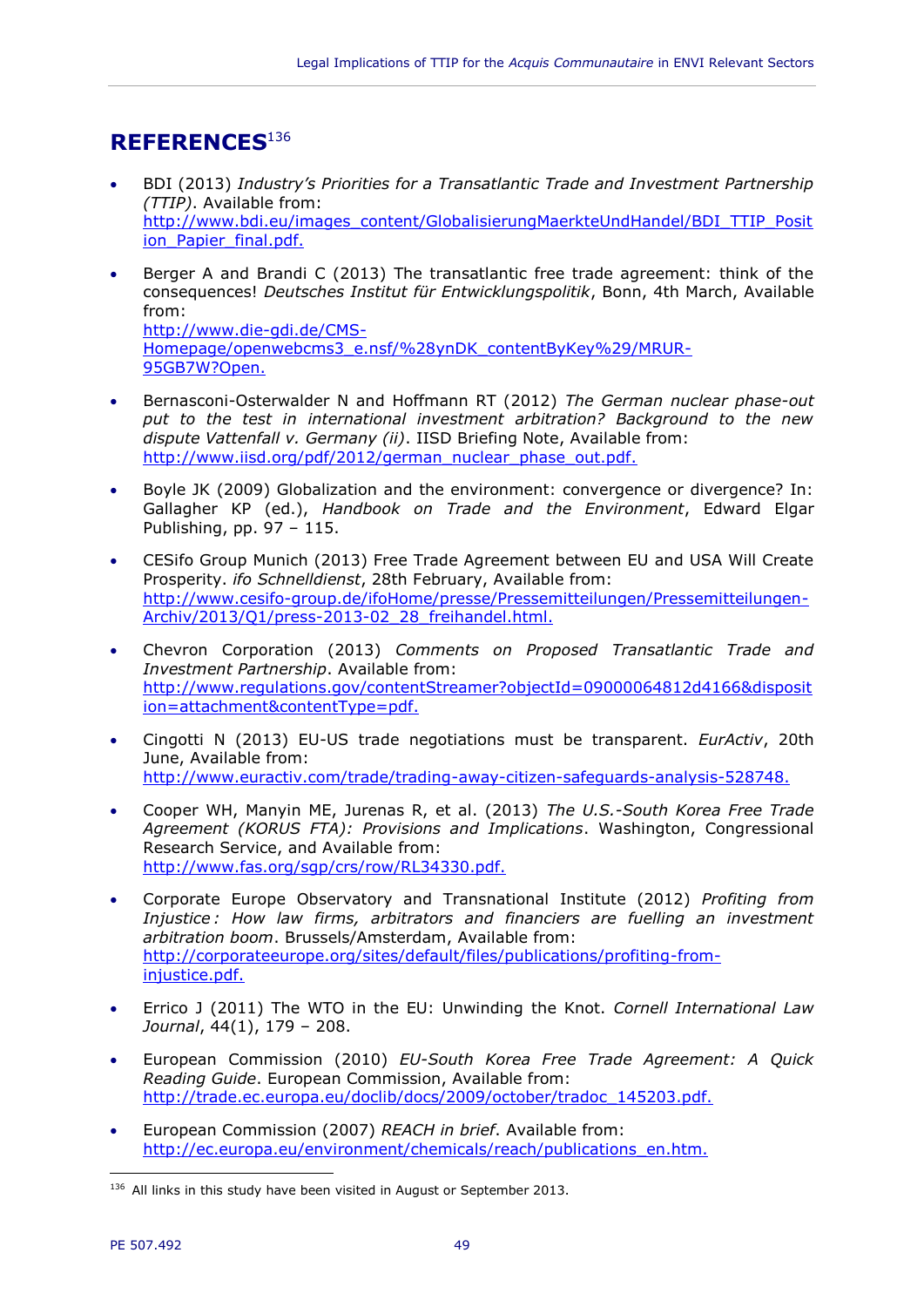# REFERENCES[136]

- BDI (2013) *Industry's Priorities for a Transatlantic Trade and Investment Partnership (TTIP)*. Available from: http://www.bdi.eu/images_content/GlobalisierungMaerkteUndHandel/BDI_TTIP_Position_Papier_final.pdf.

- Berger A and Brandi C (2013) The transatlantic free trade agreement: think of the consequences! *Deutsches Institut für Entwicklungspolitik*, Bonn, 4th March, Available from: http://www.die-gdi.de/CMS-Homepage/openwebcms3_e.nsf/%28ynDK_contentByKey%29/MRUR-95GB7W?Open.

- Bernasconi-Osterwalder N and Hoffmann RT (2012) *The German nuclear phase-out put to the test in international investment arbitration? Background to the new dispute Vattenfall v. Germany (ii)*. IISD Briefing Note, Available from: http://www.iisd.org/pdf/2012/german_nuclear_phase_out.pdf.

- Boyle JK (2009) Globalization and the environment: convergence or divergence? In: Gallagher KP (ed.), *Handbook on Trade and the Environment*, Edward Elgar Publishing, pp. 97 – 115.

- CESifo Group Munich (2013) Free Trade Agreement between EU and USA Will Create Prosperity. *ifo Schnelldienst*, 28th February, Available from: http://www.cesifo-group.de/ifoHome/presse/Pressemitteilungen/Pressemitteilungen-Archiv/2013/Q1/press-2013-02_28_freihandel.html.

- Chevron Corporation (2013) *Comments on Proposed Transatlantic Trade and Investment Partnership*. Available from: http://www.regulations.gov/contentStreamer?objectId=09000064812d4166&disposition=attachment&contentType=pdf.

- Cingotti N (2013) EU-US trade negotiations must be transparent. *EurActiv*, 20th June, Available from: http://www.euractiv.com/trade/trading-away-citizen-safeguards-analysis-528748.

- Cooper WH, Manyin ME, Jurenas R, et al. (2013) *The U.S.-South Korea Free Trade Agreement (KORUS FTA): Provisions and Implications*. Washington, Congressional Research Service, and Available from: http://www.fas.org/sgp/crs/row/RL34330.pdf.

- Corporate Europe Observatory and Transnational Institute (2012) *Profiting from Injustice : How law firms, arbitrators and financiers are fuelling an investment arbitration boom*. Brussels/Amsterdam, Available from: http://corporateeurope.org/sites/default/files/publications/profiting-from-injustice.pdf.

- Errico J (2011) The WTO in the EU: Unwinding the Knot. *Cornell International Law Journal*, 44(1), 179 – 208.

- European Commission (2010) *EU-South Korea Free Trade Agreement: A Quick Reading Guide*. European Commission, Available from: http://trade.ec.europa.eu/doclib/docs/2009/october/tradoc_145203.pdf.

- European Commission (2007) *REACH in brief*. Available from: http://ec.europa.eu/environment/chemicals/reach/publications_en.htm.

---

[136] All links in this study have been visited in August or September 2013.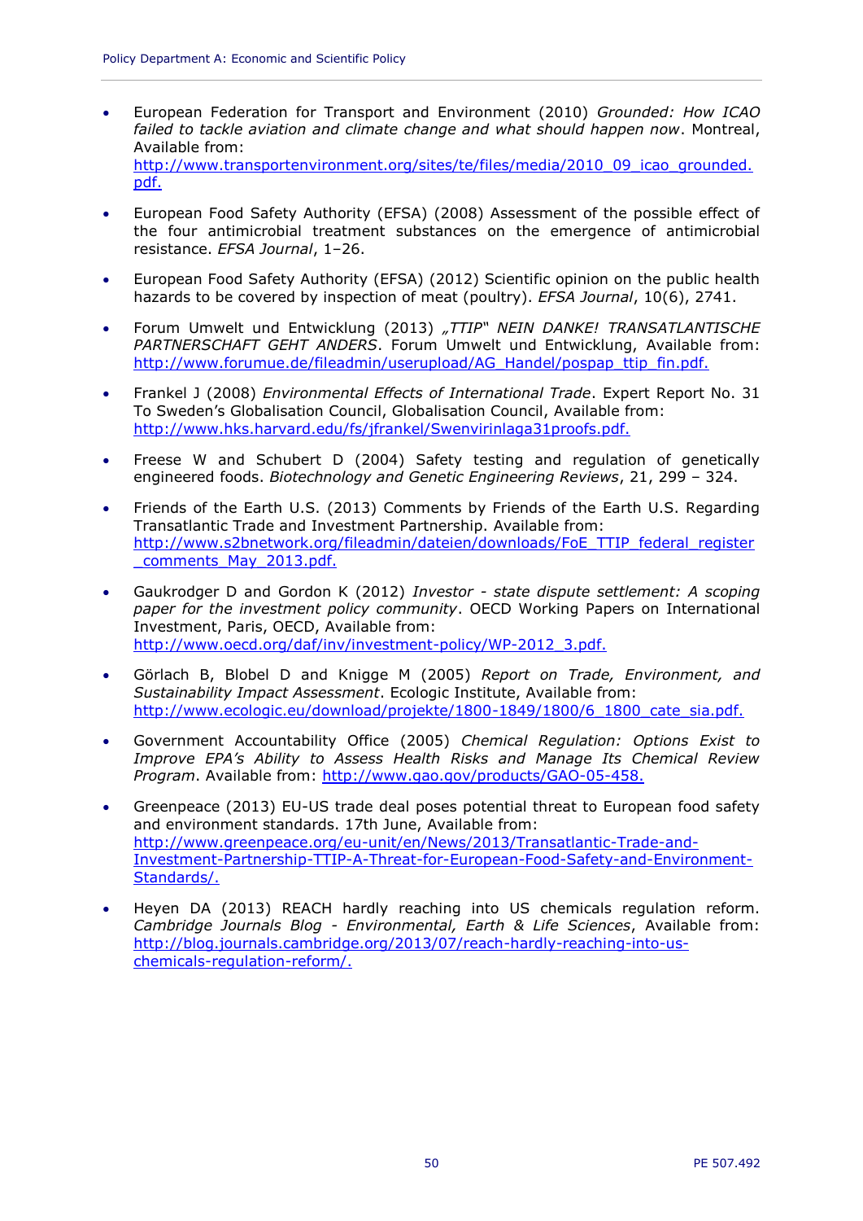- European Federation for Transport and Environment (2010) *Grounded: How ICAO failed to tackle aviation and climate change and what should happen now*. Montreal, Available from: http://www.transportenvironment.org/sites/te/files/media/2010_09_icao_grounded.pdf.

- European Food Safety Authority (EFSA) (2008) Assessment of the possible effect of the four antimicrobial treatment substances on the emergence of antimicrobial resistance. *EFSA Journal*, 1–26.

- European Food Safety Authority (EFSA) (2012) Scientific opinion on the public health hazards to be covered by inspection of meat (poultry). *EFSA Journal*, 10(6), 2741.

- Forum Umwelt und Entwicklung (2013) *„TTIP" NEIN DANKE! TRANSATLANTISCHE PARTNERSCHAFT GEHT ANDERS*. Forum Umwelt und Entwicklung, Available from: http://www.forumue.de/fileadmin/userupload/AG_Handel/pospap_ttip_fin.pdf.

- Frankel J (2008) *Environmental Effects of International Trade*. Expert Report No. 31 To Sweden's Globalisation Council, Globalisation Council, Available from: http://www.hks.harvard.edu/fs/jfrankel/Swenvirinlaga31proofs.pdf.

- Freese W and Schubert D (2004) Safety testing and regulation of genetically engineered foods. *Biotechnology and Genetic Engineering Reviews*, 21, 299 – 324.

- Friends of the Earth U.S. (2013) Comments by Friends of the Earth U.S. Regarding Transatlantic Trade and Investment Partnership. Available from: http://www.s2bnetwork.org/fileadmin/dateien/downloads/FoE_TTIP_federal_register_comments_May_2013.pdf.

- Gaukrodger D and Gordon K (2012) *Investor - state dispute settlement: A scoping paper for the investment policy community*. OECD Working Papers on International Investment, Paris, OECD, Available from: http://www.oecd.org/daf/inv/investment-policy/WP-2012_3.pdf.

- Görlach B, Blobel D and Knigge M (2005) *Report on Trade, Environment, and Sustainability Impact Assessment*. Ecologic Institute, Available from: http://www.ecologic.eu/download/projekte/1800-1849/1800/6_1800_cate_sia.pdf.

- Government Accountability Office (2005) *Chemical Regulation: Options Exist to Improve EPA's Ability to Assess Health Risks and Manage Its Chemical Review Program*. Available from: http://www.gao.gov/products/GAO-05-458.

- Greenpeace (2013) EU-US trade deal poses potential threat to European food safety and environment standards. 17th June, Available from: http://www.greenpeace.org/eu-unit/en/News/2013/Transatlantic-Trade-and-Investment-Partnership-TTIP-A-Threat-for-European-Food-Safety-and-Environment-Standards/.

- Heyen DA (2013) REACH hardly reaching into US chemicals regulation reform. *Cambridge Journals Blog - Environmental, Earth & Life Sciences*, Available from: http://blog.journals.cambridge.org/2013/07/reach-hardly-reaching-into-us-chemicals-regulation-reform/.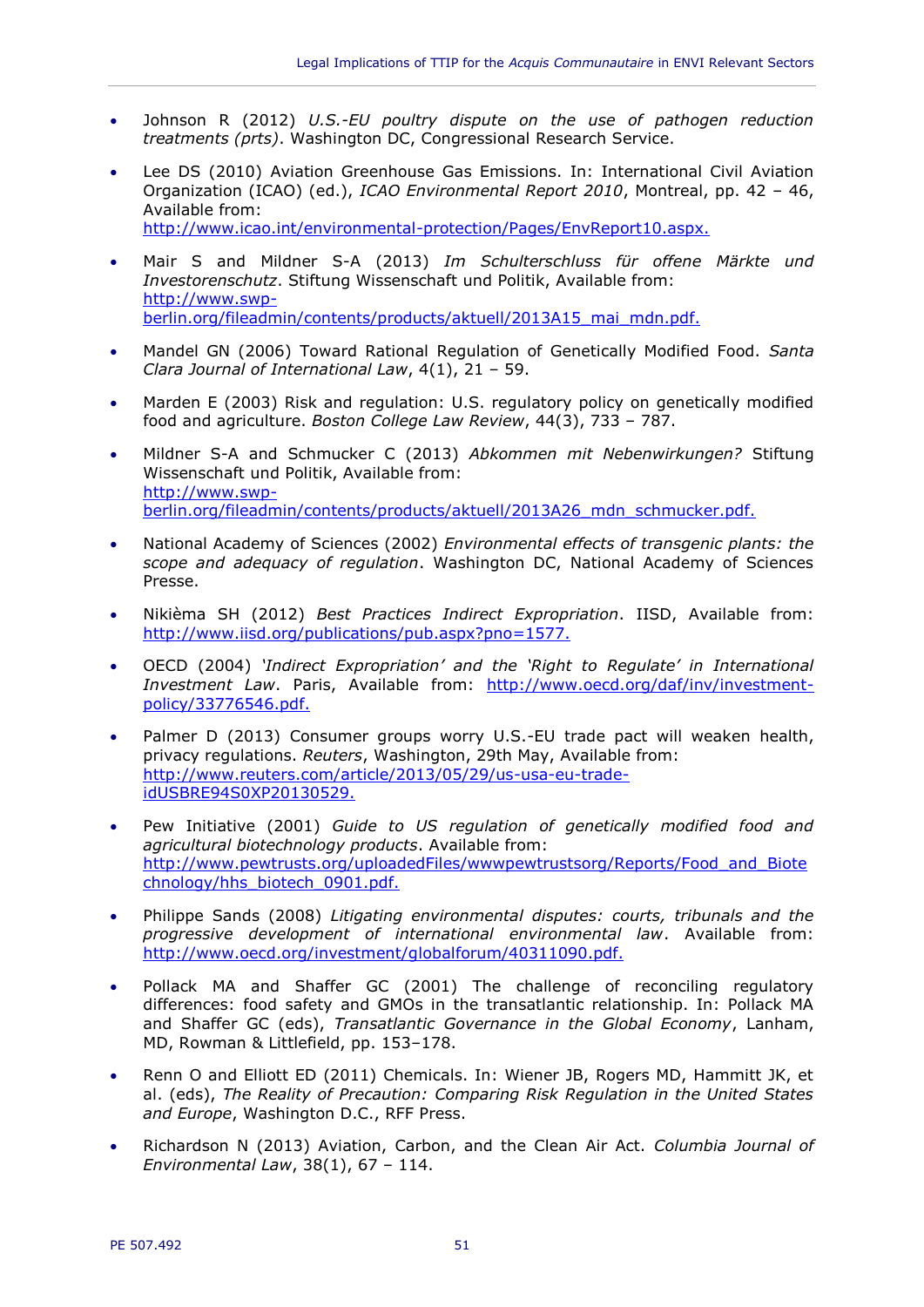- Johnson R (2012) *U.S.-EU poultry dispute on the use of pathogen reduction treatments (prts)*. Washington DC, Congressional Research Service.

- Lee DS (2010) Aviation Greenhouse Gas Emissions. In: International Civil Aviation Organization (ICAO) (ed.), *ICAO Environmental Report 2010*, Montreal, pp. 42 – 46, Available from: http://www.icao.int/environmental-protection/Pages/EnvReport10.aspx.

- Mair S and Mildner S-A (2013) *Im Schulterschluss für offene Märkte und Investorenschutz*. Stiftung Wissenschaft und Politik, Available from: http://www.swp-berlin.org/fileadmin/contents/products/aktuell/2013A15_mai_mdn.pdf.

- Mandel GN (2006) Toward Rational Regulation of Genetically Modified Food. *Santa Clara Journal of International Law*, 4(1), 21 – 59.

- Marden E (2003) Risk and regulation: U.S. regulatory policy on genetically modified food and agriculture. *Boston College Law Review*, 44(3), 733 – 787.

- Mildner S-A and Schmucker C (2013) *Abkommen mit Nebenwirkungen?* Stiftung Wissenschaft und Politik, Available from: http://www.swp-berlin.org/fileadmin/contents/products/aktuell/2013A26_mdn_schmucker.pdf.

- National Academy of Sciences (2002) *Environmental effects of transgenic plants: the scope and adequacy of regulation*. Washington DC, National Academy of Sciences Presse.

- Nikièma SH (2012) *Best Practices Indirect Expropriation*. IISD, Available from: http://www.iisd.org/publications/pub.aspx?pno=1577.

- OECD (2004) *'Indirect Expropriation' and the 'Right to Regulate' in International Investment Law*. Paris, Available from: http://www.oecd.org/daf/inv/investment-policy/33776546.pdf.

- Palmer D (2013) Consumer groups worry U.S.-EU trade pact will weaken health, privacy regulations. *Reuters*, Washington, 29th May, Available from: http://www.reuters.com/article/2013/05/29/us-usa-eu-trade-idUSBRE94S0XP20130529.

- Pew Initiative (2001) *Guide to US regulation of genetically modified food and agricultural biotechnology products*. Available from: http://www.pewtrusts.org/uploadedFiles/wwwpewtrustsorg/Reports/Food_and_Biotechnology/hhs_biotech_0901.pdf.

- Philippe Sands (2008) *Litigating environmental disputes: courts, tribunals and the progressive development of international environmental law*. Available from: http://www.oecd.org/investment/globalforum/40311090.pdf.

- Pollack MA and Shaffer GC (2001) The challenge of reconciling regulatory differences: food safety and GMOs in the transatlantic relationship. In: Pollack MA and Shaffer GC (eds), *Transatlantic Governance in the Global Economy*, Lanham, MD, Rowman & Littlefield, pp. 153–178.

- Renn O and Elliott ED (2011) Chemicals. In: Wiener JB, Rogers MD, Hammitt JK, et al. (eds), *The Reality of Precaution: Comparing Risk Regulation in the United States and Europe*, Washington D.C., RFF Press.

- Richardson N (2013) Aviation, Carbon, and the Clean Air Act. *Columbia Journal of Environmental Law*, 38(1), 67 – 114.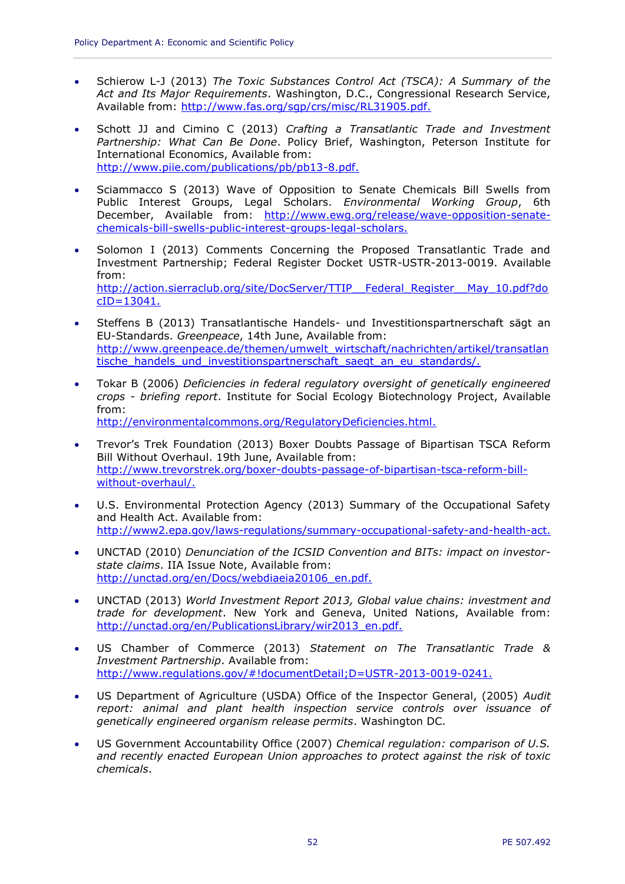- Schierow L-J (2013) *The Toxic Substances Control Act (TSCA): A Summary of the Act and Its Major Requirements*. Washington, D.C., Congressional Research Service, Available from: http://www.fas.org/sgp/crs/misc/RL31905.pdf.

- Schott JJ and Cimino C (2013) *Crafting a Transatlantic Trade and Investment Partnership: What Can Be Done*. Policy Brief, Washington, Peterson Institute for International Economics, Available from: http://www.piie.com/publications/pb/pb13-8.pdf.

- Sciammacco S (2013) Wave of Opposition to Senate Chemicals Bill Swells from Public Interest Groups, Legal Scholars. *Environmental Working Group*, 6th December, Available from: http://www.ewg.org/release/wave-opposition-senate-chemicals-bill-swells-public-interest-groups-legal-scholars.

- Solomon I (2013) Comments Concerning the Proposed Transatlantic Trade and Investment Partnership; Federal Register Docket USTR-USTR-2013-0019. Available from: http://action.sierraclub.org/site/DocServer/TTIP__Federal_Register__May_10.pdf?docID=13041.

- Steffens B (2013) Transatlantische Handels- und Investitionspartnerschaft sägt an EU-Standards. *Greenpeace*, 14th June, Available from: http://www.greenpeace.de/themen/umwelt_wirtschaft/nachrichten/artikel/transatlantische_handels_und_investitionspartnerschaft_saegt_an_eu_standards/.

- Tokar B (2006) *Deficiencies in federal regulatory oversight of genetically engineered crops - briefing report*. Institute for Social Ecology Biotechnology Project, Available from: http://environmentalcommons.org/RegulatoryDeficiencies.html.

- Trevor's Trek Foundation (2013) Boxer Doubts Passage of Bipartisan TSCA Reform Bill Without Overhaul. 19th June, Available from: http://www.trevorstrek.org/boxer-doubts-passage-of-bipartisan-tsca-reform-bill-without-overhaul/.

- U.S. Environmental Protection Agency (2013) Summary of the Occupational Safety and Health Act. Available from: http://www2.epa.gov/laws-regulations/summary-occupational-safety-and-health-act.

- UNCTAD (2010) *Denunciation of the ICSID Convention and BITs: impact on investor-state claims*. IIA Issue Note, Available from: http://unctad.org/en/Docs/webdiaeia20106_en.pdf.

- UNCTAD (2013) *World Investment Report 2013, Global value chains: investment and trade for development*. New York and Geneva, United Nations, Available from: http://unctad.org/en/PublicationsLibrary/wir2013_en.pdf.

- US Chamber of Commerce (2013) *Statement on The Transatlantic Trade & Investment Partnership*. Available from: http://www.regulations.gov/#!documentDetail;D=USTR-2013-0019-0241.

- US Department of Agriculture (USDA) Office of the Inspector General, (2005) *Audit report: animal and plant health inspection service controls over issuance of genetically engineered organism release permits*. Washington DC.

- US Government Accountability Office (2007) *Chemical regulation: comparison of U.S. and recently enacted European Union approaches to protect against the risk of toxic chemicals*.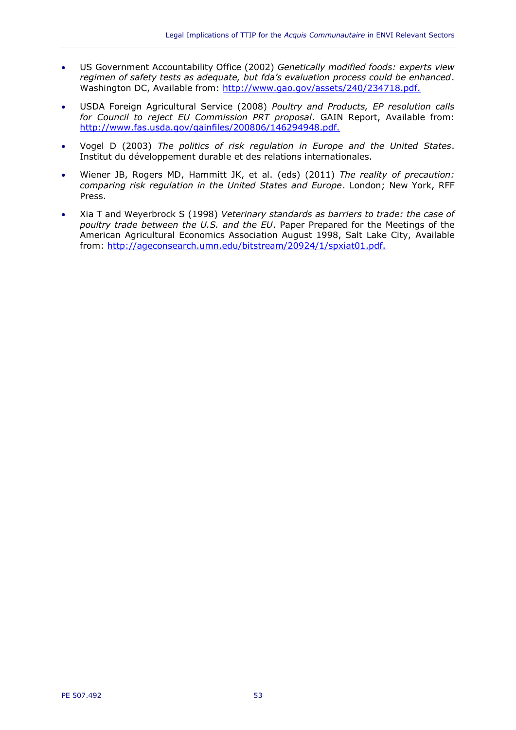- US Government Accountability Office (2002) *Genetically modified foods: experts view regimen of safety tests as adequate, but fda's evaluation process could be enhanced*. Washington DC, Available from: http://www.gao.gov/assets/240/234718.pdf.
- USDA Foreign Agricultural Service (2008) *Poultry and Products, EP resolution calls for Council to reject EU Commission PRT proposal*. GAIN Report, Available from: http://www.fas.usda.gov/gainfiles/200806/146294948.pdf.
- Vogel D (2003) *The politics of risk regulation in Europe and the United States*. Institut du développement durable et des relations internationales.
- Wiener JB, Rogers MD, Hammitt JK, et al. (eds) (2011) *The reality of precaution: comparing risk regulation in the United States and Europe*. London; New York, RFF Press.
- Xia T and Weyerbrock S (1998) *Veterinary standards as barriers to trade: the case of poultry trade between the U.S. and the EU*. Paper Prepared for the Meetings of the American Agricultural Economics Association August 1998, Salt Lake City, Available from: http://ageconsearch.umn.edu/bitstream/20924/1/spxiat01.pdf.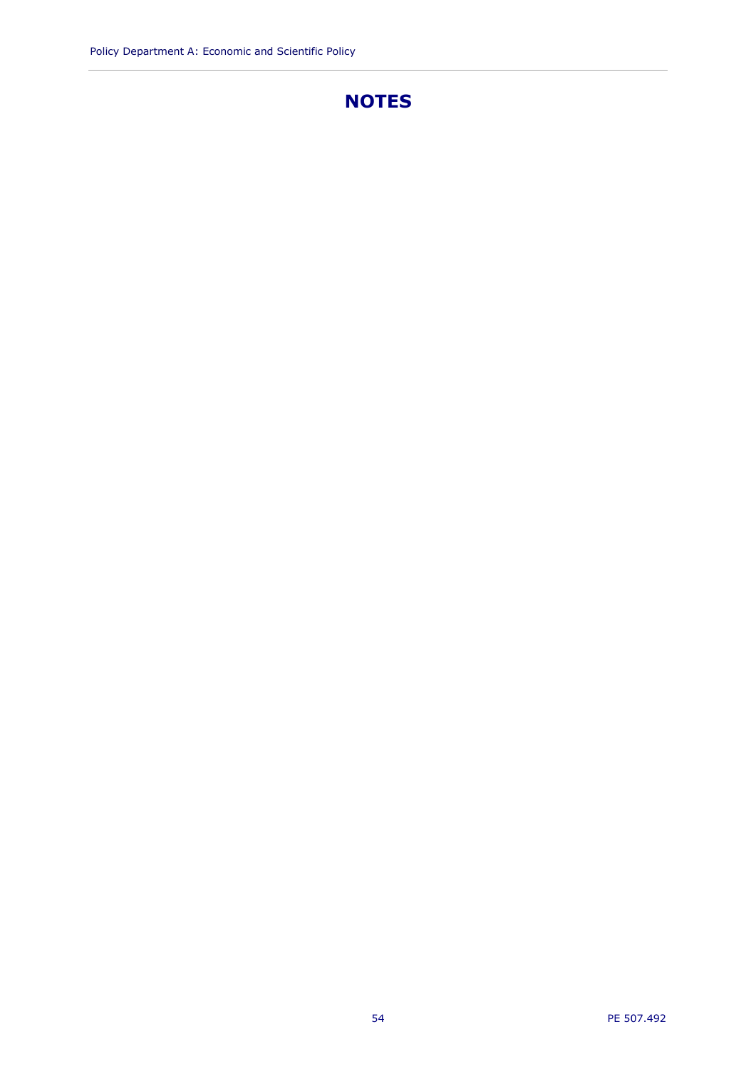# NOTES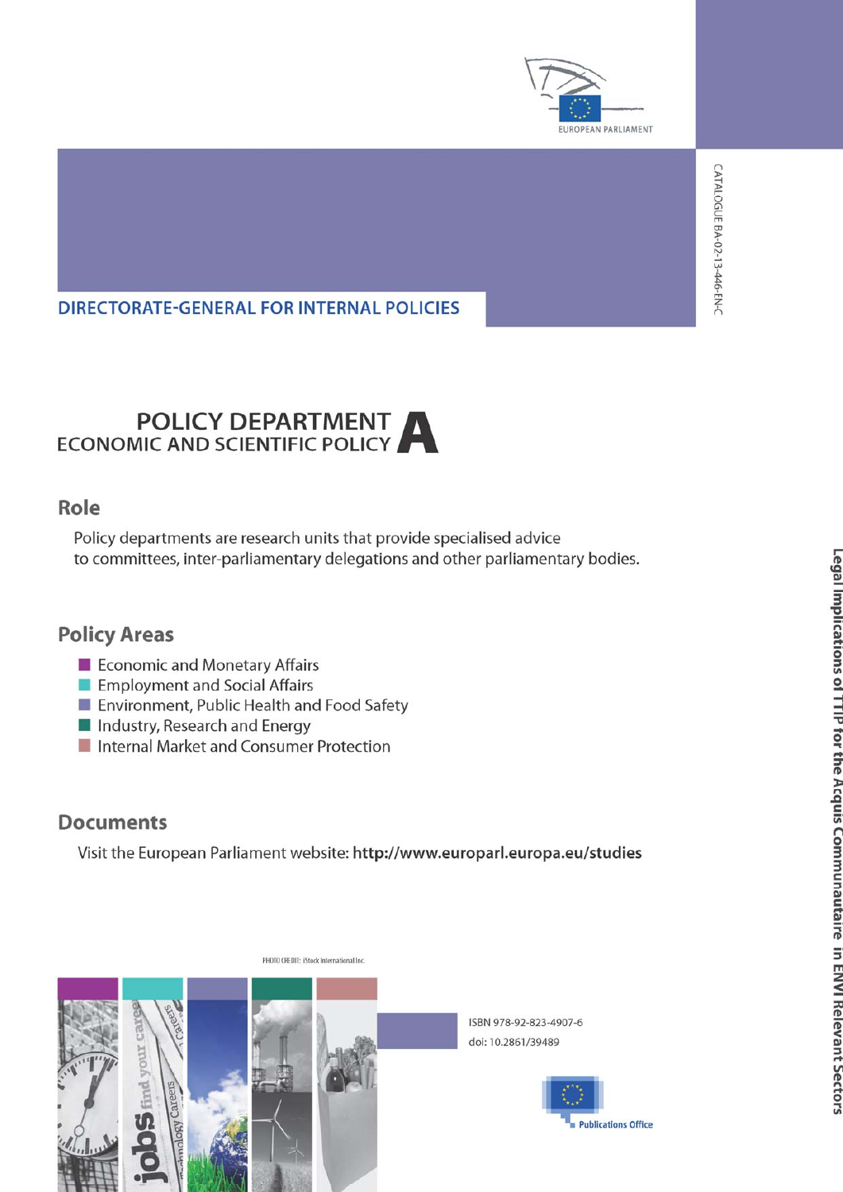EUROPEAN PARLIAMENT

CATALOGUE BA-02-13-446-EN-C

DIRECTORATE-GENERAL FOR INTERNAL POLICIES

# POLICY DEPARTMENT A
## ECONOMIC AND SCIENTIFIC POLICY

## Role

Policy departments are research units that provide specialised advice to committees, inter-parliamentary delegations and other parliamentary bodies.

## Policy Areas

- Economic and Monetary Affairs
- Employment and Social Affairs
- Environment, Public Health and Food Safety
- Industry, Research and Energy
- Internal Market and Consumer Protection

## Documents

Visit the European Parliament website: **http://www.europarl.europa.eu/studies**

PHOTO CREDIT: iStock International Inc.

ISBN 978-92-823-4907-6

doi: 10.2861/39489

Publications Office

Legal Implications of TTIP for the Acquis Communautaire in ENVI Relevant Sectors